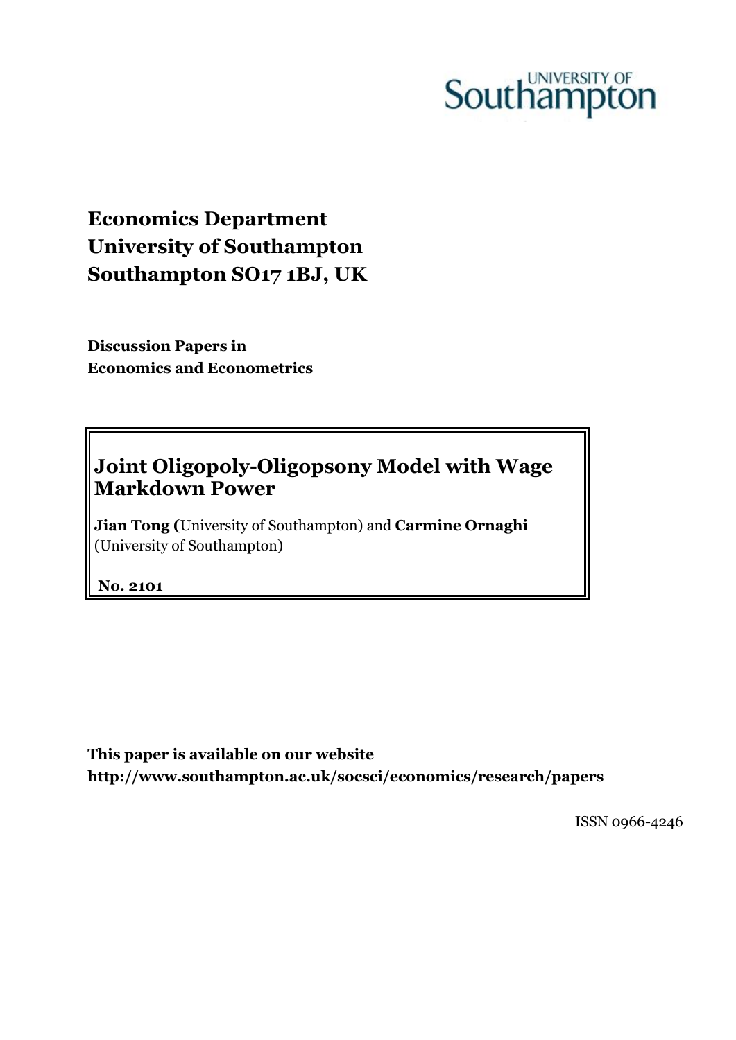UNIVERSITY OF Southampton

**Economics Department**
**University of Southampton**
**Southampton SO17 1BJ, UK**

**Discussion Papers in**
**Economics and Econometrics**

# Joint Oligopoly-Oligopsony Model with Wage Markdown Power

**Jian Tong (**University of Southampton) and **Carmine Ornaghi** (University of Southampton)

**No. 2101**

**This paper is available on our website**
**http://www.southampton.ac.uk/socsci/economics/research/papers**

ISSN 0966-4246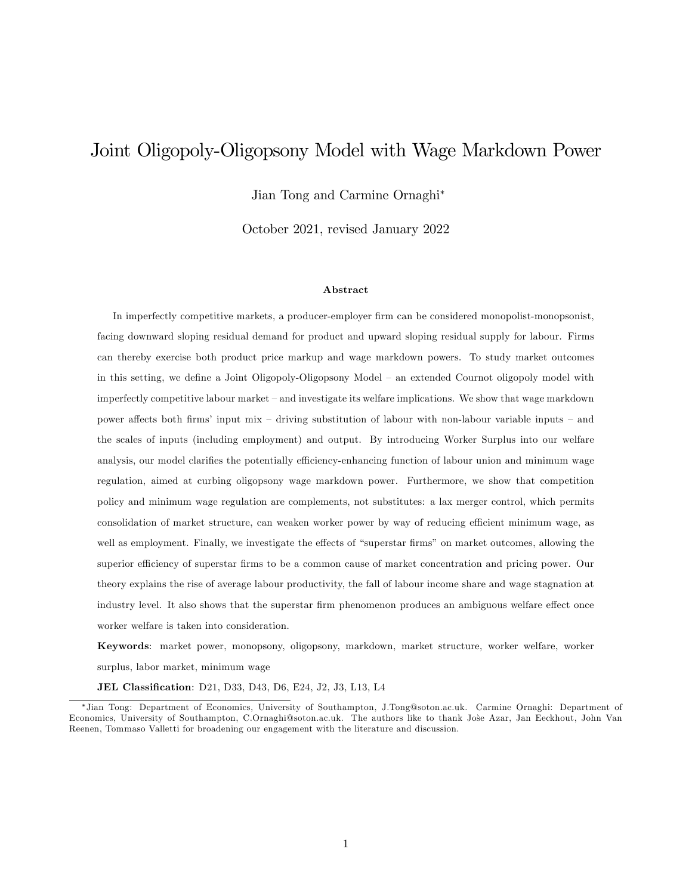# Joint Oligopoly-Oligopsony Model with Wage Markdown Power

Jian Tong and Carmine Ornaghi*

October 2021, revised January 2022

**Abstract**

In imperfectly competitive markets, a producer-employer firm can be considered monopolist-monopsonist, facing downward sloping residual demand for product and upward sloping residual supply for labour. Firms can thereby exercise both product price markup and wage markdown powers. To study market outcomes in this setting, we define a Joint Oligopoly-Oligopsony Model – an extended Cournot oligopoly model with imperfectly competitive labour market – and investigate its welfare implications. We show that wage markdown power affects both firms' input mix – driving substitution of labour with non-labour variable inputs – and the scales of inputs (including employment) and output. By introducing Worker Surplus into our welfare analysis, our model clarifies the potentially efficiency-enhancing function of labour union and minimum wage regulation, aimed at curbing oligopsony wage markdown power. Furthermore, we show that competition policy and minimum wage regulation are complements, not substitutes: a lax merger control, which permits consolidation of market structure, can weaken worker power by way of reducing efficient minimum wage, as well as employment. Finally, we investigate the effects of "superstar firms" on market outcomes, allowing the superior efficiency of superstar firms to be a common cause of market concentration and pricing power. Our theory explains the rise of average labour productivity, the fall of labour income share and wage stagnation at industry level. It also shows that the superstar firm phenomenon produces an ambiguous welfare effect once worker welfare is taken into consideration.

**Keywords**: market power, monopsony, oligopsony, markdown, market structure, worker welfare, worker surplus, labor market, minimum wage

**JEL Classification**: D21, D33, D43, D6, E24, J2, J3, L13, L4

---

*Jian Tong: Department of Economics, University of Southampton, J.Tong@soton.ac.uk. Carmine Ornaghi: Department of Economics, University of Southampton, C.Ornaghi@soton.ac.uk. The authors like to thank Josè Azar, Jan Eeckhout, John Van Reenen, Tommaso Valletti for broadening our engagement with the literature and discussion.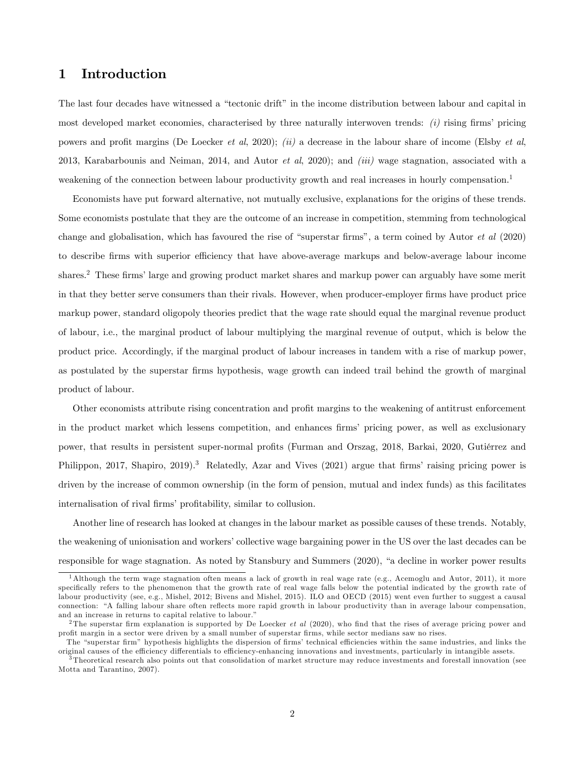# 1 Introduction

The last four decades have witnessed a "tectonic drift" in the income distribution between labour and capital in most developed market economies, characterised by three naturally interwoven trends: *(i)* rising firms' pricing powers and profit margins (De Loecker *et al*, 2020); *(ii)* a decrease in the labour share of income (Elsby *et al*, 2013, Karabarbounis and Neiman, 2014, and Autor *et al*, 2020); and *(iii)* wage stagnation, associated with a weakening of the connection between labour productivity growth and real increases in hourly compensation.[1]

Economists have put forward alternative, not mutually exclusive, explanations for the origins of these trends. Some economists postulate that they are the outcome of an increase in competition, stemming from technological change and globalisation, which has favoured the rise of "superstar firms", a term coined by Autor *et al* (2020) to describe firms with superior efficiency that have above-average markups and below-average labour income shares.[2] These firms' large and growing product market shares and markup power can arguably have some merit in that they better serve consumers than their rivals. However, when producer-employer firms have product price markup power, standard oligopoly theories predict that the wage rate should equal the marginal revenue product of labour, i.e., the marginal product of labour multiplying the marginal revenue of output, which is below the product price. Accordingly, if the marginal product of labour increases in tandem with a rise of markup power, as postulated by the superstar firms hypothesis, wage growth can indeed trail behind the growth of marginal product of labour.

Other economists attribute rising concentration and profit margins to the weakening of antitrust enforcement in the product market which lessens competition, and enhances firms' pricing power, as well as exclusionary power, that results in persistent super-normal profits (Furman and Orszag, 2018, Barkai, 2020, Gutiérrez and Philippon, 2017, Shapiro, 2019).[3] Relatedly, Azar and Vives (2021) argue that firms' raising pricing power is driven by the increase of common ownership (in the form of pension, mutual and index funds) as this facilitates internalisation of rival firms' profitability, similar to collusion.

Another line of research has looked at changes in the labour market as possible causes of these trends. Notably, the weakening of unionisation and workers' collective wage bargaining power in the US over the last decades can be responsible for wage stagnation. As noted by Stansbury and Summers (2020), "a decline in worker power results

---

[1] Although the term wage stagnation often means a lack of growth in real wage rate (e.g., Acemoglu and Autor, 2011), it more specifically refers to the phenomenon that the growth rate of real wage falls below the potential indicated by the growth rate of labour productivity (see, e.g., Mishel, 2012; Bivens and Mishel, 2015). ILO and OECD (2015) went even further to suggest a causal connection: "A falling labour share often reflects more rapid growth in labour productivity than in average labour compensation, and an increase in returns to capital relative to labour."

[2] The superstar firm explanation is supported by De Loecker *et al* (2020), who find that the rises of average pricing power and profit margin in a sector were driven by a small number of superstar firms, while sector medians saw no rises.

The "superstar firm" hypothesis highlights the dispersion of firms' technical efficiencies within the same industries, and links the original causes of the efficiency differentials to efficiency-enhancing innovations and investments, particularly in intangible assets.

[3] Theoretical research also points out that consolidation of market structure may reduce investments and forestall innovation (see Motta and Tarantino, 2007).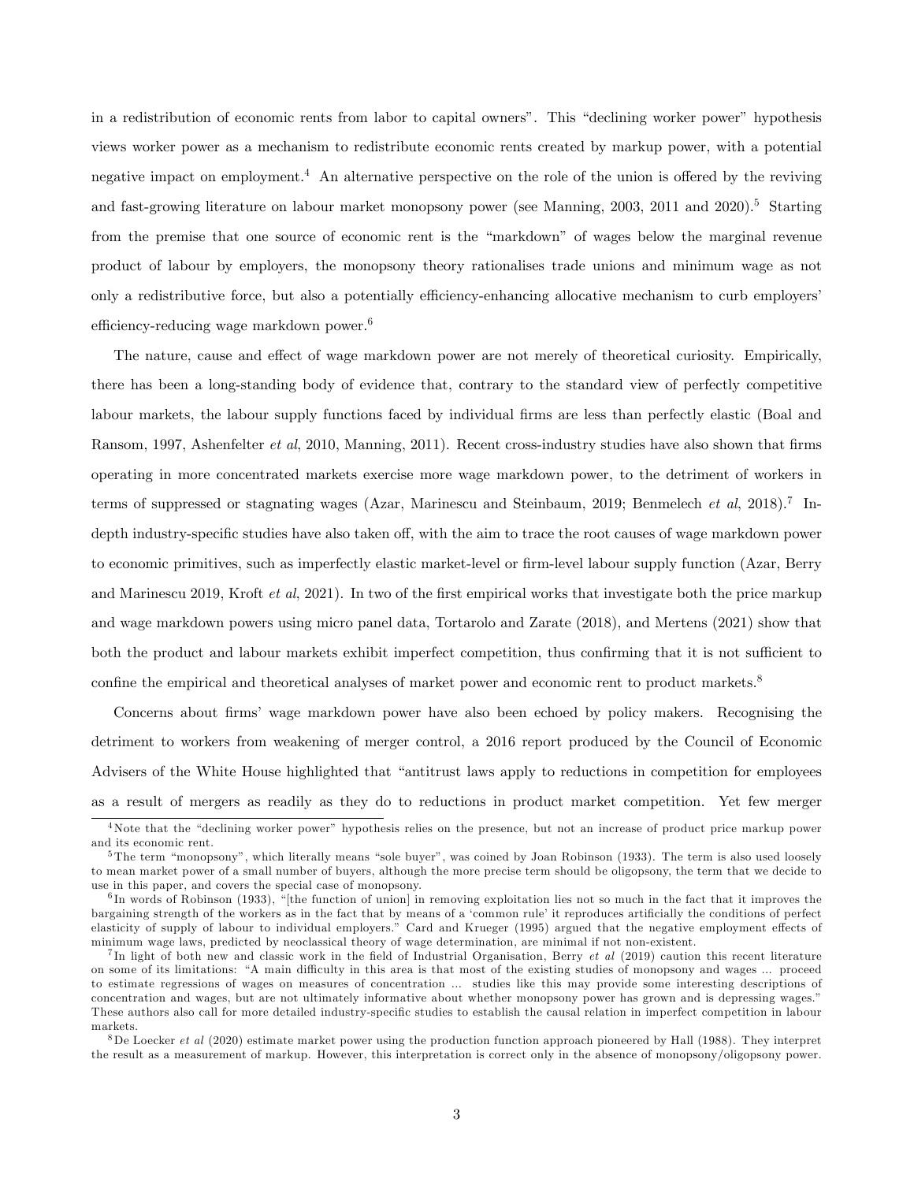in a redistribution of economic rents from labor to capital owners". This "declining worker power" hypothesis views worker power as a mechanism to redistribute economic rents created by markup power, with a potential negative impact on employment.[4] An alternative perspective on the role of the union is offered by the reviving and fast-growing literature on labour market monopsony power (see Manning, 2003, 2011 and 2020).[5] Starting from the premise that one source of economic rent is the "markdown" of wages below the marginal revenue product of labour by employers, the monopsony theory rationalises trade unions and minimum wage as not only a redistributive force, but also a potentially efficiency-enhancing allocative mechanism to curb employers' efficiency-reducing wage markdown power.[6]

The nature, cause and effect of wage markdown power are not merely of theoretical curiosity. Empirically, there has been a long-standing body of evidence that, contrary to the standard view of perfectly competitive labour markets, the labour supply functions faced by individual firms are less than perfectly elastic (Boal and Ransom, 1997, Ashenfelter *et al*, 2010, Manning, 2011). Recent cross-industry studies have also shown that firms operating in more concentrated markets exercise more wage markdown power, to the detriment of workers in terms of suppressed or stagnating wages (Azar, Marinescu and Steinbaum, 2019; Benmelech *et al*, 2018).[7] In-depth industry-specific studies have also taken off, with the aim to trace the root causes of wage markdown power to economic primitives, such as imperfectly elastic market-level or firm-level labour supply function (Azar, Berry and Marinescu 2019, Kroft *et al*, 2021). In two of the first empirical works that investigate both the price markup and wage markdown powers using micro panel data, Tortarolo and Zarate (2018), and Mertens (2021) show that both the product and labour markets exhibit imperfect competition, thus confirming that it is not sufficient to confine the empirical and theoretical analyses of market power and economic rent to product markets.[8]

Concerns about firms' wage markdown power have also been echoed by policy makers. Recognising the detriment to workers from weakening of merger control, a 2016 report produced by the Council of Economic Advisers of the White House highlighted that "antitrust laws apply to reductions in competition for employees as a result of mergers as readily as they do to reductions in product market competition. Yet few merger

---

[4] Note that the "declining worker power" hypothesis relies on the presence, but not an increase of product price markup power and its economic rent.

[5] The term "monopsony", which literally means "sole buyer", was coined by Joan Robinson (1933). The term is also used loosely to mean market power of a small number of buyers, although the more precise term should be oligopsony, the term that we decide to use in this paper, and covers the special case of monopsony.

[6] In words of Robinson (1933), "[the function of union] in removing exploitation lies not so much in the fact that it improves the bargaining strength of the workers as in the fact that by means of a 'common rule' it reproduces artificially the conditions of perfect elasticity of supply of labour to individual employers." Card and Krueger (1995) argued that the negative employment effects of minimum wage laws, predicted by neoclassical theory of wage determination, are minimal if not non-existent.

[7] In light of both new and classic work in the field of Industrial Organisation, Berry *et al* (2019) caution this recent literature on some of its limitations: "A main difficulty in this area is that most of the existing studies of monopsony and wages ... proceed to estimate regressions of wages on measures of concentration ... studies like this may provide some interesting descriptions of concentration and wages, but are not ultimately informative about whether monopsony power has grown and is depressing wages." These authors also call for more detailed industry-specific studies to establish the causal relation in imperfect competition in labour markets.

[8] De Loecker *et al* (2020) estimate market power using the production function approach pioneered by Hall (1988). They interpret the result as a measurement of markup. However, this interpretation is correct only in the absence of monopsony/oligopsony power.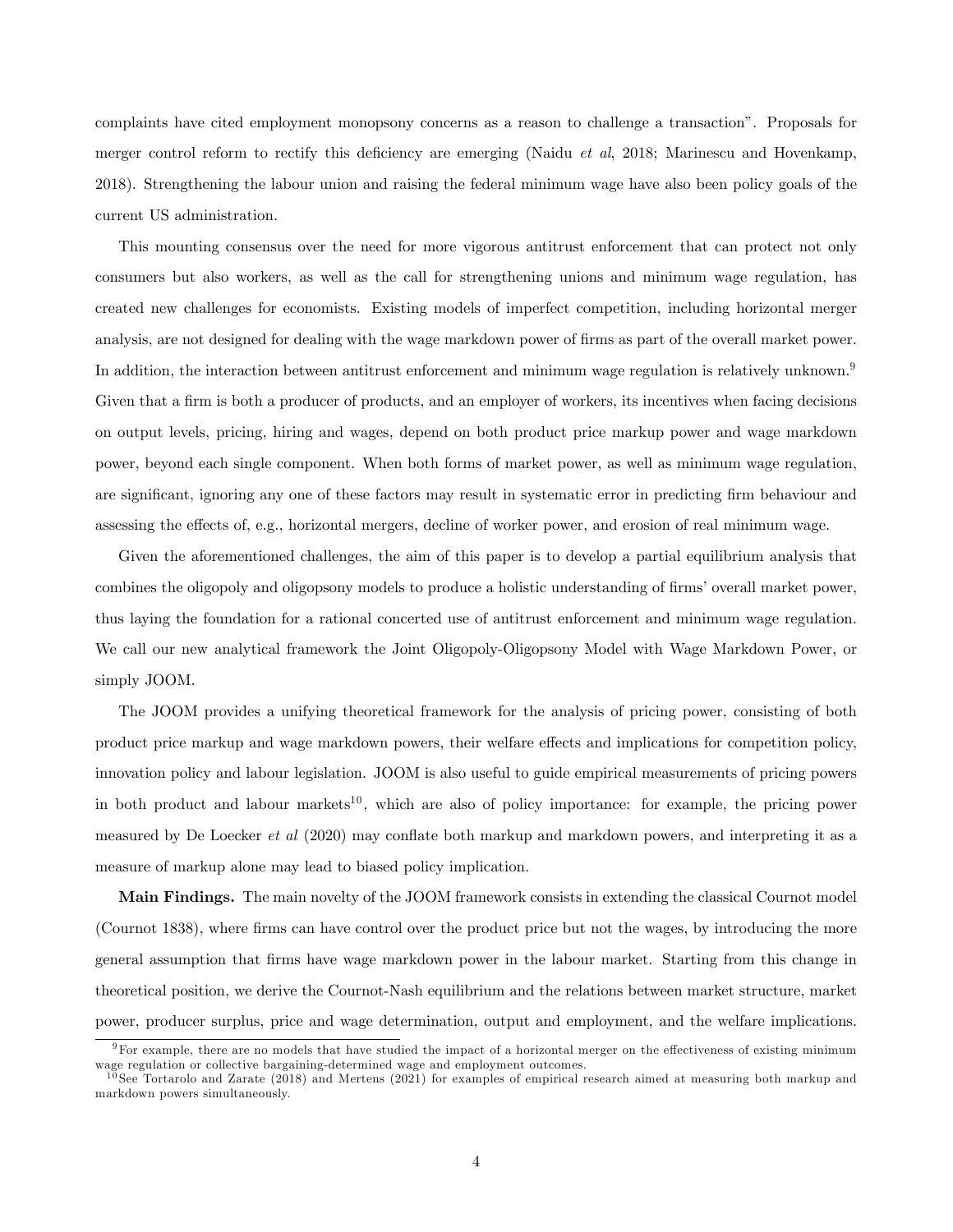complaints have cited employment monopsony concerns as a reason to challenge a transaction". Proposals for merger control reform to rectify this deficiency are emerging (Naidu *et al*, 2018; Marinescu and Hovenkamp, 2018). Strengthening the labour union and raising the federal minimum wage have also been policy goals of the current US administration.

This mounting consensus over the need for more vigorous antitrust enforcement that can protect not only consumers but also workers, as well as the call for strengthening unions and minimum wage regulation, has created new challenges for economists. Existing models of imperfect competition, including horizontal merger analysis, are not designed for dealing with the wage markdown power of firms as part of the overall market power. In addition, the interaction between antitrust enforcement and minimum wage regulation is relatively unknown.[9] Given that a firm is both a producer of products, and an employer of workers, its incentives when facing decisions on output levels, pricing, hiring and wages, depend on both product price markup power and wage markdown power, beyond each single component. When both forms of market power, as well as minimum wage regulation, are significant, ignoring any one of these factors may result in systematic error in predicting firm behaviour and assessing the effects of, e.g., horizontal mergers, decline of worker power, and erosion of real minimum wage.

Given the aforementioned challenges, the aim of this paper is to develop a partial equilibrium analysis that combines the oligopoly and oligopsony models to produce a holistic understanding of firms' overall market power, thus laying the foundation for a rational concerted use of antitrust enforcement and minimum wage regulation. We call our new analytical framework the Joint Oligopoly-Oligopsony Model with Wage Markdown Power, or simply JOOM.

The JOOM provides a unifying theoretical framework for the analysis of pricing power, consisting of both product price markup and wage markdown powers, their welfare effects and implications for competition policy, innovation policy and labour legislation. JOOM is also useful to guide empirical measurements of pricing powers in both product and labour markets[10], which are also of policy importance: for example, the pricing power measured by De Loecker *et al* (2020) may conflate both markup and markdown powers, and interpreting it as a measure of markup alone may lead to biased policy implication.

**Main Findings.** The main novelty of the JOOM framework consists in extending the classical Cournot model (Cournot 1838), where firms can have control over the product price but not the wages, by introducing the more general assumption that firms have wage markdown power in the labour market. Starting from this change in theoretical position, we derive the Cournot-Nash equilibrium and the relations between market structure, market power, producer surplus, price and wage determination, output and employment, and the welfare implications.

[9] For example, there are no models that have studied the impact of a horizontal merger on the effectiveness of existing minimum wage regulation or collective bargaining-determined wage and employment outcomes.

[10] See Tortarolo and Zarate (2018) and Mertens (2021) for examples of empirical research aimed at measuring both markup and markdown powers simultaneously.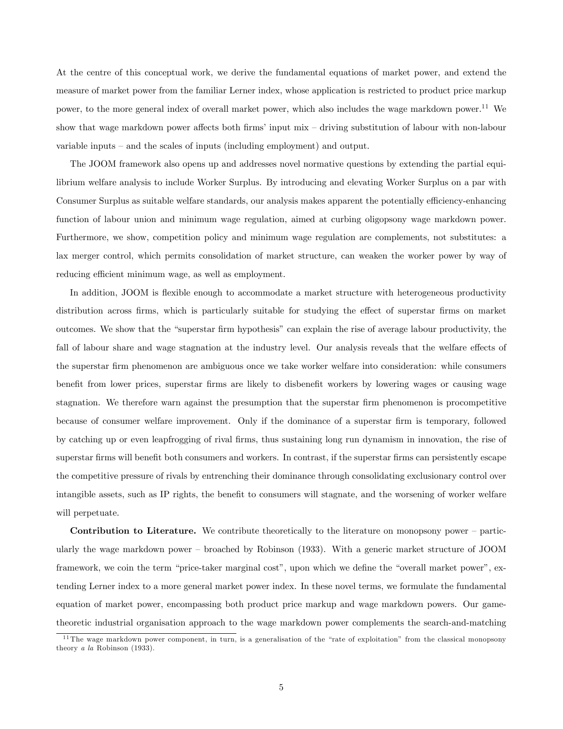At the centre of this conceptual work, we derive the fundamental equations of market power, and extend the measure of market power from the familiar Lerner index, whose application is restricted to product price markup power, to the more general index of overall market power, which also includes the wage markdown power.[11] We show that wage markdown power affects both firms' input mix – driving substitution of labour with non-labour variable inputs – and the scales of inputs (including employment) and output.

The JOOM framework also opens up and addresses novel normative questions by extending the partial equilibrium welfare analysis to include Worker Surplus. By introducing and elevating Worker Surplus on a par with Consumer Surplus as suitable welfare standards, our analysis makes apparent the potentially efficiency-enhancing function of labour union and minimum wage regulation, aimed at curbing oligopsony wage markdown power. Furthermore, we show, competition policy and minimum wage regulation are complements, not substitutes: a lax merger control, which permits consolidation of market structure, can weaken the worker power by way of reducing efficient minimum wage, as well as employment.

In addition, JOOM is flexible enough to accommodate a market structure with heterogeneous productivity distribution across firms, which is particularly suitable for studying the effect of superstar firms on market outcomes. We show that the "superstar firm hypothesis" can explain the rise of average labour productivity, the fall of labour share and wage stagnation at the industry level. Our analysis reveals that the welfare effects of the superstar firm phenomenon are ambiguous once we take worker welfare into consideration: while consumers benefit from lower prices, superstar firms are likely to disbenefit workers by lowering wages or causing wage stagnation. We therefore warn against the presumption that the superstar firm phenomenon is procompetitive because of consumer welfare improvement. Only if the dominance of a superstar firm is temporary, followed by catching up or even leapfrogging of rival firms, thus sustaining long run dynamism in innovation, the rise of superstar firms will benefit both consumers and workers. In contrast, if the superstar firms can persistently escape the competitive pressure of rivals by entrenching their dominance through consolidating exclusionary control over intangible assets, such as IP rights, the benefit to consumers will stagnate, and the worsening of worker welfare will perpetuate.

**Contribution to Literature.** We contribute theoretically to the literature on monopsony power – particularly the wage markdown power – broached by Robinson (1933). With a generic market structure of JOOM framework, we coin the term "price-taker marginal cost", upon which we define the "overall market power", extending Lerner index to a more general market power index. In these novel terms, we formulate the fundamental equation of market power, encompassing both product price markup and wage markdown powers. Our game-theoretic industrial organisation approach to the wage markdown power complements the search-and-matching

[11] The wage markdown power component, in turn, is a generalisation of the "rate of exploitation" from the classical monopsony theory *a la* Robinson (1933).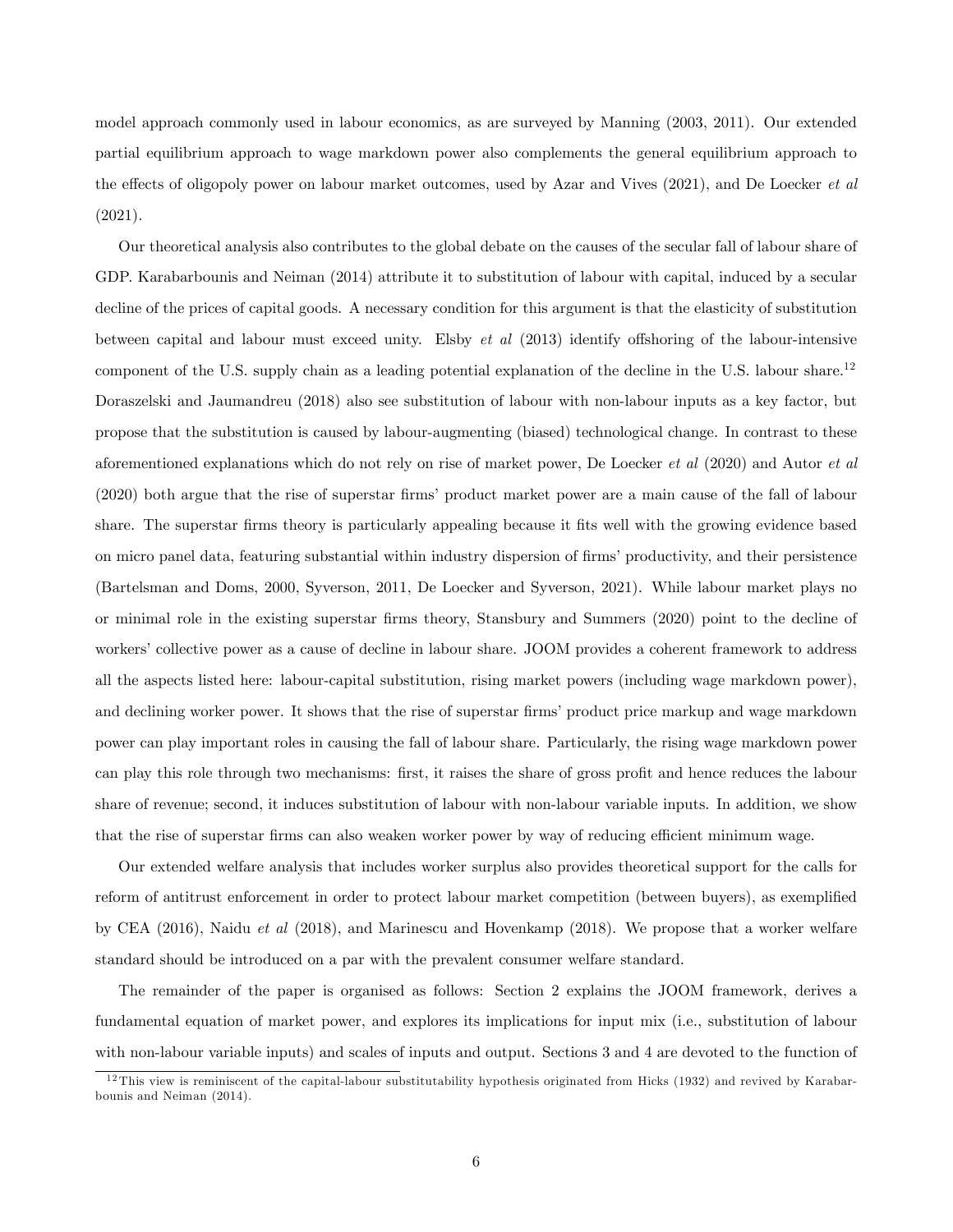model approach commonly used in labour economics, as are surveyed by Manning (2003, 2011). Our extended partial equilibrium approach to wage markdown power also complements the general equilibrium approach to the effects of oligopoly power on labour market outcomes, used by Azar and Vives (2021), and De Loecker *et al* (2021).

Our theoretical analysis also contributes to the global debate on the causes of the secular fall of labour share of GDP. Karabarbounis and Neiman (2014) attribute it to substitution of labour with capital, induced by a secular decline of the prices of capital goods. A necessary condition for this argument is that the elasticity of substitution between capital and labour must exceed unity. Elsby *et al* (2013) identify offshoring of the labour-intensive component of the U.S. supply chain as a leading potential explanation of the decline in the U.S. labour share.[12] Doraszelski and Jaumandreu (2018) also see substitution of labour with non-labour inputs as a key factor, but propose that the substitution is caused by labour-augmenting (biased) technological change. In contrast to these aforementioned explanations which do not rely on rise of market power, De Loecker *et al* (2020) and Autor *et al* (2020) both argue that the rise of superstar firms' product market power are a main cause of the fall of labour share. The superstar firms theory is particularly appealing because it fits well with the growing evidence based on micro panel data, featuring substantial within industry dispersion of firms' productivity, and their persistence (Bartelsman and Doms, 2000, Syverson, 2011, De Loecker and Syverson, 2021). While labour market plays no or minimal role in the existing superstar firms theory, Stansbury and Summers (2020) point to the decline of workers' collective power as a cause of decline in labour share. JOOM provides a coherent framework to address all the aspects listed here: labour-capital substitution, rising market powers (including wage markdown power), and declining worker power. It shows that the rise of superstar firms' product price markup and wage markdown power can play important roles in causing the fall of labour share. Particularly, the rising wage markdown power can play this role through two mechanisms: first, it raises the share of gross profit and hence reduces the labour share of revenue; second, it induces substitution of labour with non-labour variable inputs. In addition, we show that the rise of superstar firms can also weaken worker power by way of reducing efficient minimum wage.

Our extended welfare analysis that includes worker surplus also provides theoretical support for the calls for reform of antitrust enforcement in order to protect labour market competition (between buyers), as exemplified by CEA (2016), Naidu *et al* (2018), and Marinescu and Hovenkamp (2018). We propose that a worker welfare standard should be introduced on a par with the prevalent consumer welfare standard.

The remainder of the paper is organised as follows: Section 2 explains the JOOM framework, derives a fundamental equation of market power, and explores its implications for input mix (i.e., substitution of labour with non-labour variable inputs) and scales of inputs and output. Sections 3 and 4 are devoted to the function of

[12] This view is reminiscent of the capital-labour substitutability hypothesis originated from Hicks (1932) and revived by Karabarbounis and Neiman (2014).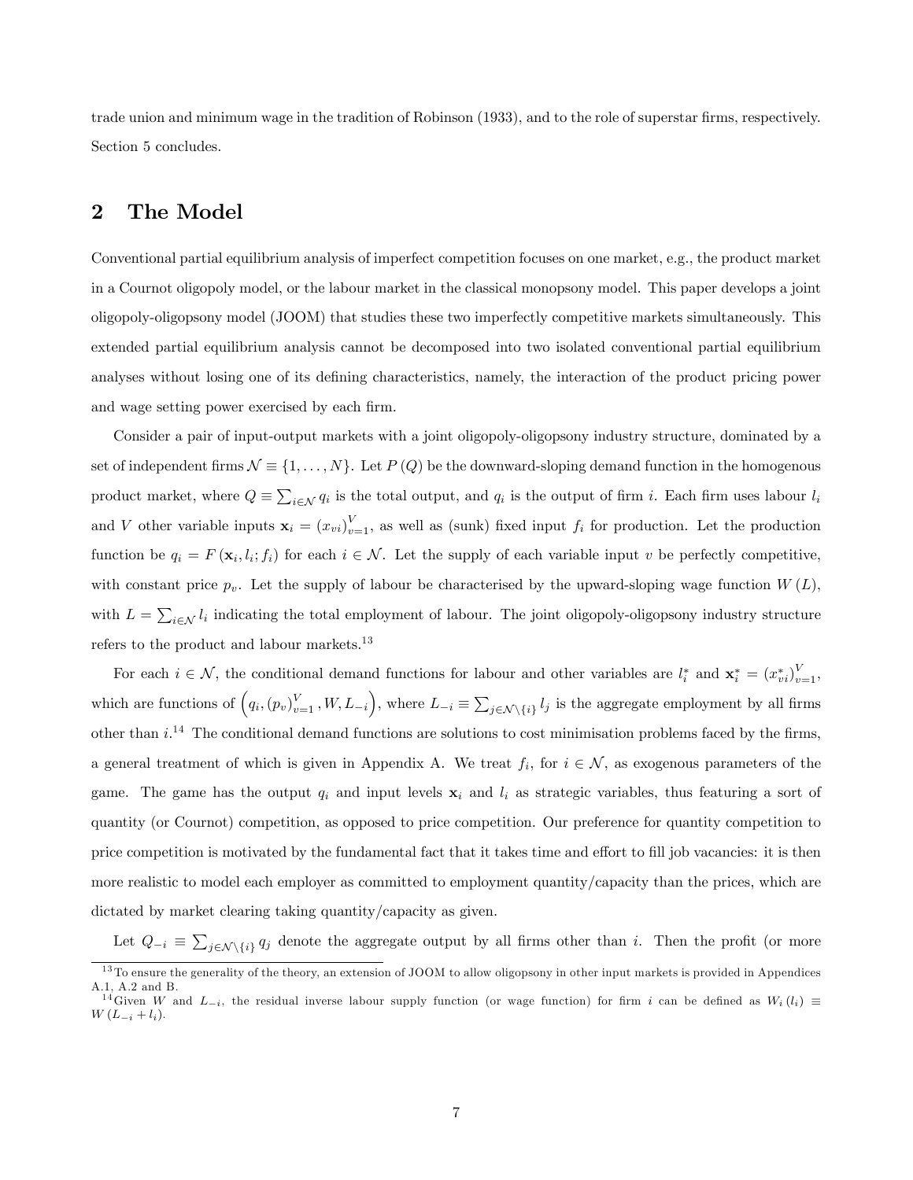trade union and minimum wage in the tradition of Robinson (1933), and to the role of superstar firms, respectively. Section 5 concludes.

## 2 The Model

Conventional partial equilibrium analysis of imperfect competition focuses on one market, e.g., the product market in a Cournot oligopoly model, or the labour market in the classical monopsony model. This paper develops a joint oligopoly-oligopsony model (JOOM) that studies these two imperfectly competitive markets simultaneously. This extended partial equilibrium analysis cannot be decomposed into two isolated conventional partial equilibrium analyses without losing one of its defining characteristics, namely, the interaction of the product pricing power and wage setting power exercised by each firm.

Consider a pair of input-output markets with a joint oligopoly-oligopsony industry structure, dominated by a set of independent firms $\mathcal{N} \equiv \{1, \ldots, N\}$. Let $P(Q)$ be the downward-sloping demand function in the homogenous product market, where $Q \equiv \sum_{i \in \mathcal{N}} q_i$ is the total output, and $q_i$ is the output of firm $i$. Each firm uses labour $l_i$ and $V$ other variable inputs $\mathbf{x}_i = (x_{vi})_{v=1}^{V}$, as well as (sunk) fixed input $f_i$ for production. Let the production function be $q_i = F(\mathbf{x}_i, l_i; f_i)$ for each $i \in \mathcal{N}$. Let the supply of each variable input $v$ be perfectly competitive, with constant price $p_v$. Let the supply of labour be characterised by the upward-sloping wage function $W(L)$, with $L = \sum_{i \in \mathcal{N}} l_i$ indicating the total employment of labour. The joint oligopoly-oligopsony industry structure refers to the product and labour markets.[13]

For each $i \in \mathcal{N}$, the conditional demand functions for labour and other variables are $l_i^*$ and $\mathbf{x}_i^* = (x_{vi}^*)_{v=1}^{V}$, which are functions of $\left(q_i, (p_v)_{v=1}^{V}, W, L_{-i}\right)$, where $L_{-i} \equiv \sum_{j \in \mathcal{N} \setminus \{i\}} l_j$ is the aggregate employment by all firms other than $i$.[14] The conditional demand functions are solutions to cost minimisation problems faced by the firms, a general treatment of which is given in Appendix A. We treat $f_i$, for $i \in \mathcal{N}$, as exogenous parameters of the game. The game has the output $q_i$ and input levels $\mathbf{x}_i$ and $l_i$ as strategic variables, thus featuring a sort of quantity (or Cournot) competition, as opposed to price competition. Our preference for quantity competition to price competition is motivated by the fundamental fact that it takes time and effort to fill job vacancies: it is then more realistic to model each employer as committed to employment quantity/capacity than the prices, which are dictated by market clearing taking quantity/capacity as given.

Let $Q_{-i} \equiv \sum_{j \in \mathcal{N} \setminus \{i\}} q_j$ denote the aggregate output by all firms other than $i$. Then the profit (or more

[13] To ensure the generality of the theory, an extension of JOOM to allow oligopsony in other input markets is provided in Appendices A.1, A.2 and B.

[14] Given $W$ and $L_{-i}$, the residual inverse labour supply function (or wage function) for firm $i$ can be defined as $W_i(l_i) \equiv W(L_{-i} + l_i)$.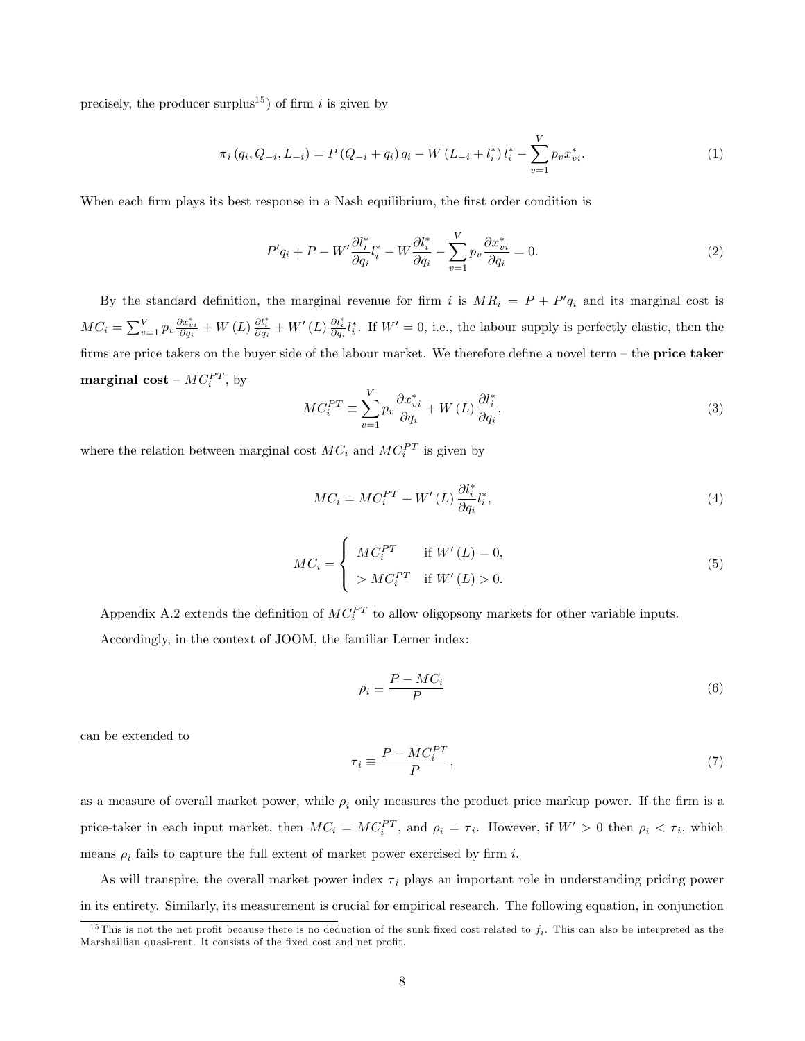precisely, the producer surplus[15]) of firm $i$ is given by

$$\pi_i\left(q_i, Q_{-i}, L_{-i}\right) = P\left(Q_{-i} + q_i\right) q_i - W\left(L_{-i} + l_i^*\right) l_i^* - \sum_{v=1}^{V} p_v x_{vi}^*. \tag{1}$$

When each firm plays its best response in a Nash equilibrium, the first order condition is

$$P' q_i + P - W' \frac{\partial l_i^*}{\partial q_i} l_i^* - W \frac{\partial l_i^*}{\partial q_i} - \sum_{v=1}^{V} p_v \frac{\partial x_{vi}^*}{\partial q_i} = 0. \tag{2}$$

By the standard definition, the marginal revenue for firm $i$ is $MR_i = P + P' q_i$ and its marginal cost is $MC_i = \sum_{v=1}^{V} p_v \frac{\partial x_{vi}^*}{\partial q_i} + W(L) \frac{\partial l_i^*}{\partial q_i} + W'(L) \frac{\partial l_i^*}{\partial q_i} l_i^*$. If $W' = 0$, i.e., the labour supply is perfectly elastic, then the firms are price takers on the buyer side of the labour market. We therefore define a novel term – the **price taker marginal cost** – $MC_i^{PT}$, by

$$MC_i^{PT} \equiv \sum_{v=1}^{V} p_v \frac{\partial x_{vi}^*}{\partial q_i} + W(L) \frac{\partial l_i^*}{\partial q_i}, \tag{3}$$

where the relation between marginal cost $MC_i$ and $MC_i^{PT}$ is given by

$$MC_i = MC_i^{PT} + W'(L) \frac{\partial l_i^*}{\partial q_i} l_i^*, \tag{4}$$

$$MC_i = \begin{cases} MC_i^{PT} & \text{if } W'(L) = 0, \\ > MC_i^{PT} & \text{if } W'(L) > 0. \end{cases} \tag{5}$$

Appendix A.2 extends the definition of $MC_i^{PT}$ to allow oligopsony markets for other variable inputs.

Accordingly, in the context of JOOM, the familiar Lerner index:

$$\rho_i \equiv \frac{P - MC_i}{P} \tag{6}$$

can be extended to

$$\tau_i \equiv \frac{P - MC_i^{PT}}{P}, \tag{7}$$

as a measure of overall market power, while $\rho_i$ only measures the product price markup power. If the firm is a price-taker in each input market, then $MC_i = MC_i^{PT}$, and $\rho_i = \tau_i$. However, if $W' > 0$ then $\rho_i < \tau_i$, which means $\rho_i$ fails to capture the full extent of market power exercised by firm $i$.

As will transpire, the overall market power index $\tau_i$ plays an important role in understanding pricing power in its entirety. Similarly, its measurement is crucial for empirical research. The following equation, in conjunction

[15] This is not the net profit because there is no deduction of the sunk fixed cost related to $f_i$. This can also be interpreted as the Marshaillian quasi-rent. It consists of the fixed cost and net profit.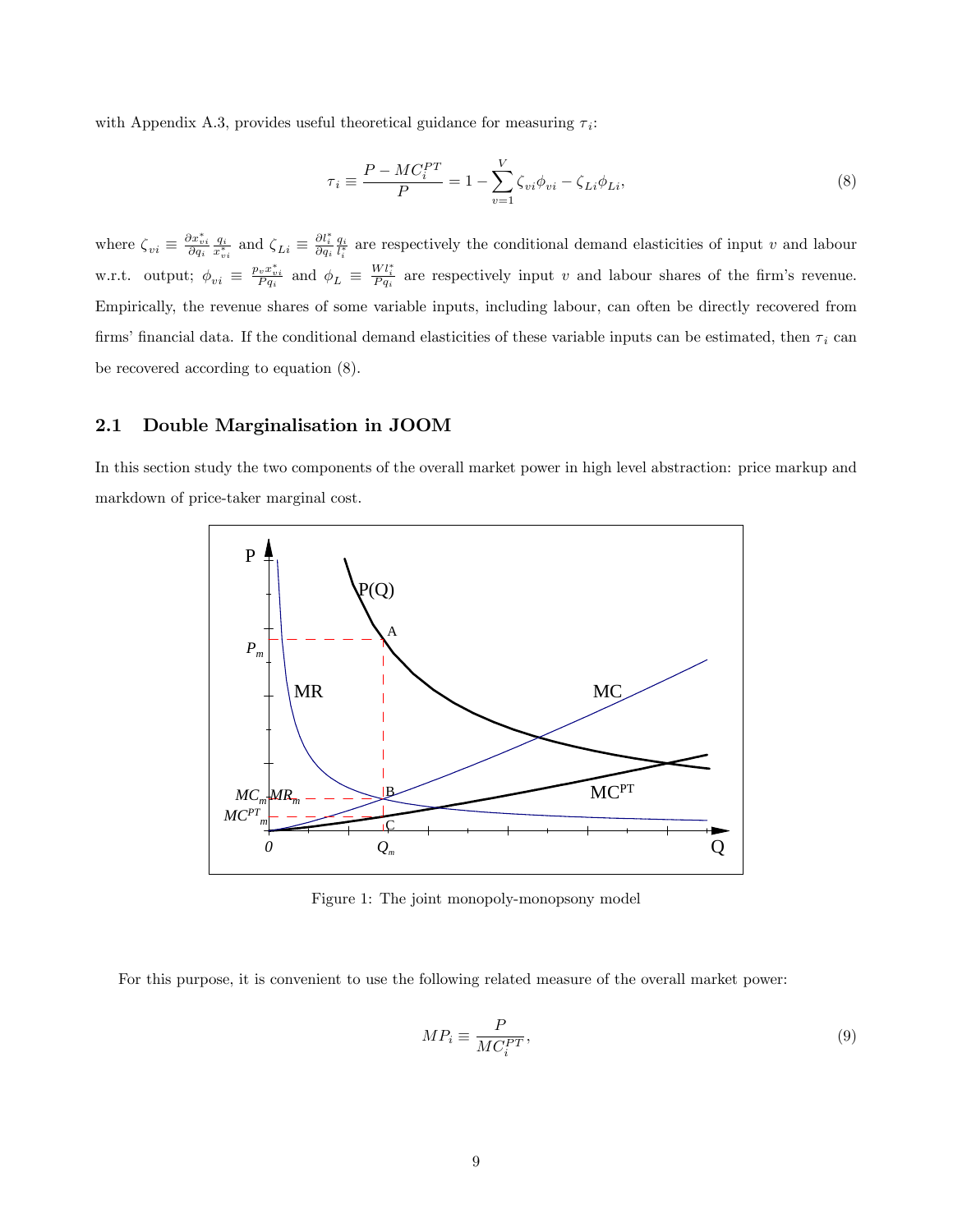with Appendix A.3, provides useful theoretical guidance for measuring $\tau_i$:

$$\tau_i \equiv \frac{P - MC_i^{PT}}{P} = 1 - \sum_{v=1}^{V} \zeta_{vi}\phi_{vi} - \zeta_{Li}\phi_{Li}, \tag{8}$$

where $\zeta_{vi} \equiv \frac{\partial x_{vi}^*}{\partial q_i}\frac{q_i}{x_{vi}^*}$ and $\zeta_{Li} \equiv \frac{\partial l_i^*}{\partial q_i}\frac{q_i}{l_i^*}$ are respectively the conditional demand elasticities of input $v$ and labour w.r.t. output; $\phi_{vi} \equiv \frac{p_v x_{vi}^*}{Pq_i}$ and $\phi_L \equiv \frac{Wl_i^*}{Pq_i}$ are respectively input $v$ and labour shares of the firm's revenue. Empirically, the revenue shares of some variable inputs, including labour, can often be directly recovered from firms' financial data. If the conditional demand elasticities of these variable inputs can be estimated, then $\tau_i$ can be recovered according to equation (8).

## 2.1 Double Marginalisation in JOOM

In this section study the two components of the overall market power in high level abstraction: price markup and markdown of price-taker marginal cost.

Figure 1: The joint monopoly-monopsony model

For this purpose, it is convenient to use the following related measure of the overall market power:

$$MP_i \equiv \frac{P}{MC_i^{PT}}, \tag{9}$$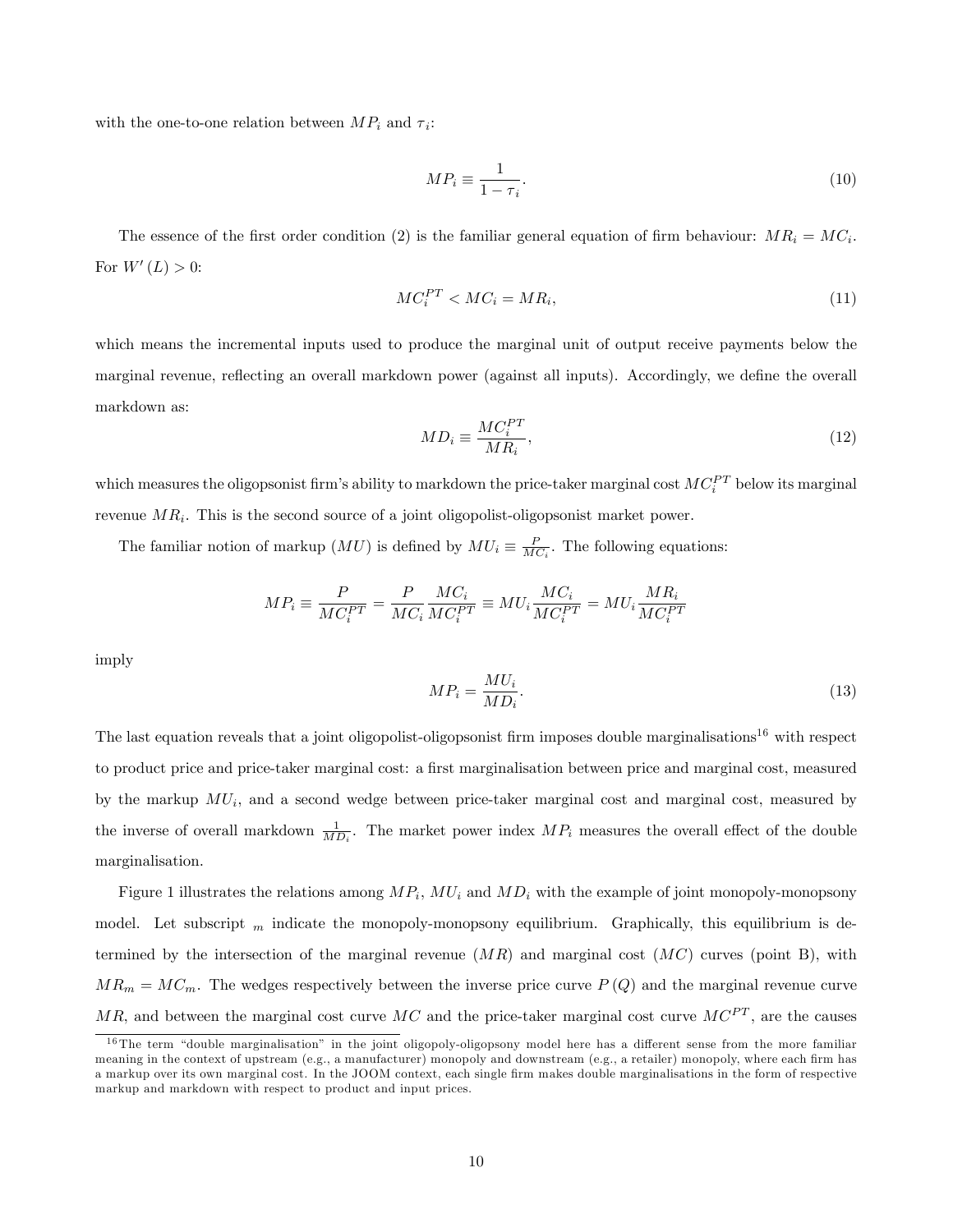with the one-to-one relation between $MP_i$ and $\tau_i$:

$$MP_i \equiv \frac{1}{1-\tau_i}. \tag{10}$$

The essence of the first order condition (2) is the familiar general equation of firm behaviour: $MR_i = MC_i$. For $W'(L) > 0$:

$$MC_i^{PT} < MC_i = MR_i, \tag{11}$$

which means the incremental inputs used to produce the marginal unit of output receive payments below the marginal revenue, reflecting an overall markdown power (against all inputs). Accordingly, we define the overall markdown as:

$$MD_i \equiv \frac{MC_i^{PT}}{MR_i}, \tag{12}$$

which measures the oligopsonist firm's ability to markdown the price-taker marginal cost $MC_i^{PT}$ below its marginal revenue $MR_i$. This is the second source of a joint oligopolist-oligopsonist market power.

The familiar notion of markup ($MU$) is defined by $MU_i \equiv \frac{P}{MC_i}$. The following equations:

$$MP_i \equiv \frac{P}{MC_i^{PT}} = \frac{P}{MC_i}\frac{MC_i}{MC_i^{PT}} \equiv MU_i\frac{MC_i}{MC_i^{PT}} = MU_i\frac{MR_i}{MC_i^{PT}}$$

imply

$$MP_i = \frac{MU_i}{MD_i}. \tag{13}$$

The last equation reveals that a joint oligopolist-oligopsonist firm imposes double marginalisations[16] with respect to product price and price-taker marginal cost: a first marginalisation between price and marginal cost, measured by the markup $MU_i$, and a second wedge between price-taker marginal cost and marginal cost, measured by the inverse of overall markdown $\frac{1}{MD_i}$. The market power index $MP_i$ measures the overall effect of the double marginalisation.

Figure 1 illustrates the relations among $MP_i$, $MU_i$ and $MD_i$ with the example of joint monopoly-monopsony model. Let subscript $_m$ indicate the monopoly-monopsony equilibrium. Graphically, this equilibrium is determined by the intersection of the marginal revenue ($MR$) and marginal cost ($MC$) curves (point B), with $MR_m = MC_m$. The wedges respectively between the inverse price curve $P(Q)$ and the marginal revenue curve $MR$, and between the marginal cost curve $MC$ and the price-taker marginal cost curve $MC^{PT}$, are the causes

[16] The term "double marginalisation" in the joint oligopoly-oligopsony model here has a different sense from the more familiar meaning in the context of upstream (e.g., a manufacturer) monopoly and downstream (e.g., a retailer) monopoly, where each firm has a markup over its own marginal cost. In the JOOM context, each single firm makes double marginalisations in the form of respective markup and markdown with respect to product and input prices.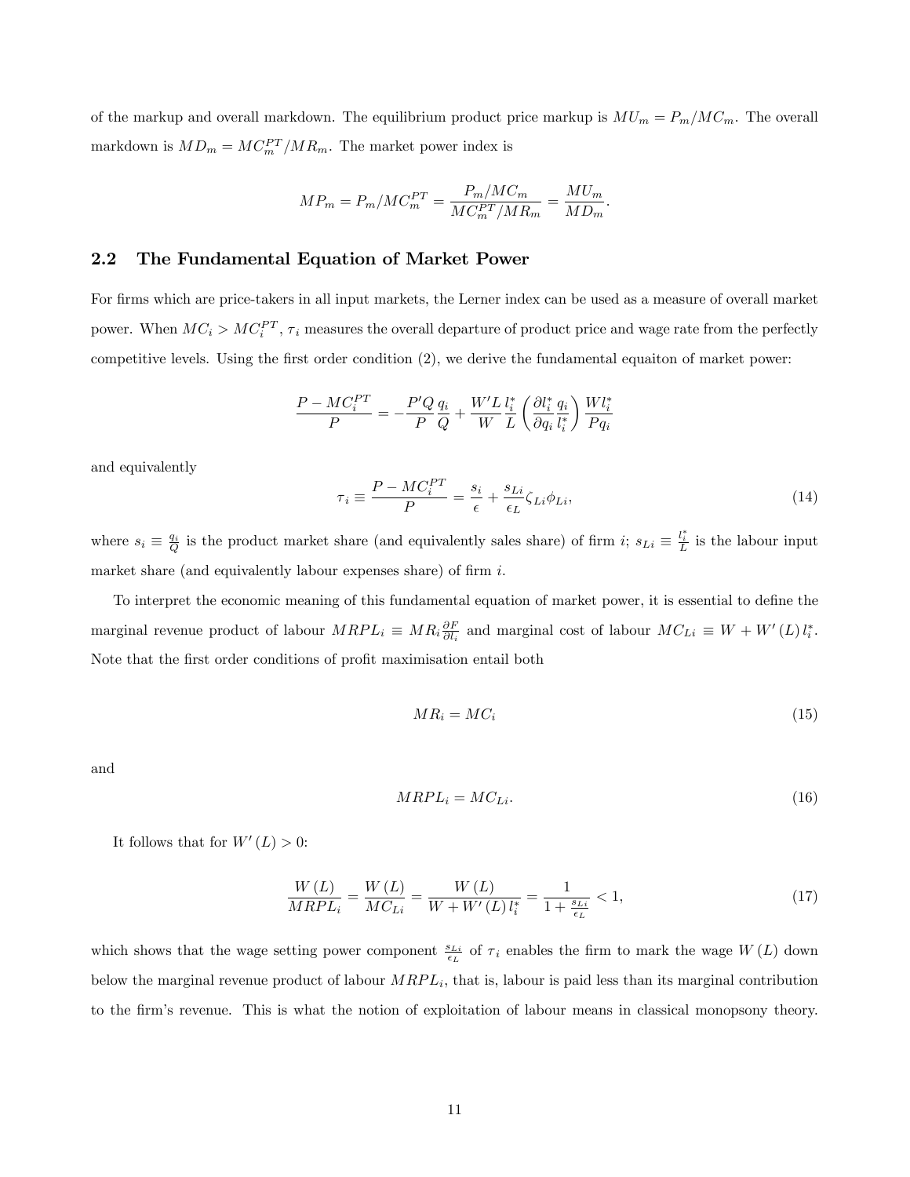of the markup and overall markdown. The equilibrium product price markup is $MU_m = P_m/MC_m$. The overall markdown is $MD_m = MC_m^{PT}/MR_m$. The market power index is

$$MP_m = P_m/MC_m^{PT} = \frac{P_m/MC_m}{MC_m^{PT}/MR_m} = \frac{MU_m}{MD_m}.$$

## 2.2 The Fundamental Equation of Market Power

For firms which are price-takers in all input markets, the Lerner index can be used as a measure of overall market power. When $MC_i > MC_i^{PT}$, $\tau_i$ measures the overall departure of product price and wage rate from the perfectly competitive levels. Using the first order condition (2), we derive the fundamental equaiton of market power:

$$\frac{P - MC_i^{PT}}{P} = -\frac{P'Q}{P}\frac{q_i}{Q} + \frac{W'L}{W}\frac{l_i^*}{L}\left(\frac{\partial l_i^*}{\partial q_i}\frac{q_i}{l_i^*}\right)\frac{Wl_i^*}{Pq_i}$$

and equivalently

$$\tau_i \equiv \frac{P - MC_i^{PT}}{P} = \frac{s_i}{\epsilon} + \frac{s_{Li}}{\epsilon_L}\zeta_{Li}\phi_{Li}, \tag{14}$$

where $s_i \equiv \frac{q_i}{Q}$ is the product market share (and equivalently sales share) of firm $i$; $s_{Li} \equiv \frac{l_i^*}{L}$ is the labour input market share (and equivalently labour expenses share) of firm $i$.

To interpret the economic meaning of this fundamental equation of market power, it is essential to define the marginal revenue product of labour $MRPL_i \equiv MR_i \frac{\partial F}{\partial l_i}$ and marginal cost of labour $MC_{Li} \equiv W + W'(L)\, l_i^*$. Note that the first order conditions of profit maximisation entail both

$$MR_i = MC_i \tag{15}$$

and

$$MRPL_i = MC_{Li}. \tag{16}$$

It follows that for $W'(L) > 0$:

$$\frac{W(L)}{MRPL_i} = \frac{W(L)}{MC_{Li}} = \frac{W(L)}{W + W'(L)\, l_i^*} = \frac{1}{1 + \frac{s_{Li}}{\epsilon_L}} < 1, \tag{17}$$

which shows that the wage setting power component $\frac{s_{Li}}{\epsilon_L}$ of $\tau_i$ enables the firm to mark the wage $W(L)$ down below the marginal revenue product of labour $MRPL_i$, that is, labour is paid less than its marginal contribution to the firm's revenue. This is what the notion of exploitation of labour means in classical monopsony theory.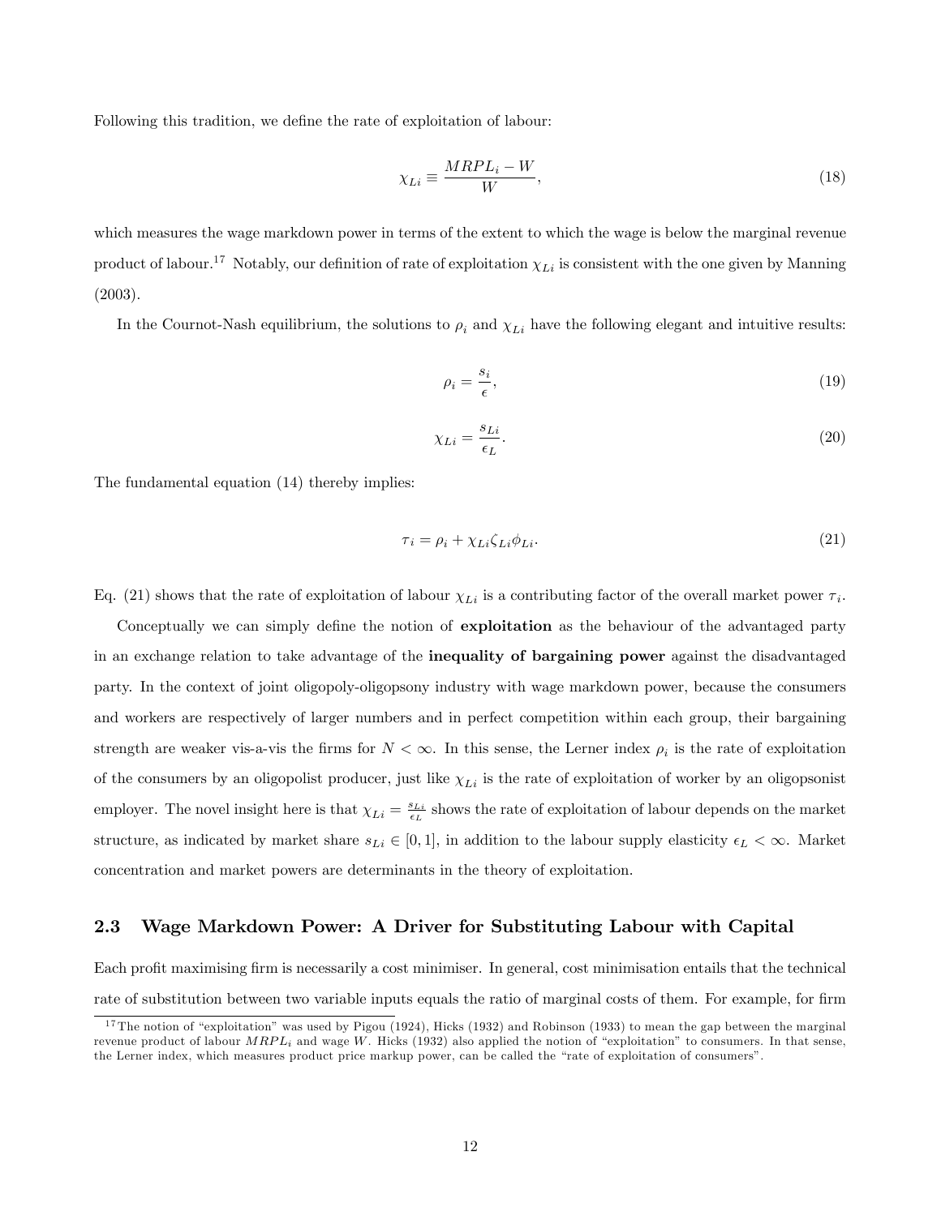Following this tradition, we define the rate of exploitation of labour:

$$\chi_{Li} \equiv \frac{MRPL_i - W}{W}, \tag{18}$$

which measures the wage markdown power in terms of the extent to which the wage is below the marginal revenue product of labour.[17] Notably, our definition of rate of exploitation $\chi_{Li}$ is consistent with the one given by Manning (2003).

In the Cournot-Nash equilibrium, the solutions to $\rho_i$ and $\chi_{Li}$ have the following elegant and intuitive results:

$$\rho_i = \frac{s_i}{\epsilon}, \tag{19}$$

$$\chi_{Li} = \frac{s_{Li}}{\epsilon_L}. \tag{20}$$

The fundamental equation (14) thereby implies:

$$\tau_i = \rho_i + \chi_{Li}\zeta_{Li}\phi_{Li}. \tag{21}$$

Eq. (21) shows that the rate of exploitation of labour $\chi_{Li}$ is a contributing factor of the overall market power $\tau_i$.

Conceptually we can simply define the notion of **exploitation** as the behaviour of the advantaged party in an exchange relation to take advantage of the **inequality of bargaining power** against the disadvantaged party. In the context of joint oligopoly-oligopsony industry with wage markdown power, because the consumers and workers are respectively of larger numbers and in perfect competition within each group, their bargaining strength are weaker vis-a-vis the firms for $N < \infty$. In this sense, the Lerner index $\rho_i$ is the rate of exploitation of the consumers by an oligopolist producer, just like $\chi_{Li}$ is the rate of exploitation of worker by an oligopsonist employer. The novel insight here is that $\chi_{Li} = \frac{s_{Li}}{\epsilon_L}$ shows the rate of exploitation of labour depends on the market structure, as indicated by market share $s_{Li} \in [0, 1]$, in addition to the labour supply elasticity $\epsilon_L < \infty$. Market concentration and market powers are determinants in the theory of exploitation.

## 2.3 Wage Markdown Power: A Driver for Substituting Labour with Capital

Each profit maximising firm is necessarily a cost minimiser. In general, cost minimisation entails that the technical rate of substitution between two variable inputs equals the ratio of marginal costs of them. For example, for firm

[17] The notion of "exploitation" was used by Pigou (1924), Hicks (1932) and Robinson (1933) to mean the gap between the marginal revenue product of labour $MRPL_i$ and wage $W$. Hicks (1932) also applied the notion of "exploitation" to consumers. In that sense, the Lerner index, which measures product price markup power, can be called the "rate of exploitation of consumers".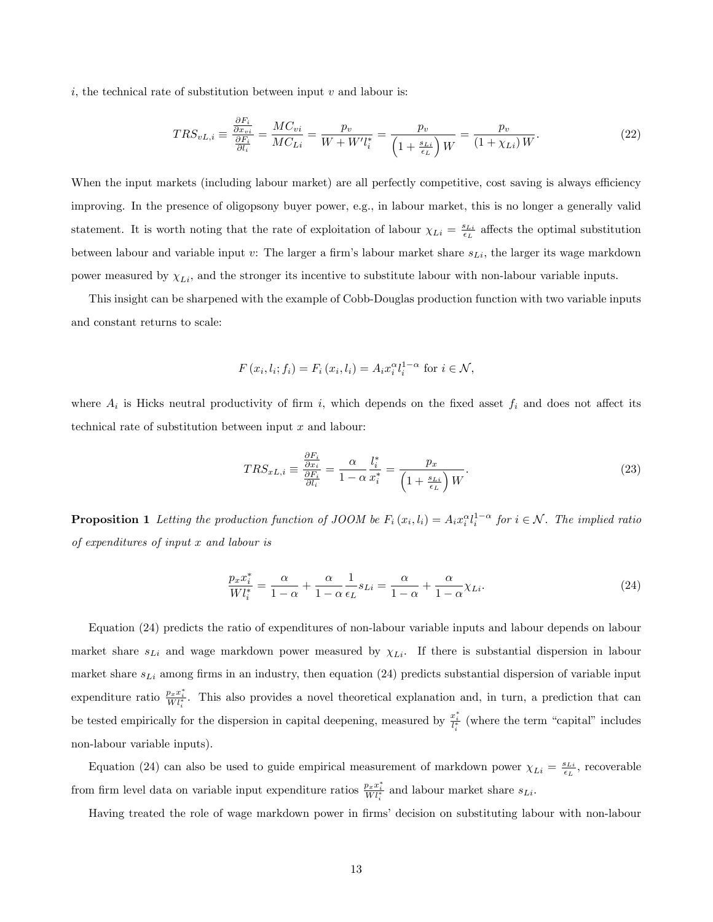$i$, the technical rate of substitution between input $v$ and labour is:

$$TRS_{vL,i} \equiv \frac{\frac{\partial F_i}{\partial x_{vi}}}{\frac{\partial F_i}{\partial l_i}} = \frac{MC_{vi}}{MC_{Li}} = \frac{p_v}{W + W' l_i^*} = \frac{p_v}{\left(1 + \frac{s_{Li}}{\epsilon_L}\right) W} = \frac{p_v}{\left(1 + \chi_{Li}\right) W}. \tag{22}$$

When the input markets (including labour market) are all perfectly competitive, cost saving is always efficiency improving. In the presence of oligopsony buyer power, e.g., in labour market, this is no longer a generally valid statement. It is worth noting that the rate of exploitation of labour $\chi_{Li} = \frac{s_{Li}}{\epsilon_L}$ affects the optimal substitution between labour and variable input $v$: The larger a firm's labour market share $s_{Li}$, the larger its wage markdown power measured by $\chi_{Li}$, and the stronger its incentive to substitute labour with non-labour variable inputs.

This insight can be sharpened with the example of Cobb-Douglas production function with two variable inputs and constant returns to scale:

$$F\left(x_i, l_i; f_i\right) = F_i\left(x_i, l_i\right) = A_i x_i^{\alpha} l_i^{1-\alpha} \text{ for } i \in \mathcal{N},$$

where $A_i$ is Hicks neutral productivity of firm $i$, which depends on the fixed asset $f_i$ and does not affect its technical rate of substitution between input $x$ and labour:

$$TRS_{xL,i} \equiv \frac{\frac{\partial F_i}{\partial x_i}}{\frac{\partial F_i}{\partial l_i}} = \frac{\alpha}{1-\alpha} \frac{l_i^*}{x_i^*} = \frac{p_x}{\left(1 + \frac{s_{Li}}{\epsilon_L}\right) W}. \tag{23}$$

**Proposition 1** *Letting the production function of JOOM be $F_i\left(x_i, l_i\right) = A_i x_i^{\alpha} l_i^{1-\alpha}$ for $i \in \mathcal{N}$. The implied ratio of expenditures of input $x$ and labour is*

$$\frac{p_x x_i^*}{W l_i^*} = \frac{\alpha}{1-\alpha} + \frac{\alpha}{1-\alpha} \frac{1}{\epsilon_L} s_{Li} = \frac{\alpha}{1-\alpha} + \frac{\alpha}{1-\alpha} \chi_{Li}. \tag{24}$$

Equation (24) predicts the ratio of expenditures of non-labour variable inputs and labour depends on labour market share $s_{Li}$ and wage markdown power measured by $\chi_{Li}$. If there is substantial dispersion in labour market share $s_{Li}$ among firms in an industry, then equation (24) predicts substantial dispersion of variable input expenditure ratio $\frac{p_x x_i^*}{W l_i^*}$. This also provides a novel theoretical explanation and, in turn, a prediction that can be tested empirically for the dispersion in capital deepening, measured by $\frac{x_i^*}{l_i^*}$ (where the term "capital" includes non-labour variable inputs).

Equation (24) can also be used to guide empirical measurement of markdown power $\chi_{Li} = \frac{s_{Li}}{\epsilon_L}$, recoverable from firm level data on variable input expenditure ratios $\frac{p_x x_i^*}{W l_i^*}$ and labour market share $s_{Li}$.

Having treated the role of wage markdown power in firms' decision on substituting labour with non-labour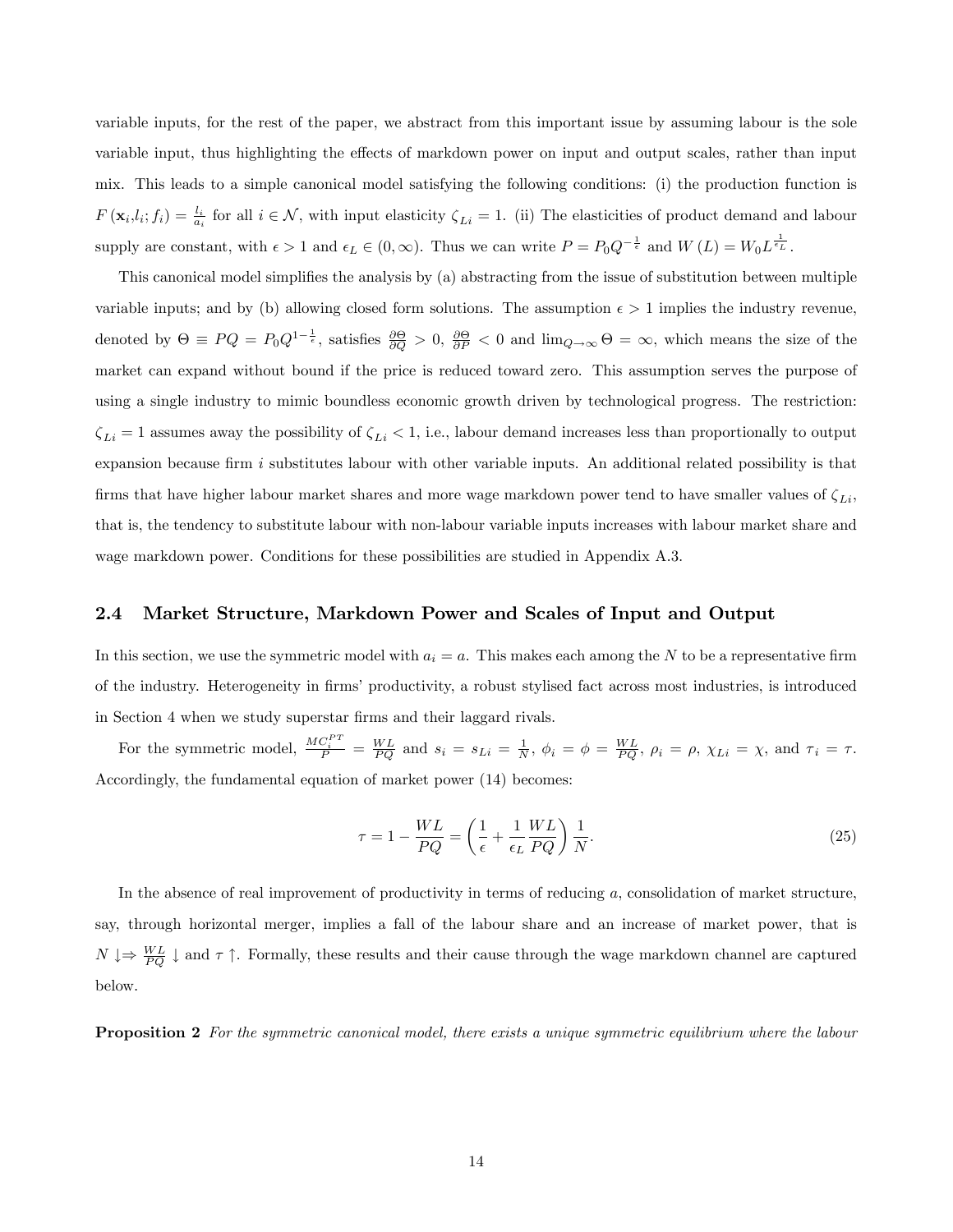variable inputs, for the rest of the paper, we abstract from this important issue by assuming labour is the sole variable input, thus highlighting the effects of markdown power on input and output scales, rather than input mix. This leads to a simple canonical model satisfying the following conditions: (i) the production function is $F(\mathbf{x}_i, l_i; f_i) = \frac{l_i}{a_i}$ for all $i \in \mathcal{N}$, with input elasticity $\zeta_{Li} = 1$. (ii) The elasticities of product demand and labour supply are constant, with $\epsilon > 1$ and $\epsilon_L \in (0, \infty)$. Thus we can write $P = P_0 Q^{-\frac{1}{\epsilon}}$ and $W(L) = W_0 L^{\frac{1}{\epsilon_L}}$.

This canonical model simplifies the analysis by (a) abstracting from the issue of substitution between multiple variable inputs; and by (b) allowing closed form solutions. The assumption $\epsilon > 1$ implies the industry revenue, denoted by $\Theta \equiv PQ = P_0 Q^{1-\frac{1}{\epsilon}}$, satisfies $\frac{\partial \Theta}{\partial Q} > 0$, $\frac{\partial \Theta}{\partial P} < 0$ and $\lim_{Q \to \infty} \Theta = \infty$, which means the size of the market can expand without bound if the price is reduced toward zero. This assumption serves the purpose of using a single industry to mimic boundless economic growth driven by technological progress. The restriction: $\zeta_{Li} = 1$ assumes away the possibility of $\zeta_{Li} < 1$, i.e., labour demand increases less than proportionally to output expansion because firm $i$ substitutes labour with other variable inputs. An additional related possibility is that firms that have higher labour market shares and more wage markdown power tend to have smaller values of $\zeta_{Li}$, that is, the tendency to substitute labour with non-labour variable inputs increases with labour market share and wage markdown power. Conditions for these possibilities are studied in Appendix A.3.

## 2.4 Market Structure, Markdown Power and Scales of Input and Output

In this section, we use the symmetric model with $a_i = a$. This makes each among the $N$ to be a representative firm of the industry. Heterogeneity in firms' productivity, a robust stylised fact across most industries, is introduced in Section 4 when we study superstar firms and their laggard rivals.

For the symmetric model, $\frac{MC_i^{PT}}{P} = \frac{WL}{PQ}$ and $s_i = s_{Li} = \frac{1}{N}$, $\phi_i = \phi = \frac{WL}{PQ}$, $\rho_i = \rho$, $\chi_{Li} = \chi$, and $\tau_i = \tau$. Accordingly, the fundamental equation of market power (14) becomes:

$$\tau = 1 - \frac{WL}{PQ} = \left(\frac{1}{\epsilon} + \frac{1}{\epsilon_L}\frac{WL}{PQ}\right)\frac{1}{N}. \tag{25}$$

In the absence of real improvement of productivity in terms of reducing $a$, consolidation of market structure, say, through horizontal merger, implies a fall of the labour share and an increase of market power, that is $N \downarrow \Rightarrow \frac{WL}{PQ} \downarrow$ and $\tau \uparrow$. Formally, these results and their cause through the wage markdown channel are captured below.

**Proposition 2** *For the symmetric canonical model, there exists a unique symmetric equilibrium where the labour*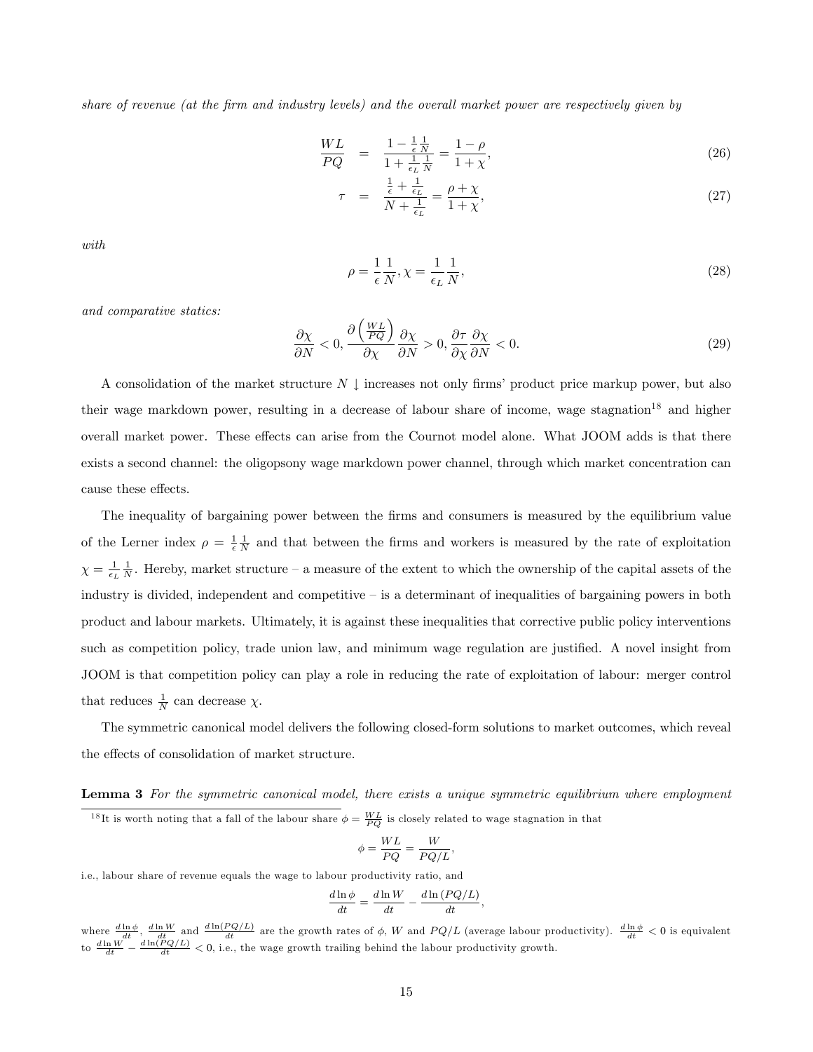*share of revenue (at the firm and industry levels) and the overall market power are respectively given by*

$$\frac{WL}{PQ} = \frac{1 - \frac{1}{\epsilon}\frac{1}{N}}{1 + \frac{1}{\epsilon_L}\frac{1}{N}} = \frac{1-\rho}{1+\chi}, \tag{26}$$

$$\tau = \frac{\frac{1}{\epsilon} + \frac{1}{\epsilon_L}}{N + \frac{1}{\epsilon_L}} = \frac{\rho + \chi}{1+\chi}, \tag{27}$$

*with*

$$\rho = \frac{1}{\epsilon}\frac{1}{N}, \chi = \frac{1}{\epsilon_L}\frac{1}{N}, \tag{28}$$

*and comparative statics:*

$$\frac{\partial \chi}{\partial N} < 0, \frac{\partial \left(\frac{WL}{PQ}\right)}{\partial \chi}\frac{\partial \chi}{\partial N} > 0, \frac{\partial \tau}{\partial \chi}\frac{\partial \chi}{\partial N} < 0. \tag{29}$$

A consolidation of the market structure $N \downarrow$ increases not only firms' product price markup power, but also their wage markdown power, resulting in a decrease of labour share of income, wage stagnation[18] and higher overall market power. These effects can arise from the Cournot model alone. What JOOM adds is that there exists a second channel: the oligopsony wage markdown power channel, through which market concentration can cause these effects.

The inequality of bargaining power between the firms and consumers is measured by the equilibrium value of the Lerner index $\rho = \frac{1}{\epsilon}\frac{1}{N}$ and that between the firms and workers is measured by the rate of exploitation $\chi = \frac{1}{\epsilon_L}\frac{1}{N}$. Hereby, market structure – a measure of the extent to which the ownership of the capital assets of the industry is divided, independent and competitive – is a determinant of inequalities of bargaining powers in both product and labour markets. Ultimately, it is against these inequalities that corrective public policy interventions such as competition policy, trade union law, and minimum wage regulation are justified. A novel insight from JOOM is that competition policy can play a role in reducing the rate of exploitation of labour: merger control that reduces $\frac{1}{N}$ can decrease $\chi$.

The symmetric canonical model delivers the following closed-form solutions to market outcomes, which reveal the effects of consolidation of market structure.

**Lemma 3** *For the symmetric canonical model, there exists a unique symmetric equilibrium where employment*

[18] It is worth noting that a fall of the labour share $\phi = \frac{WL}{PQ}$ is closely related to wage stagnation in that

$$\phi = \frac{WL}{PQ} = \frac{W}{PQ/L},$$

i.e., labour share of revenue equals the wage to labour productivity ratio, and

$$\frac{d\ln\phi}{dt} = \frac{d\ln W}{dt} - \frac{d\ln(PQ/L)}{dt},$$

where $\frac{d\ln\phi}{dt}$, $\frac{d\ln W}{dt}$ and $\frac{d\ln(PQ/L)}{dt}$ are the growth rates of $\phi$, $W$ and $PQ/L$ (average labour productivity). $\frac{d\ln\phi}{dt} < 0$ is equivalent to $\frac{d\ln W}{dt} - \frac{d\ln(PQ/L)}{dt} < 0$, i.e., the wage growth trailing behind the labour productivity growth.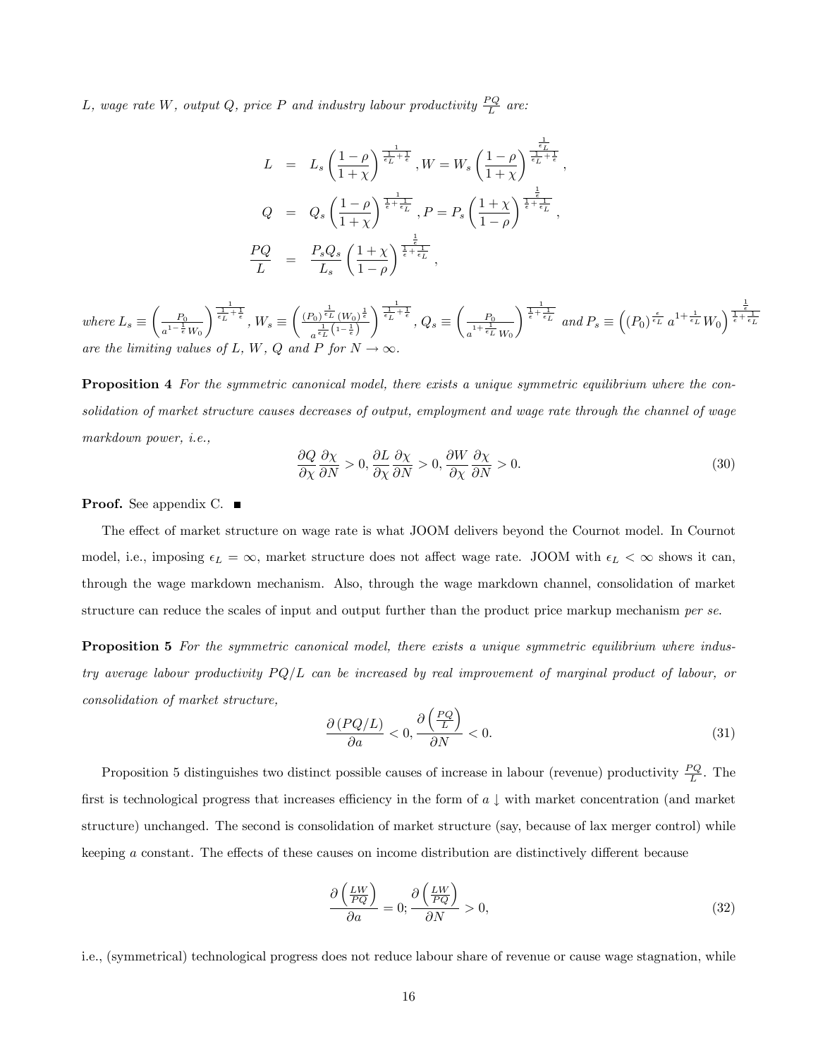*L, wage rate W, output Q, price P and industry labour productivity $\frac{PQ}{L}$ are:*

$$
\begin{aligned}
L &= L_s \left(\frac{1-\rho}{1+\chi}\right)^{\frac{1}{\frac{1}{\epsilon_L}+\frac{1}{\epsilon}}}, W = W_s \left(\frac{1-\rho}{1+\chi}\right)^{\frac{\frac{1}{\epsilon_L}}{\frac{1}{\epsilon_L}+\frac{1}{\epsilon}}}, \\
Q &= Q_s \left(\frac{1-\rho}{1+\chi}\right)^{\frac{1}{\frac{1}{\epsilon}+\frac{1}{\epsilon_L}}}, P = P_s \left(\frac{1+\chi}{1-\rho}\right)^{\frac{\frac{1}{\epsilon}}{\frac{1}{\epsilon}+\frac{1}{\epsilon_L}}}, \\
\frac{PQ}{L} &= \frac{P_s Q_s}{L_s}\left(\frac{1+\chi}{1-\rho}\right)^{\frac{\frac{1}{\epsilon}}{\frac{1}{\epsilon}+\frac{1}{\epsilon_L}}},
\end{aligned}
$$

*where* $L_s \equiv \left(\frac{P_0}{a^{1-\frac{1}{\epsilon}}W_0}\right)^{\frac{1}{\frac{1}{\epsilon_L}+\frac{1}{\epsilon}}}$, $W_s \equiv \left(\frac{(P_0)^{\frac{1}{\epsilon_L}}(W_0)^{\frac{1}{\epsilon}}}{a^{\frac{1}{\epsilon_L}\left(1-\frac{1}{\epsilon}\right)}}\right)^{\frac{1}{\frac{1}{\epsilon_L}+\frac{1}{\epsilon}}}$, $Q_s \equiv \left(\frac{P_0}{a^{1+\frac{1}{\epsilon_L}}W_0}\right)^{\frac{1}{\frac{1}{\epsilon}+\frac{1}{\epsilon_L}}}$ *and* $P_s \equiv \left((P_0)^{\frac{\epsilon}{\epsilon_L}}\, a^{1+\frac{1}{\epsilon_L}}W_0\right)^{\frac{\frac{1}{\epsilon}}{\frac{1}{\epsilon}+\frac{1}{\epsilon_L}}}$ *are the limiting values of L, W, Q and P for $N \to \infty$.*

**Proposition 4** *For the symmetric canonical model, there exists a unique symmetric equilibrium where the consolidation of market structure causes decreases of output, employment and wage rate through the channel of wage markdown power, i.e.,*

$$
\frac{\partial Q}{\partial \chi}\frac{\partial \chi}{\partial N} > 0, \frac{\partial L}{\partial \chi}\frac{\partial \chi}{\partial N} > 0, \frac{\partial W}{\partial \chi}\frac{\partial \chi}{\partial N} > 0. \tag{30}
$$

**Proof.** See appendix C. ■

The effect of market structure on wage rate is what JOOM delivers beyond the Cournot model. In Cournot model, i.e., imposing $\epsilon_L = \infty$, market structure does not affect wage rate. JOOM with $\epsilon_L < \infty$ shows it can, through the wage markdown mechanism. Also, through the wage markdown channel, consolidation of market structure can reduce the scales of input and output further than the product price markup mechanism *per se*.

**Proposition 5** *For the symmetric canonical model, there exists a unique symmetric equilibrium where industry average labour productivity $PQ/L$ can be increased by real improvement of marginal product of labour, or consolidation of market structure,*

$$
\frac{\partial (PQ/L)}{\partial a} < 0, \frac{\partial \left(\frac{PQ}{L}\right)}{\partial N} < 0. \tag{31}
$$

Proposition 5 distinguishes two distinct possible causes of increase in labour (revenue) productivity $\frac{PQ}{L}$. The first is technological progress that increases efficiency in the form of $a \downarrow$ with market concentration (and market structure) unchanged. The second is consolidation of market structure (say, because of lax merger control) while keeping $a$ constant. The effects of these causes on income distribution are distinctively different because

$$
\frac{\partial \left(\frac{LW}{PQ}\right)}{\partial a} = 0; \frac{\partial \left(\frac{LW}{PQ}\right)}{\partial N} > 0, \tag{32}
$$

i.e., (symmetrical) technological progress does not reduce labour share of revenue or cause wage stagnation, while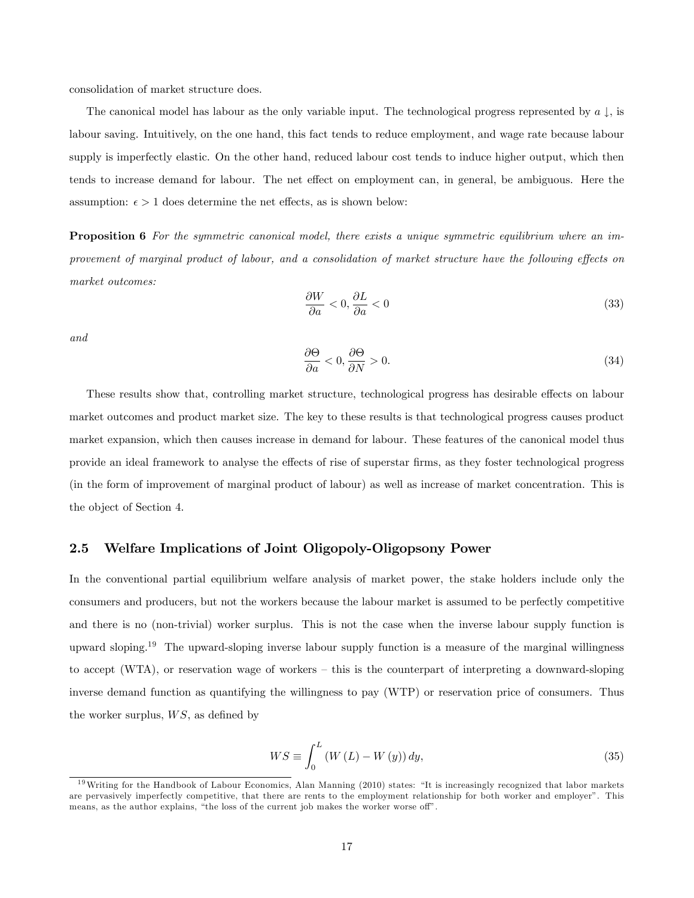consolidation of market structure does.

The canonical model has labour as the only variable input. The technological progress represented by $a \downarrow$, is labour saving. Intuitively, on the one hand, this fact tends to reduce employment, and wage rate because labour supply is imperfectly elastic. On the other hand, reduced labour cost tends to induce higher output, which then tends to increase demand for labour. The net effect on employment can, in general, be ambiguous. Here the assumption: $\epsilon > 1$ does determine the net effects, as is shown below:

**Proposition 6** *For the symmetric canonical model, there exists a unique symmetric equilibrium where an improvement of marginal product of labour, and a consolidation of market structure have the following effects on market outcomes:*

$$\frac{\partial W}{\partial a} < 0, \frac{\partial L}{\partial a} < 0 \tag{33}$$

*and*

$$\frac{\partial \Theta}{\partial a} < 0, \frac{\partial \Theta}{\partial N} > 0. \tag{34}$$

These results show that, controlling market structure, technological progress has desirable effects on labour market outcomes and product market size. The key to these results is that technological progress causes product market expansion, which then causes increase in demand for labour. These features of the canonical model thus provide an ideal framework to analyse the effects of rise of superstar firms, as they foster technological progress (in the form of improvement of marginal product of labour) as well as increase of market concentration. This is the object of Section 4.

## 2.5 Welfare Implications of Joint Oligopoly-Oligopsony Power

In the conventional partial equilibrium welfare analysis of market power, the stake holders include only the consumers and producers, but not the workers because the labour market is assumed to be perfectly competitive and there is no (non-trivial) worker surplus. This is not the case when the inverse labour supply function is upward sloping.[19] The upward-sloping inverse labour supply function is a measure of the marginal willingness to accept (WTA), or reservation wage of workers – this is the counterpart of interpreting a downward-sloping inverse demand function as quantifying the willingness to pay (WTP) or reservation price of consumers. Thus the worker surplus, $WS$, as defined by

$$WS \equiv \int_0^L (W(L) - W(y))\, dy, \tag{35}$$

[19] Writing for the Handbook of Labour Economics, Alan Manning (2010) states: "It is increasingly recognized that labor markets are pervasively imperfectly competitive, that there are rents to the employment relationship for both worker and employer". This means, as the author explains, "the loss of the current job makes the worker worse off".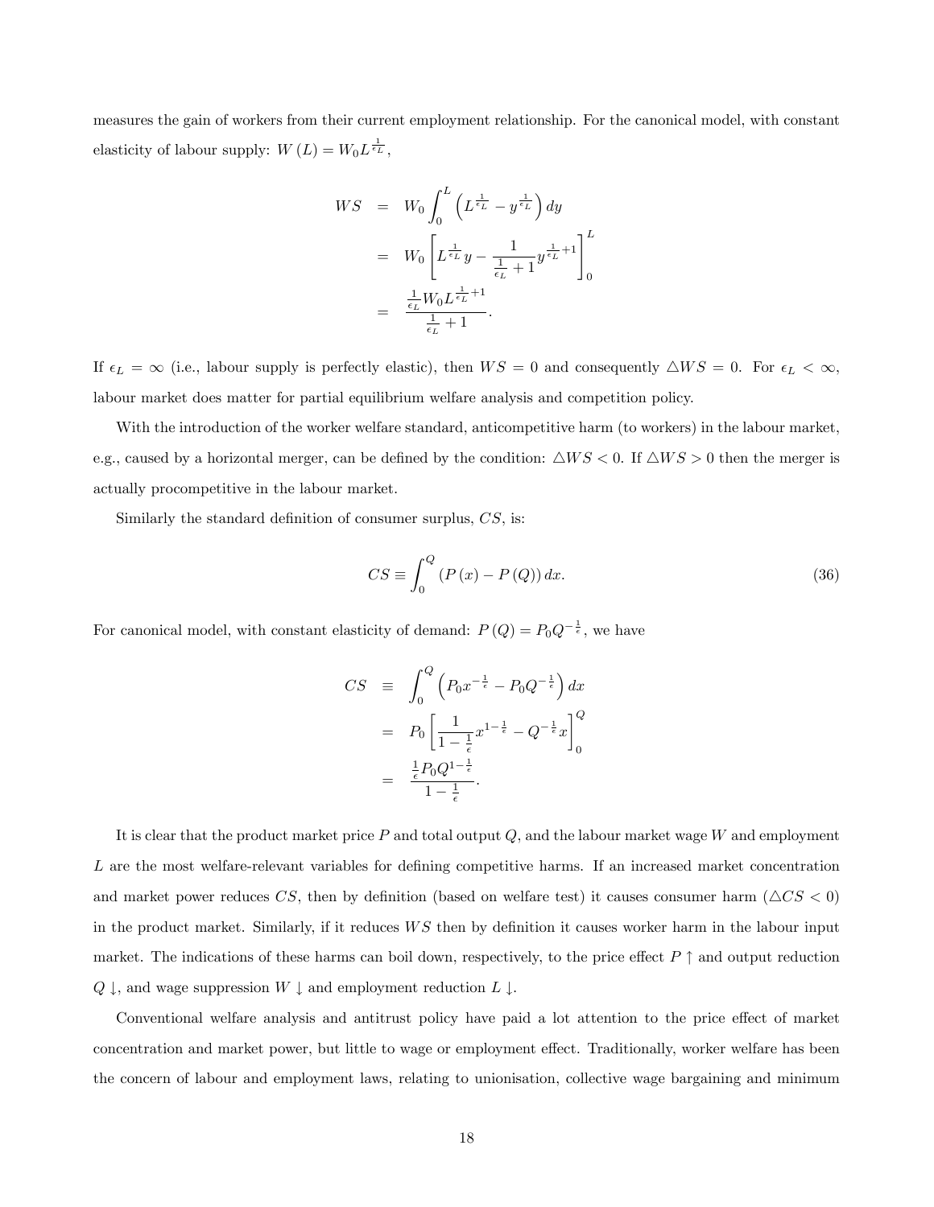measures the gain of workers from their current employment relationship. For the canonical model, with constant elasticity of labour supply: $W(L) = W_0 L^{\frac{1}{\epsilon_L}}$,

$$
\begin{aligned}
WS &= W_0 \int_0^L \left( L^{\frac{1}{\epsilon_L}} - y^{\frac{1}{\epsilon_L}} \right) dy \\
&= W_0 \left[ L^{\frac{1}{\epsilon_L}} y - \frac{1}{\frac{1}{\epsilon_L} + 1} y^{\frac{1}{\epsilon_L}+1} \right]_0^L \\
&= \frac{\frac{1}{\epsilon_L} W_0 L^{\frac{1}{\epsilon_L}+1}}{\frac{1}{\epsilon_L} + 1}.
\end{aligned}
$$

If $\epsilon_L = \infty$ (i.e., labour supply is perfectly elastic), then $WS = 0$ and consequently $\triangle WS = 0$. For $\epsilon_L < \infty$, labour market does matter for partial equilibrium welfare analysis and competition policy.

With the introduction of the worker welfare standard, anticompetitive harm (to workers) in the labour market, e.g., caused by a horizontal merger, can be defined by the condition: $\triangle WS < 0$. If $\triangle WS > 0$ then the merger is actually procompetitive in the labour market.

Similarly the standard definition of consumer surplus, $CS$, is:

$$
CS \equiv \int_0^Q \left( P(x) - P(Q) \right) dx. \tag{36}
$$

For canonical model, with constant elasticity of demand: $P(Q) = P_0 Q^{-\frac{1}{\epsilon}}$, we have

$$
\begin{aligned}
CS &\equiv \int_0^Q \left( P_0 x^{-\frac{1}{\epsilon}} - P_0 Q^{-\frac{1}{\epsilon}} \right) dx \\
&= P_0 \left[ \frac{1}{1 - \frac{1}{\epsilon}} x^{1 - \frac{1}{\epsilon}} - Q^{-\frac{1}{\epsilon}} x \right]_0^Q \\
&= \frac{\frac{1}{\epsilon} P_0 Q^{1-\frac{1}{\epsilon}}}{1 - \frac{1}{\epsilon}}.
\end{aligned}
$$

It is clear that the product market price $P$ and total output $Q$, and the labour market wage $W$ and employment $L$ are the most welfare-relevant variables for defining competitive harms. If an increased market concentration and market power reduces $CS$, then by definition (based on welfare test) it causes consumer harm ($\triangle CS < 0$) in the product market. Similarly, if it reduces $WS$ then by definition it causes worker harm in the labour input market. The indications of these harms can boil down, respectively, to the price effect $P \uparrow$ and output reduction $Q \downarrow$, and wage suppression $W \downarrow$ and employment reduction $L \downarrow$.

Conventional welfare analysis and antitrust policy have paid a lot attention to the price effect of market concentration and market power, but little to wage or employment effect. Traditionally, worker welfare has been the concern of labour and employment laws, relating to unionisation, collective wage bargaining and minimum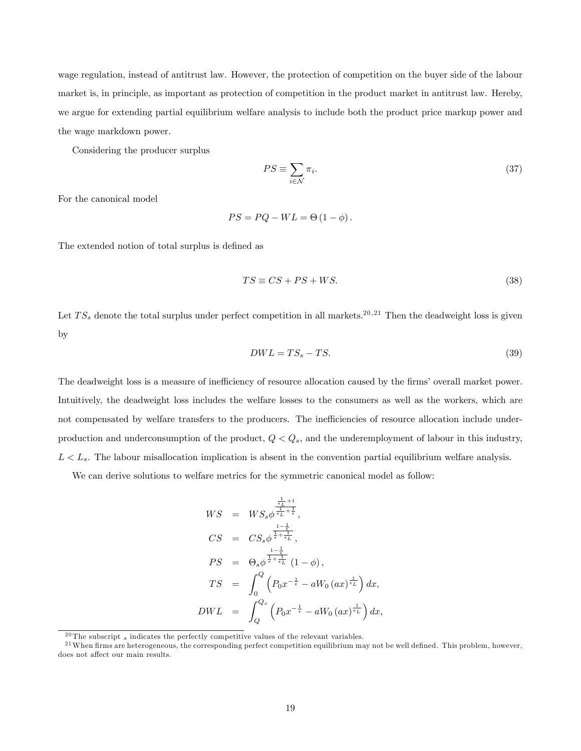wage regulation, instead of antitrust law. However, the protection of competition on the buyer side of the labour market is, in principle, as important as protection of competition in the product market in antitrust law. Hereby, we argue for extending partial equilibrium welfare analysis to include both the product price markup power and the wage markdown power.

Considering the producer surplus

$$PS \equiv \sum_{i \in \mathcal{N}} \pi_i. \tag{37}$$

For the canonical model

$$PS = PQ - WL = \Theta (1 - \phi).$$

The extended notion of total surplus is defined as

$$TS \equiv CS + PS + WS. \tag{38}$$

Let $TS_s$ denote the total surplus under perfect competition in all markets.[20,21] Then the deadweight loss is given by

$$DWL = TS_s - TS. \tag{39}$$

The deadweight loss is a measure of inefficiency of resource allocation caused by the firms' overall market power. Intuitively, the deadweight loss includes the welfare losses to the consumers as well as the workers, which are not compensated by welfare transfers to the producers. The inefficiencies of resource allocation include under-production and underconsumption of the product, $Q < Q_s$, and the underemployment of labour in this industry, $L < L_s$. The labour misallocation implication is absent in the convention partial equilibrium welfare analysis.

We can derive solutions to welfare metrics for the symmetric canonical model as follow:

$$
\begin{aligned}
WS &= WS_s \phi^{\frac{\frac{1}{\epsilon_L}+1}{\frac{1}{\epsilon_L}+\frac{1}{\epsilon}}}, \\
CS &= CS_s \phi^{\frac{1-\frac{1}{\epsilon}}{\frac{1}{\epsilon}+\frac{1}{\epsilon_L}}}, \\
PS &= \Theta_s \phi^{\frac{1-\frac{1}{\epsilon}}{\frac{1}{\epsilon}+\frac{1}{\epsilon_L}}} (1 - \phi), \\
TS &= \int_0^Q \left( P_0 x^{-\frac{1}{\epsilon}} - a W_0 (ax)^{\frac{1}{\epsilon_L}} \right) dx, \\
DWL &= \int_Q^{Q_s} \left( P_0 x^{-\frac{1}{\epsilon}} - a W_0 (ax)^{\frac{1}{\epsilon_L}} \right) dx,
\end{aligned}
$$

[20] The subscript $_s$ indicates the perfectly competitive values of the relevant variables.

[21] When firms are heterogeneous, the corresponding perfect competition equilibrium may not be well defined. This problem, however, does not affect our main results.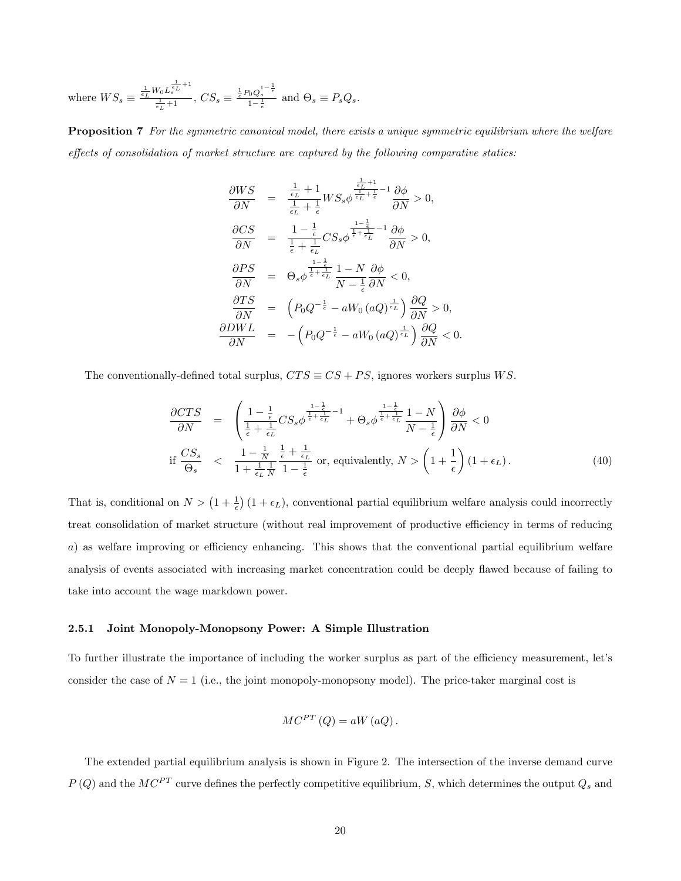where $WS_s \equiv \frac{\frac{1}{\epsilon_L} W_0 L_s^{\frac{1}{\epsilon_L}+1}}{\frac{1}{\epsilon_L}+1}$, $CS_s \equiv \frac{\frac{1}{\epsilon} P_0 Q_s^{1-\frac{1}{\epsilon}}}{1-\frac{1}{\epsilon}}$ and $\Theta_s \equiv P_s Q_s$.

**Proposition 7** *For the symmetric canonical model, there exists a unique symmetric equilibrium where the welfare effects of consolidation of market structure are captured by the following comparative statics:*

$$
\begin{aligned}
\frac{\partial WS}{\partial N} &= \frac{\frac{1}{\epsilon_L}+1}{\frac{1}{\epsilon_L}+\frac{1}{\epsilon}} WS_s \phi^{\frac{\frac{1}{\epsilon_L}+1}{\frac{1}{\epsilon_L}+\frac{1}{\epsilon}}-1} \frac{\partial \phi}{\partial N} > 0, \\
\frac{\partial CS}{\partial N} &= \frac{1-\frac{1}{\epsilon}}{\frac{1}{\epsilon}+\frac{1}{\epsilon_L}} CS_s \phi^{\frac{1-\frac{1}{\epsilon}}{\frac{1}{\epsilon}+\frac{1}{\epsilon_L}}-1} \frac{\partial \phi}{\partial N} > 0, \\
\frac{\partial PS}{\partial N} &= \Theta_s \phi^{\frac{1-\frac{1}{\epsilon}}{\frac{1}{\epsilon}+\frac{1}{\epsilon_L}}} \frac{1-N}{N-\frac{1}{\epsilon}} \frac{\partial \phi}{\partial N} < 0, \\
\frac{\partial TS}{\partial N} &= \left( P_0 Q^{-\frac{1}{\epsilon}} - a W_0 \left(aQ\right)^{\frac{1}{\epsilon_L}} \right) \frac{\partial Q}{\partial N} > 0, \\
\frac{\partial DWL}{\partial N} &= -\left( P_0 Q^{-\frac{1}{\epsilon}} - a W_0 \left(aQ\right)^{\frac{1}{\epsilon_L}} \right) \frac{\partial Q}{\partial N} < 0.
\end{aligned}
$$

The conventionally-defined total surplus, $CTS \equiv CS + PS$, ignores workers surplus $WS$.

$$
\begin{aligned}
\frac{\partial CTS}{\partial N} &= \left( \frac{1-\frac{1}{\epsilon}}{\frac{1}{\epsilon}+\frac{1}{\epsilon_L}} CS_s \phi^{\frac{1-\frac{1}{\epsilon}}{\frac{1}{\epsilon}+\frac{1}{\epsilon_L}}-1} + \Theta_s \phi^{\frac{1-\frac{1}{\epsilon}}{\frac{1}{\epsilon}+\frac{1}{\epsilon_L}}} \frac{1-N}{N-\frac{1}{\epsilon}} \right) \frac{\partial \phi}{\partial N} < 0 \\
\text{if } \frac{CS_s}{\Theta_s} &< \frac{1-\frac{1}{N}}{1+\frac{1}{\epsilon_L}\frac{1}{N}} \frac{\frac{1}{\epsilon}+\frac{1}{\epsilon_L}}{1-\frac{1}{\epsilon}} \text{ or, equivalently, } N > \left(1+\frac{1}{\epsilon}\right)\left(1+\epsilon_L\right). \qquad (40)
\end{aligned}
$$

That is, conditional on $N > \left(1+\frac{1}{\epsilon}\right)\left(1+\epsilon_L\right)$, conventional partial equilibrium welfare analysis could incorrectly treat consolidation of market structure (without real improvement of productive efficiency in terms of reducing $a$) as welfare improving or efficiency enhancing. This shows that the conventional partial equilibrium welfare analysis of events associated with increasing market concentration could be deeply flawed because of failing to take into account the wage markdown power.

### 2.5.1 Joint Monopoly-Monopsony Power: A Simple Illustration

To further illustrate the importance of including the worker surplus as part of the efficiency measurement, let's consider the case of $N = 1$ (i.e., the joint monopoly-monopsony model). The price-taker marginal cost is

$$
MC^{PT}(Q) = aW(aQ).
$$

The extended partial equilibrium analysis is shown in Figure 2. The intersection of the inverse demand curve $P(Q)$ and the $MC^{PT}$ curve defines the perfectly competitive equilibrium, $S$, which determines the output $Q_s$ and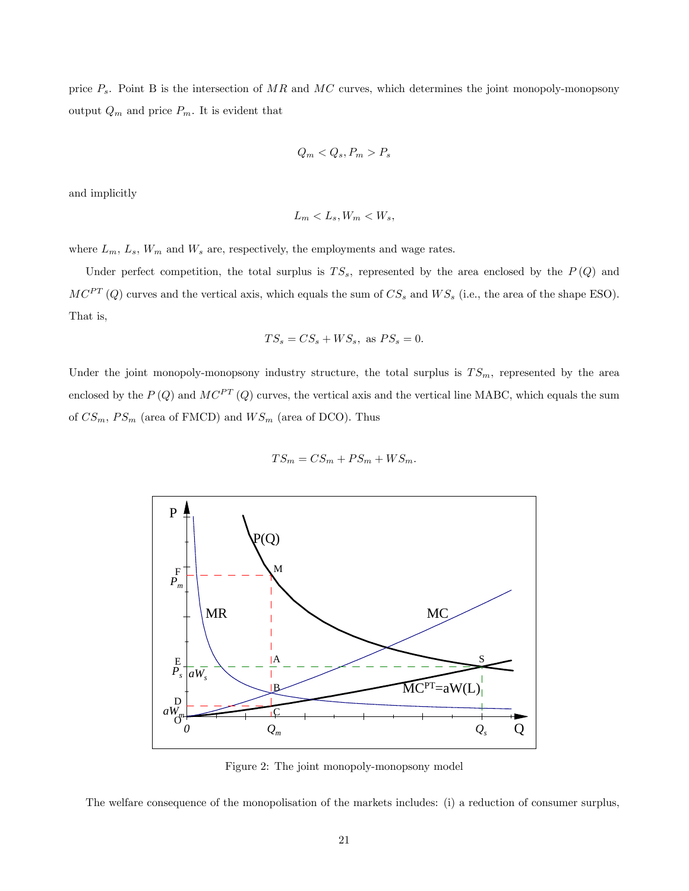price $P_s$. Point B is the intersection of $MR$ and $MC$ curves, which determines the joint monopoly-monopsony output $Q_m$ and price $P_m$. It is evident that

$$Q_m < Q_s, P_m > P_s$$

and implicitly

$$L_m < L_s, W_m < W_s,$$

where $L_m$, $L_s$, $W_m$ and $W_s$ are, respectively, the employments and wage rates.

Under perfect competition, the total surplus is $TS_s$, represented by the area enclosed by the $P(Q)$ and $MC^{PT}(Q)$ curves and the vertical axis, which equals the sum of $CS_s$ and $WS_s$ (i.e., the area of the shape ESO). That is,

$$TS_s = CS_s + WS_s, \text{ as } PS_s = 0.$$

Under the joint monopoly-monopsony industry structure, the total surplus is $TS_m$, represented by the area enclosed by the $P(Q)$ and $MC^{PT}(Q)$ curves, the vertical axis and the vertical line MABC, which equals the sum of $CS_m$, $PS_m$ (area of FMCD) and $WS_m$ (area of DCO). Thus

$$TS_m = CS_m + PS_m + WS_m.$$

Figure 2: The joint monopoly-monopsony model

The welfare consequence of the monopolisation of the markets includes: (i) a reduction of consumer surplus,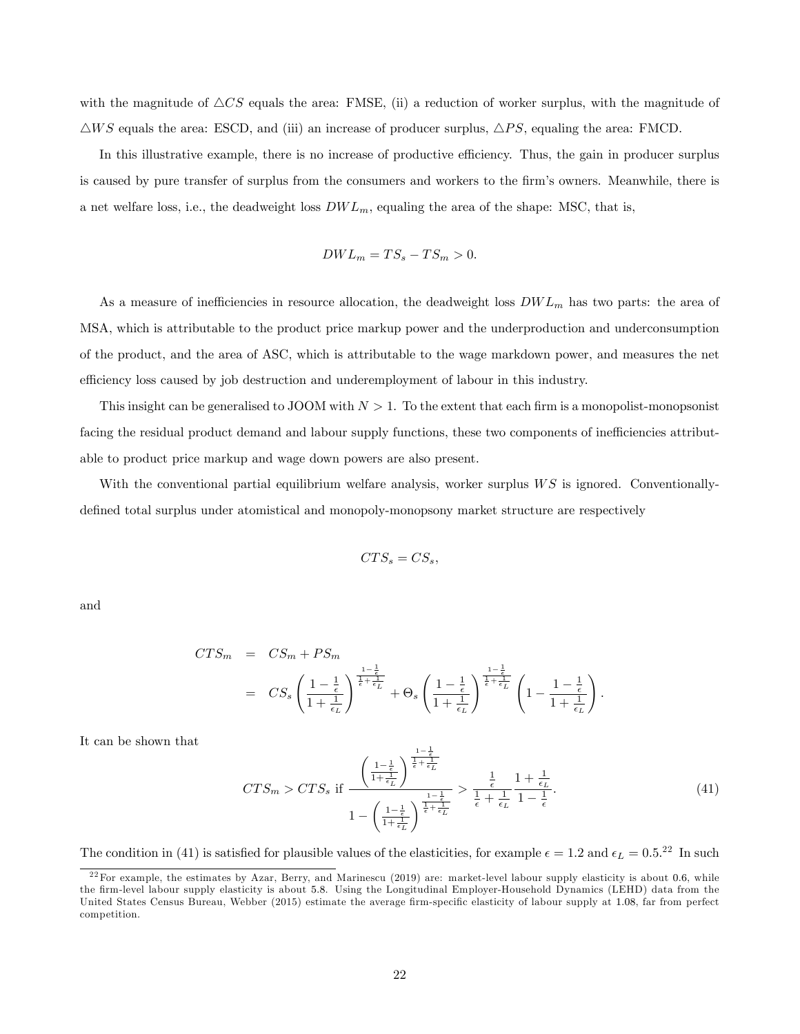with the magnitude of $\triangle CS$ equals the area: FMSE, (ii) a reduction of worker surplus, with the magnitude of $\triangle WS$ equals the area: ESCD, and (iii) an increase of producer surplus, $\triangle PS$, equaling the area: FMCD.

In this illustrative example, there is no increase of productive efficiency. Thus, the gain in producer surplus is caused by pure transfer of surplus from the consumers and workers to the firm's owners. Meanwhile, there is a net welfare loss, i.e., the deadweight loss $DWL_m$, equaling the area of the shape: MSC, that is,

$$DWL_m = TS_s - TS_m > 0.$$

As a measure of inefficiencies in resource allocation, the deadweight loss $DWL_m$ has two parts: the area of MSA, which is attributable to the product price markup power and the underproduction and underconsumption of the product, and the area of ASC, which is attributable to the wage markdown power, and measures the net efficiency loss caused by job destruction and underemployment of labour in this industry.

This insight can be generalised to JOOM with $N > 1$. To the extent that each firm is a monopolist-monopsonist facing the residual product demand and labour supply functions, these two components of inefficiencies attributable to product price markup and wage down powers are also present.

With the conventional partial equilibrium welfare analysis, worker surplus $WS$ is ignored. Conventionally-defined total surplus under atomistical and monopoly-monopsony market structure are respectively

$$CTS_s = CS_s,$$

and

$$\begin{aligned} CTS_m &= CS_m + PS_m \\ &= CS_s \left( \frac{1 - \frac{1}{\epsilon}}{1 + \frac{1}{\epsilon_L}} \right)^{\frac{1 - \frac{1}{\epsilon}}{\frac{1}{\epsilon} + \frac{1}{\epsilon_L}}} + \Theta_s \left( \frac{1 - \frac{1}{\epsilon}}{1 + \frac{1}{\epsilon_L}} \right)^{\frac{1 - \frac{1}{\epsilon}}{\frac{1}{\epsilon} + \frac{1}{\epsilon_L}}} \left( 1 - \frac{1 - \frac{1}{\epsilon}}{1 + \frac{1}{\epsilon_L}} \right). \end{aligned}$$

It can be shown that

$$CTS_m > CTS_s \text{ if } \frac{\left( \frac{1 - \frac{1}{\epsilon}}{1 + \frac{1}{\epsilon_L}} \right)^{\frac{1 - \frac{1}{\epsilon}}{\frac{1}{\epsilon} + \frac{1}{\epsilon_L}}}}{1 - \left( \frac{1 - \frac{1}{\epsilon}}{1 + \frac{1}{\epsilon_L}} \right)^{\frac{1 - \frac{1}{\epsilon}}{\frac{1}{\epsilon} + \frac{1}{\epsilon_L}}}} > \frac{\frac{1}{\epsilon}}{\frac{1}{\epsilon} + \frac{1}{\epsilon_L}} \frac{1 + \frac{1}{\epsilon_L}}{1 - \frac{1}{\epsilon}}. \tag{41}$$

The condition in (41) is satisfied for plausible values of the elasticities, for example $\epsilon = 1.2$ and $\epsilon_L = 0.5$.[22] In such

[22] For example, the estimates by Azar, Berry, and Marinescu (2019) are: market-level labour supply elasticity is about 0.6, while the firm-level labour supply elasticity is about 5.8. Using the Longitudinal Employer-Household Dynamics (LEHD) data from the United States Census Bureau, Webber (2015) estimate the average firm-specific elasticity of labour supply at 1.08, far from perfect competition.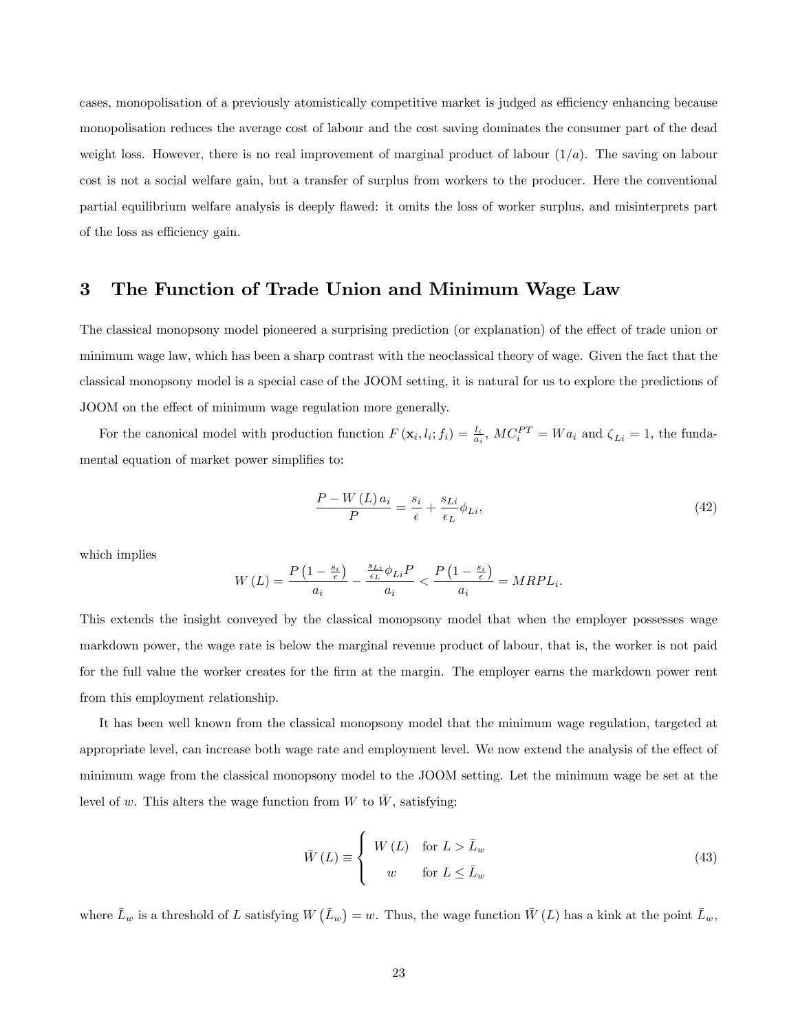cases, monopolisation of a previously atomistically competitive market is judged as efficiency enhancing because monopolisation reduces the average cost of labour and the cost saving dominates the consumer part of the dead weight loss. However, there is no real improvement of marginal product of labour $(1/a)$. The saving on labour cost is not a social welfare gain, but a transfer of surplus from workers to the producer. Here the conventional partial equilibrium welfare analysis is deeply flawed: it omits the loss of worker surplus, and misinterprets part of the loss as efficiency gain.

## 3 The Function of Trade Union and Minimum Wage Law

The classical monopsony model pioneered a surprising prediction (or explanation) of the effect of trade union or minimum wage law, which has been a sharp contrast with the neoclassical theory of wage. Given the fact that the classical monopsony model is a special case of the JOOM setting, it is natural for us to explore the predictions of JOOM on the effect of minimum wage regulation more generally.

For the canonical model with production function $F(\mathbf{x}_i, l_i; f_i) = \frac{l_i}{a_i}$, $MC_i^{PT} = Wa_i$ and $\zeta_{Li} = 1$, the fundamental equation of market power simplifies to:

$$\frac{P - W(L)\,a_i}{P} = \frac{s_i}{\epsilon} + \frac{s_{Li}}{\epsilon_L}\phi_{Li}, \tag{42}$$

which implies

$$W(L) = \frac{P\left(1 - \frac{s_i}{\epsilon}\right)}{a_i} - \frac{\frac{s_{Li}}{\epsilon_L}\phi_{Li}P}{a_i} < \frac{P\left(1 - \frac{s_i}{\epsilon}\right)}{a_i} = MRPL_i.$$

This extends the insight conveyed by the classical monopsony model that when the employer possesses wage markdown power, the wage rate is below the marginal revenue product of labour, that is, the worker is not paid for the full value the worker creates for the firm at the margin. The employer earns the markdown power rent from this employment relationship.

It has been well known from the classical monopsony model that the minimum wage regulation, targeted at appropriate level, can increase both wage rate and employment level. We now extend the analysis of the effect of minimum wage from the classical monopsony model to the JOOM setting. Let the minimum wage be set at the level of $w$. This alters the wage function from $W$ to $\bar{W}$, satisfying:

$$\bar{W}(L) \equiv \begin{cases} W(L) & \text{for } L > \bar{L}_w \\ w & \text{for } L \leq \bar{L}_w \end{cases} \tag{43}$$

where $\bar{L}_w$ is a threshold of $L$ satisfying $W\left(\bar{L}_w\right) = w$. Thus, the wage function $\bar{W}(L)$ has a kink at the point $\bar{L}_w$,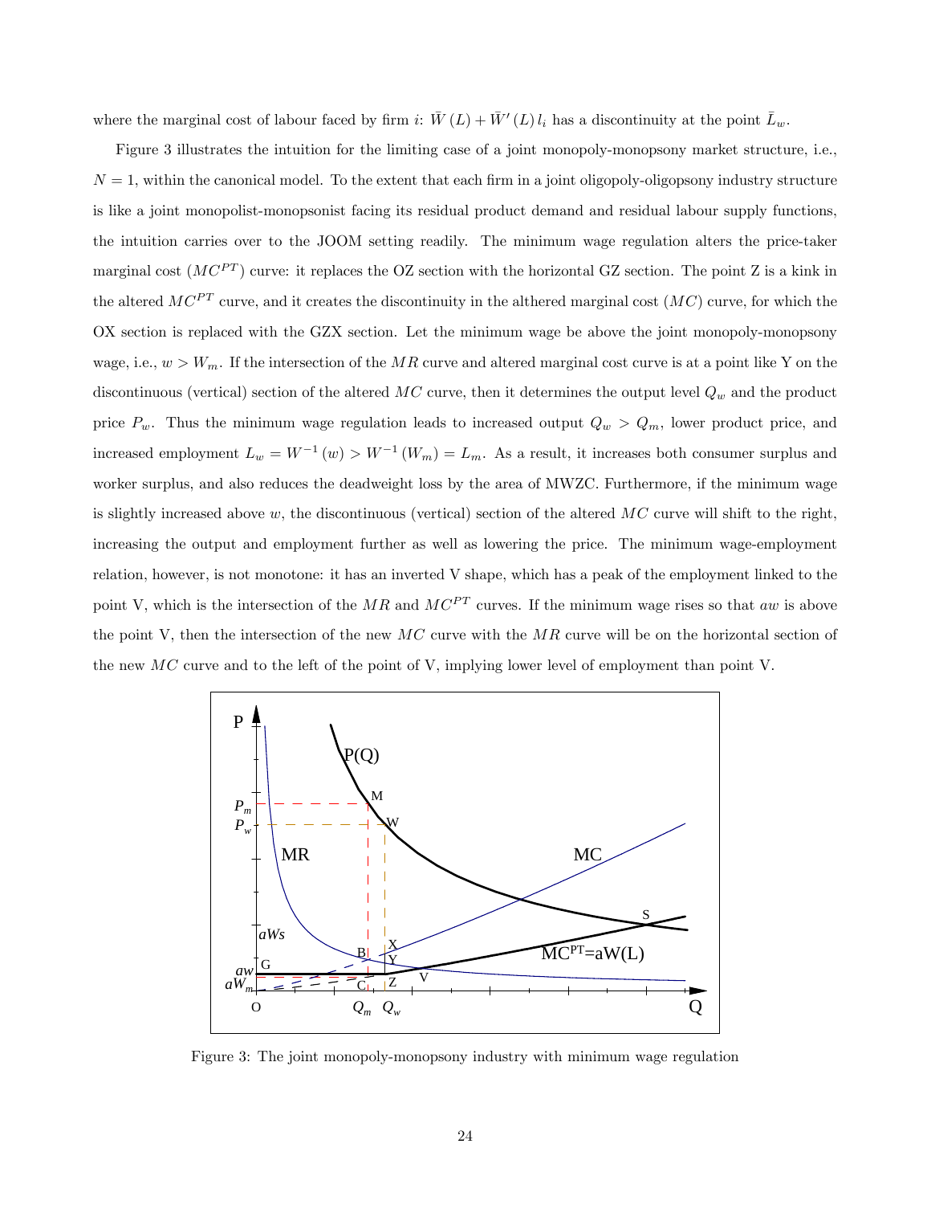where the marginal cost of labour faced by firm $i$: $\bar{W}(L) + \bar{W}'(L) l_i$ has a discontinuity at the point $\bar{L}_w$.

Figure 3 illustrates the intuition for the limiting case of a joint monopoly-monopsony market structure, i.e., $N = 1$, within the canonical model. To the extent that each firm in a joint oligopoly-oligopsony industry structure is like a joint monopolist-monopsonist facing its residual product demand and residual labour supply functions, the intuition carries over to the JOOM setting readily. The minimum wage regulation alters the price-taker marginal cost ($MC^{PT}$) curve: it replaces the OZ section with the horizontal GZ section. The point Z is a kink in the altered $MC^{PT}$ curve, and it creates the discontinuity in the althered marginal cost ($MC$) curve, for which the OX section is replaced with the GZX section. Let the minimum wage be above the joint monopoly-monopsony wage, i.e., $w > W_m$. If the intersection of the $MR$ curve and altered marginal cost curve is at a point like Y on the discontinuous (vertical) section of the altered $MC$ curve, then it determines the output level $Q_w$ and the product price $P_w$. Thus the minimum wage regulation leads to increased output $Q_w > Q_m$, lower product price, and increased employment $L_w = W^{-1}(w) > W^{-1}(W_m) = L_m$. As a result, it increases both consumer surplus and worker surplus, and also reduces the deadweight loss by the area of MWZC. Furthermore, if the minimum wage is slightly increased above $w$, the discontinuous (vertical) section of the altered $MC$ curve will shift to the right, increasing the output and employment further as well as lowering the price. The minimum wage-employment relation, however, is not monotone: it has an inverted V shape, which has a peak of the employment linked to the point V, which is the intersection of the $MR$ and $MC^{PT}$ curves. If the minimum wage rises so that $aw$ is above the point V, then the intersection of the new $MC$ curve with the $MR$ curve will be on the horizontal section of the new $MC$ curve and to the left of the point of V, implying lower level of employment than point V.

Figure 3: The joint monopoly-monopsony industry with minimum wage regulation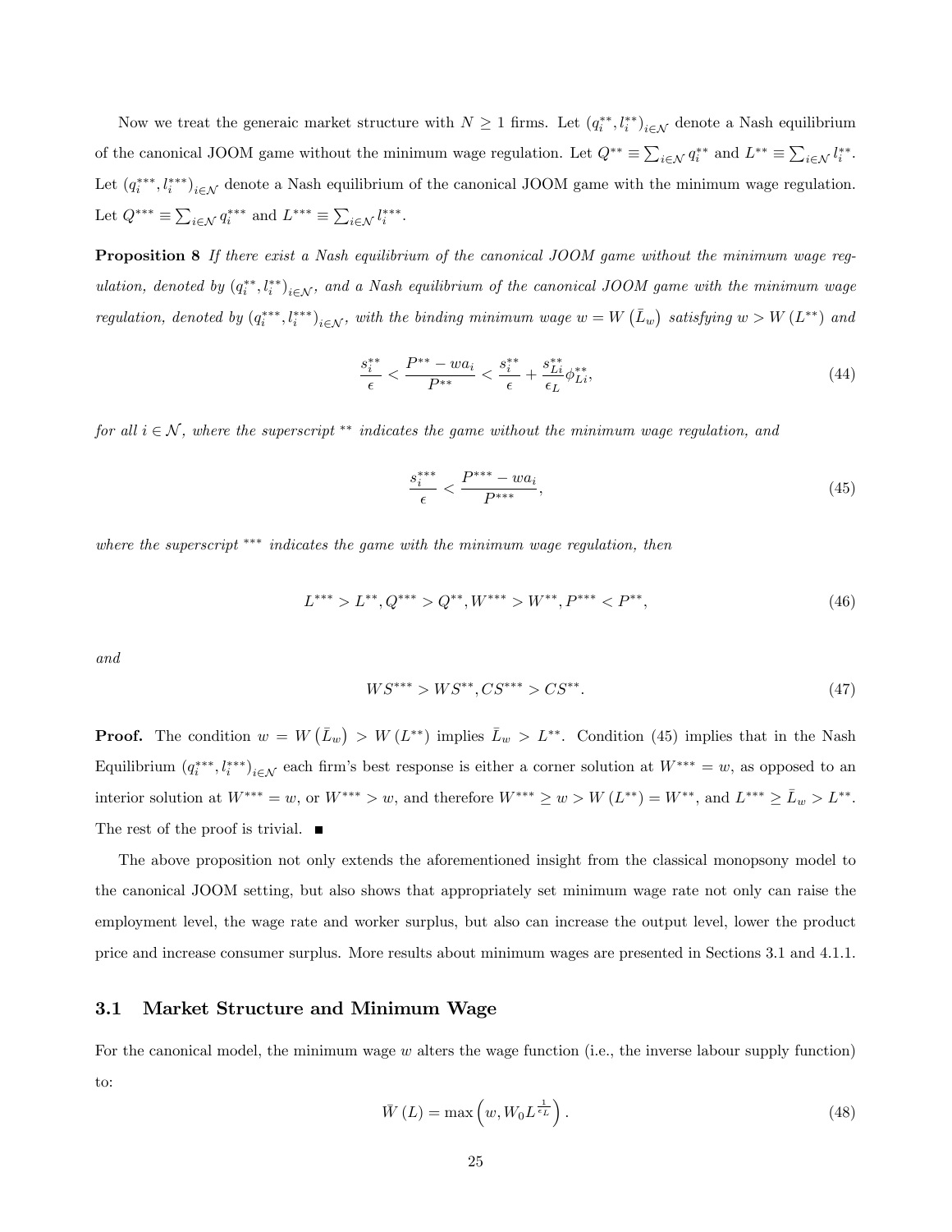Now we treat the generaic market structure with $N \geq 1$ firms. Let $\left(q_i^{**}, l_i^{**}\right)_{i \in \mathcal{N}}$ denote a Nash equilibrium of the canonical JOOM game without the minimum wage regulation. Let $Q^{**} \equiv \sum_{i \in \mathcal{N}} q_i^{**}$ and $L^{**} \equiv \sum_{i \in \mathcal{N}} l_i^{**}$. Let $\left(q_i^{***}, l_i^{***}\right)_{i \in \mathcal{N}}$ denote a Nash equilibrium of the canonical JOOM game with the minimum wage regulation. Let $Q^{***} \equiv \sum_{i \in \mathcal{N}} q_i^{***}$ and $L^{***} \equiv \sum_{i \in \mathcal{N}} l_i^{***}$.

**Proposition 8** *If there exist a Nash equilibrium of the canonical JOOM game without the minimum wage regulation, denoted by $\left(q_i^{**}, l_i^{**}\right)_{i \in \mathcal{N}}$, and a Nash equilibrium of the canonical JOOM game with the minimum wage regulation, denoted by $\left(q_i^{***}, l_i^{***}\right)_{i \in \mathcal{N}}$, with the binding minimum wage $w = W\left(\bar{L}_w\right)$ satisfying $w > W\left(L^{**}\right)$ and*

$$\frac{s_i^{**}}{\epsilon} < \frac{P^{**} - wa_i}{P^{**}} < \frac{s_i^{**}}{\epsilon} + \frac{s_{Li}^{**}}{\epsilon_L}\phi_{Li}^{**}, \tag{44}$$

*for all $i \in \mathcal{N}$, where the superscript $^{**}$ indicates the game without the minimum wage regulation, and*

$$\frac{s_i^{***}}{\epsilon} < \frac{P^{***} - wa_i}{P^{***}}, \tag{45}$$

*where the superscript $^{***}$ indicates the game with the minimum wage regulation, then*

$$L^{***} > L^{**}, Q^{***} > Q^{**}, W^{***} > W^{**}, P^{***} < P^{**}, \tag{46}$$

*and*

$$WS^{***} > WS^{**}, CS^{***} > CS^{**}. \tag{47}$$

**Proof.** The condition $w = W\left(\bar{L}_w\right) > W\left(L^{**}\right)$ implies $\bar{L}_w > L^{**}$. Condition (45) implies that in the Nash Equilibrium $\left(q_i^{***}, l_i^{***}\right)_{i \in \mathcal{N}}$ each firm's best response is either a corner solution at $W^{***} = w$, as opposed to an interior solution at $W^{***} = w$, or $W^{***} > w$, and therefore $W^{***} \geq w > W\left(L^{**}\right) = W^{**}$, and $L^{***} \geq \bar{L}_w > L^{**}$. The rest of the proof is trivial. ■

The above proposition not only extends the aforementioned insight from the classical monopsony model to the canonical JOOM setting, but also shows that appropriately set minimum wage rate not only can raise the employment level, the wage rate and worker surplus, but also can increase the output level, lower the product price and increase consumer surplus. More results about minimum wages are presented in Sections 3.1 and 4.1.1.

## 3.1 Market Structure and Minimum Wage

For the canonical model, the minimum wage $w$ alters the wage function (i.e., the inverse labour supply function) to:

$$\bar{W}(L) = \max\left(w, W_0 L^{\frac{1}{\epsilon_L}}\right). \tag{48}$$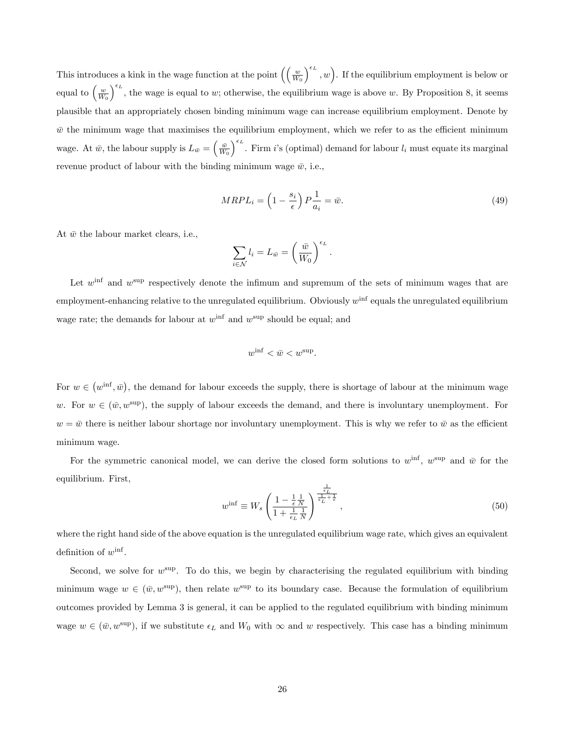This introduces a kink in the wage function at the point $\left(\left(\frac{w}{W_0}\right)^{\epsilon_L}, w\right)$. If the equilibrium employment is below or equal to $\left(\frac{w}{W_0}\right)^{\epsilon_L}$, the wage is equal to $w$; otherwise, the equilibrium wage is above $w$. By Proposition 8, it seems plausible that an appropriately chosen binding minimum wage can increase equilibrium employment. Denote by $\bar{w}$ the minimum wage that maximises the equilibrium employment, which we refer to as the efficient minimum wage. At $\bar{w}$, the labour supply is $L_{\bar{w}} = \left(\frac{\bar{w}}{W_0}\right)^{\epsilon_L}$. Firm $i$'s (optimal) demand for labour $l_i$ must equate its marginal revenue product of labour with the binding minimum wage $\bar{w}$, i.e.,

$$MRPL_i = \left(1 - \frac{s_i}{\epsilon}\right) P \frac{1}{a_i} = \bar{w}. \tag{49}$$

At $\bar{w}$ the labour market clears, i.e.,

$$\sum_{i \in \mathcal{N}} l_i = L_{\bar{w}} = \left(\frac{\bar{w}}{W_0}\right)^{\epsilon_L}.$$

Let $w^{\inf}$ and $w^{\sup}$ respectively denote the infimum and supremum of the sets of minimum wages that are employment-enhancing relative to the unregulated equilibrium. Obviously $w^{\inf}$ equals the unregulated equilibrium wage rate; the demands for labour at $w^{\inf}$ and $w^{\sup}$ should be equal; and

$$w^{\inf} < \bar{w} < w^{\sup}.$$

For $w \in \left(w^{\inf}, \bar{w}\right)$, the demand for labour exceeds the supply, there is shortage of labour at the minimum wage $w$. For $w \in (\bar{w}, w^{\sup})$, the supply of labour exceeds the demand, and there is involuntary unemployment. For $w = \bar{w}$ there is neither labour shortage nor involuntary unemployment. This is why we refer to $\bar{w}$ as the efficient minimum wage.

For the symmetric canonical model, we can derive the closed form solutions to $w^{\inf}$, $w^{\sup}$ and $\bar{w}$ for the equilibrium. First,

$$w^{\inf} \equiv W_s \left(\frac{1 - \frac{1}{\epsilon}\frac{1}{N}}{1 + \frac{1}{\epsilon_L}\frac{1}{N}}\right)^{\frac{\frac{1}{\epsilon_L}}{\frac{1}{\epsilon_L} + \frac{1}{\epsilon}}}, \tag{50}$$

where the right hand side of the above equation is the unregulated equilibrium wage rate, which gives an equivalent definition of $w^{\inf}$.

Second, we solve for $w^{\sup}$. To do this, we begin by characterising the regulated equilibrium with binding minimum wage $w \in (\bar{w}, w^{\sup})$, then relate $w^{\sup}$ to its boundary case. Because the formulation of equilibrium outcomes provided by Lemma 3 is general, it can be applied to the regulated equilibrium with binding minimum wage $w \in (\bar{w}, w^{\sup})$, if we substitute $\epsilon_L$ and $W_0$ with $\infty$ and $w$ respectively. This case has a binding minimum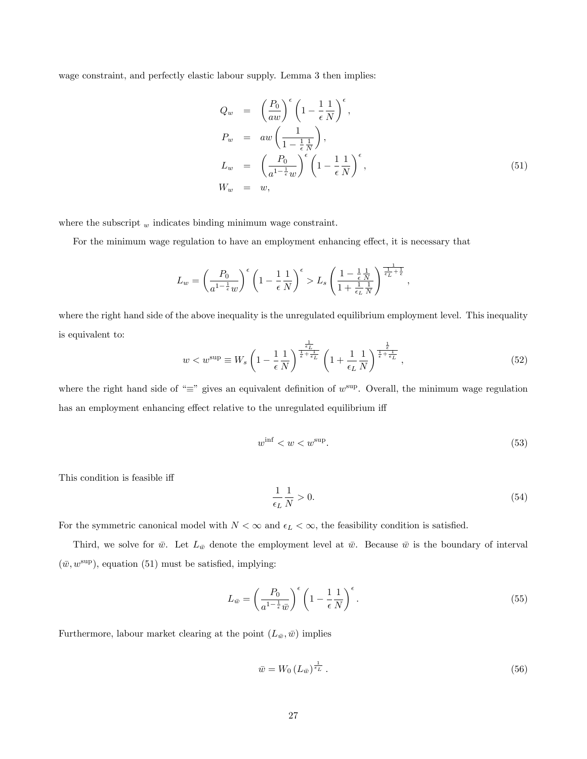wage constraint, and perfectly elastic labour supply. Lemma 3 then implies:

$$
\begin{aligned}
Q_w &= \left(\frac{P_0}{aw}\right)^{\epsilon}\left(1-\frac{1}{\epsilon}\frac{1}{N}\right)^{\epsilon}, \\
P_w &= aw\left(\frac{1}{1-\frac{1}{\epsilon}\frac{1}{N}}\right), \\
L_w &= \left(\frac{P_0}{a^{1-\frac{1}{\epsilon}}w}\right)^{\epsilon}\left(1-\frac{1}{\epsilon}\frac{1}{N}\right)^{\epsilon}, \\
W_w &= w,
\end{aligned}
\tag{51}
$$

where the subscript $_w$ indicates binding minimum wage constraint.

For the minimum wage regulation to have an employment enhancing effect, it is necessary that

$$
L_w = \left(\frac{P_0}{a^{1-\frac{1}{\epsilon}}w}\right)^{\epsilon}\left(1-\frac{1}{\epsilon}\frac{1}{N}\right)^{\epsilon} > L_s\left(\frac{1-\frac{1}{\epsilon}\frac{1}{N}}{1+\frac{1}{\epsilon_L}\frac{1}{N}}\right)^{\frac{1}{\frac{1}{\epsilon_L}+\frac{1}{\epsilon}}},
$$

where the right hand side of the above inequality is the unregulated equilibrium employment level. This inequality is equivalent to:

$$
w < w^{\sup} \equiv W_s\left(1-\frac{1}{\epsilon}\frac{1}{N}\right)^{\frac{\frac{1}{\epsilon_L}}{\frac{1}{\epsilon}+\frac{1}{\epsilon_L}}}\left(1+\frac{1}{\epsilon_L}\frac{1}{N}\right)^{\frac{\frac{1}{\epsilon}}{\frac{1}{\epsilon}+\frac{1}{\epsilon_L}}}, \tag{52}
$$

where the right hand side of "$\equiv$" gives an equivalent definition of $w^{\sup}$. Overall, the minimum wage regulation has an employment enhancing effect relative to the unregulated equilibrium iff

$$
w^{\inf} < w < w^{\sup}. \tag{53}
$$

This condition is feasible iff

$$
\frac{1}{\epsilon_L}\frac{1}{N} > 0. \tag{54}
$$

For the symmetric canonical model with $N < \infty$ and $\epsilon_L < \infty$, the feasibility condition is satisfied.

Third, we solve for $\bar{w}$. Let $L_{\bar{w}}$ denote the employment level at $\bar{w}$. Because $\bar{w}$ is the boundary of interval $(\bar{w}, w^{\sup})$, equation (51) must be satisfied, implying:

$$
L_{\bar{w}} = \left(\frac{P_0}{a^{1-\frac{1}{\epsilon}}\bar{w}}\right)^{\epsilon}\left(1-\frac{1}{\epsilon}\frac{1}{N}\right)^{\epsilon}. \tag{55}
$$

Furthermore, labour market clearing at the point $(L_{\bar{w}}, \bar{w})$ implies

$$
\bar{w} = W_0\left(L_{\bar{w}}\right)^{\frac{1}{\epsilon_L}}. \tag{56}
$$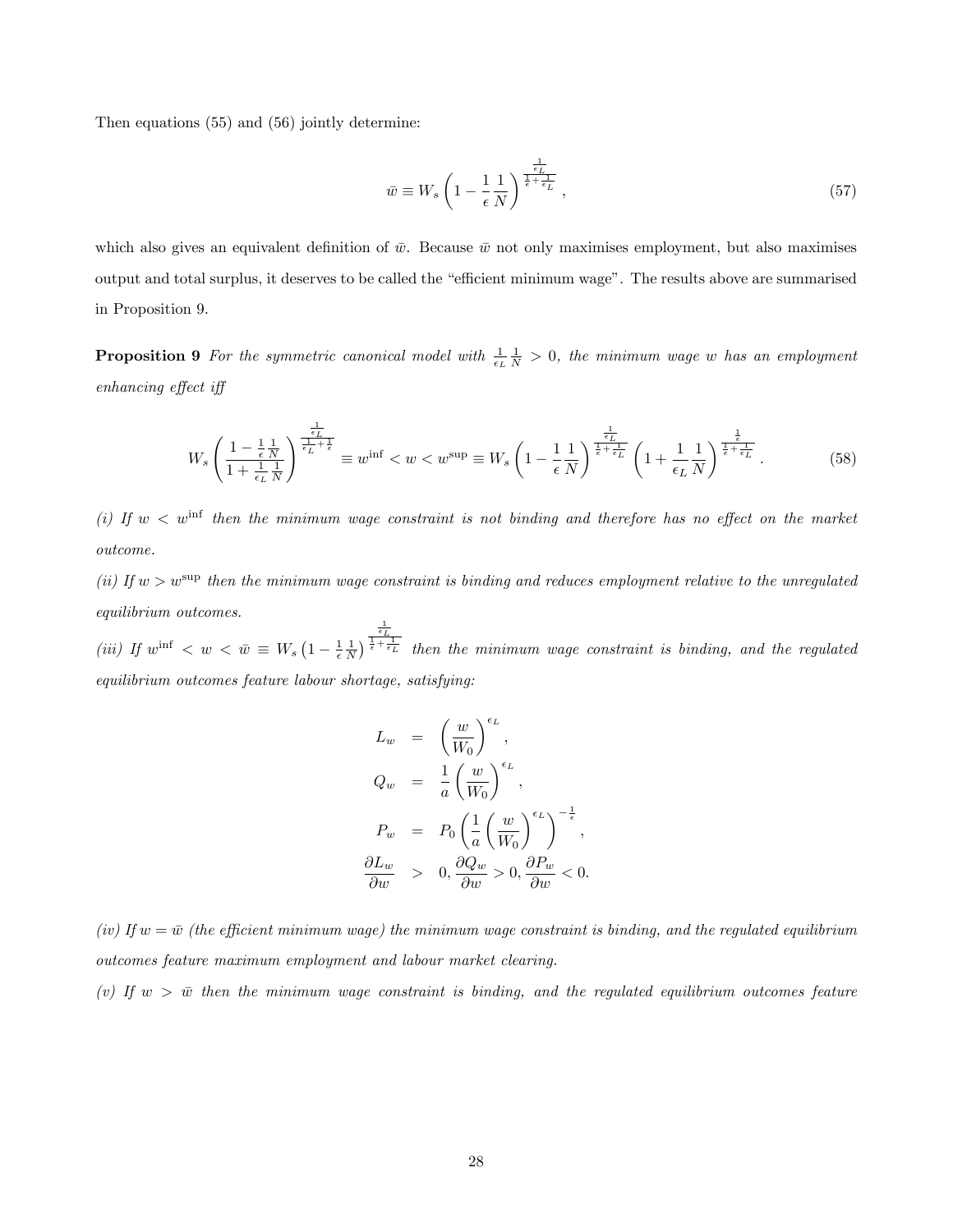Then equations (55) and (56) jointly determine:

$$\bar{w} \equiv W_s \left(1 - \frac{1}{\epsilon}\frac{1}{N}\right)^{\frac{\frac{1}{\epsilon_L}}{\frac{1}{\epsilon}+\frac{1}{\epsilon_L}}}, \tag{57}$$

which also gives an equivalent definition of $\bar{w}$. Because $\bar{w}$ not only maximises employment, but also maximises output and total surplus, it deserves to be called the "efficient minimum wage". The results above are summarised in Proposition 9.

**Proposition 9** *For the symmetric canonical model with $\frac{1}{\epsilon_L}\frac{1}{N} > 0$, the minimum wage $w$ has an employment enhancing effect iff*

$$W_s \left(\frac{1 - \frac{1}{\epsilon}\frac{1}{N}}{1 + \frac{1}{\epsilon_L}\frac{1}{N}}\right)^{\frac{\frac{1}{\epsilon_L}}{\frac{1}{\epsilon_L}+\frac{1}{\epsilon}}} \equiv w^{\inf} < w < w^{\sup} \equiv W_s \left(1 - \frac{1}{\epsilon}\frac{1}{N}\right)^{\frac{\frac{1}{\epsilon_L}}{\frac{1}{\epsilon}+\frac{1}{\epsilon_L}}} \left(1 + \frac{1}{\epsilon_L}\frac{1}{N}\right)^{\frac{\frac{1}{\epsilon}}{\frac{1}{\epsilon}+\frac{1}{\epsilon_L}}}. \tag{58}$$

*(i) If $w < w^{\inf}$ then the minimum wage constraint is not binding and therefore has no effect on the market outcome.*

*(ii) If $w > w^{\sup}$ then the minimum wage constraint is binding and reduces employment relative to the unregulated equilibrium outcomes.*

*(iii) If $w^{\inf} < w < \bar{w} \equiv W_s \left(1 - \frac{1}{\epsilon}\frac{1}{N}\right)^{\frac{\frac{1}{\epsilon_L}}{\frac{1}{\epsilon}+\frac{1}{\epsilon_L}}}$ then the minimum wage constraint is binding, and the regulated equilibrium outcomes feature labour shortage, satisfying:*

$$\begin{aligned}
L_w &= \left(\frac{w}{W_0}\right)^{\epsilon_L}, \\
Q_w &= \frac{1}{a}\left(\frac{w}{W_0}\right)^{\epsilon_L}, \\
P_w &= P_0 \left(\frac{1}{a}\left(\frac{w}{W_0}\right)^{\epsilon_L}\right)^{-\frac{1}{\epsilon}}, \\
\frac{\partial L_w}{\partial w} &> 0, \frac{\partial Q_w}{\partial w} > 0, \frac{\partial P_w}{\partial w} < 0.
\end{aligned}$$

*(iv) If $w = \bar{w}$ (the efficient minimum wage) the minimum wage constraint is binding, and the regulated equilibrium outcomes feature maximum employment and labour market clearing.*

*(v) If $w > \bar{w}$ then the minimum wage constraint is binding, and the regulated equilibrium outcomes feature*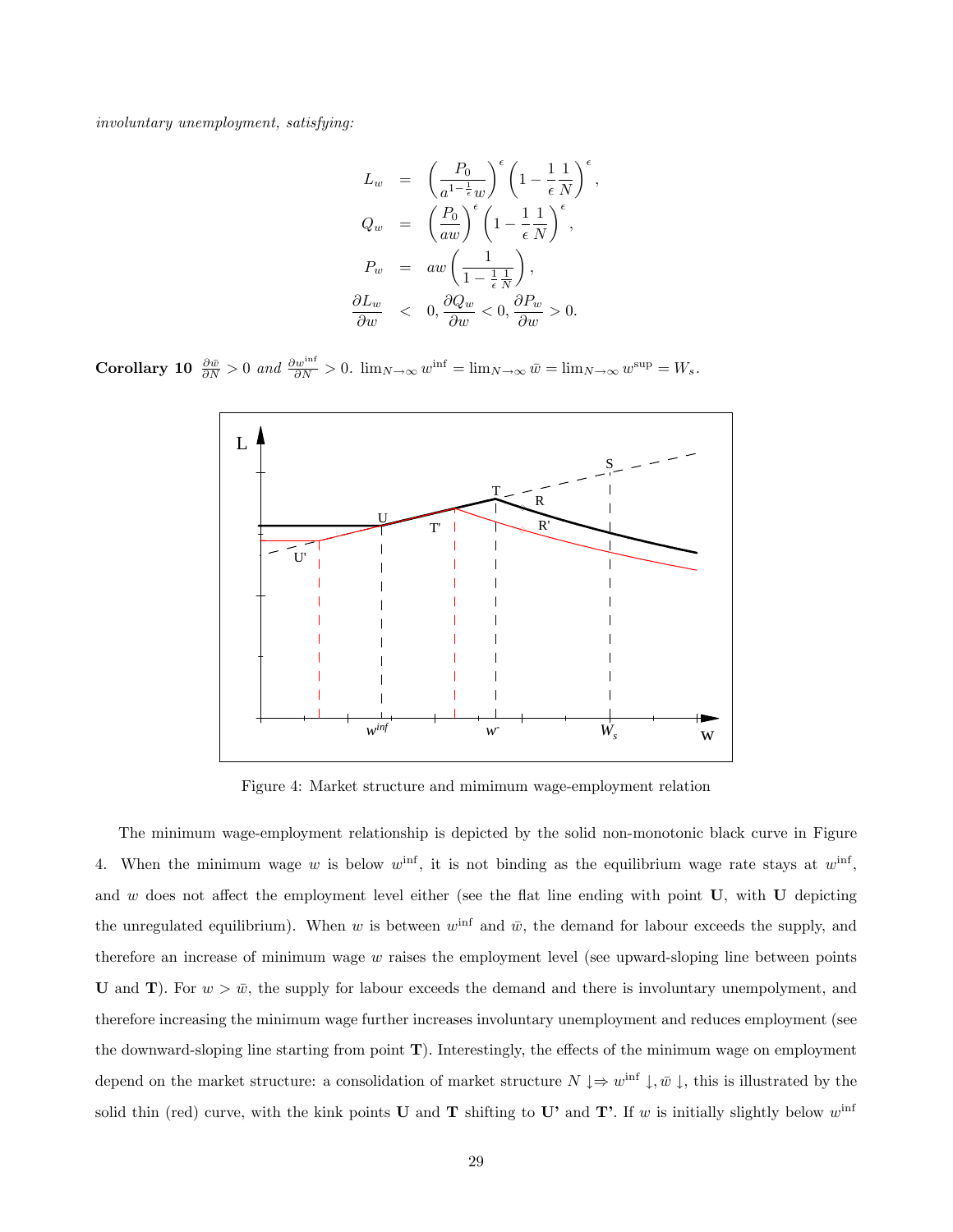*involuntary unemployment, satisfying:*

$$
\begin{aligned}
L_w &= \left(\frac{P_0}{a^{1-\frac{1}{\epsilon}}w}\right)^{\epsilon}\left(1-\frac{1}{\epsilon}\frac{1}{N}\right)^{\epsilon}, \\
Q_w &= \left(\frac{P_0}{aw}\right)^{\epsilon}\left(1-\frac{1}{\epsilon}\frac{1}{N}\right)^{\epsilon}, \\
P_w &= aw\left(\frac{1}{1-\frac{1}{\epsilon}\frac{1}{N}}\right), \\
\frac{\partial L_w}{\partial w} &< 0, \frac{\partial Q_w}{\partial w} < 0, \frac{\partial P_w}{\partial w} > 0.
\end{aligned}
$$

**Corollary 10** $\frac{\partial \bar{w}}{\partial N} > 0$ *and* $\frac{\partial w^{\inf}}{\partial N} > 0$. $\lim_{N\to\infty} w^{\inf} = \lim_{N\to\infty} \bar{w} = \lim_{N\to\infty} w^{\sup} = W_s$.

Figure 4: Market structure and mimimum wage-employment relation

The minimum wage-employment relationship is depicted by the solid non-monotonic black curve in Figure 4. When the minimum wage $w$ is below $w^{\inf}$, it is not binding as the equilibrium wage rate stays at $w^{\inf}$, and $w$ does not affect the employment level either (see the flat line ending with point **U**, with **U** depicting the unregulated equilibrium). When $w$ is between $w^{\inf}$ and $\bar{w}$, the demand for labour exceeds the supply, and therefore an increase of minimum wage $w$ raises the employment level (see upward-sloping line between points **U** and **T**). For $w > \bar{w}$, the supply for labour exceeds the demand and there is involuntary unempolyment, and therefore increasing the minimum wage further increases involuntary unemployment and reduces employment (see the downward-sloping line starting from point **T**). Interestingly, the effects of the minimum wage on employment depend on the market structure: a consolidation of market structure $N \downarrow \Rightarrow w^{\inf} \downarrow, \bar{w} \downarrow$, this is illustrated by the solid thin (red) curve, with the kink points **U** and **T** shifting to **U'** and **T'**. If $w$ is initially slightly below $w^{\inf}$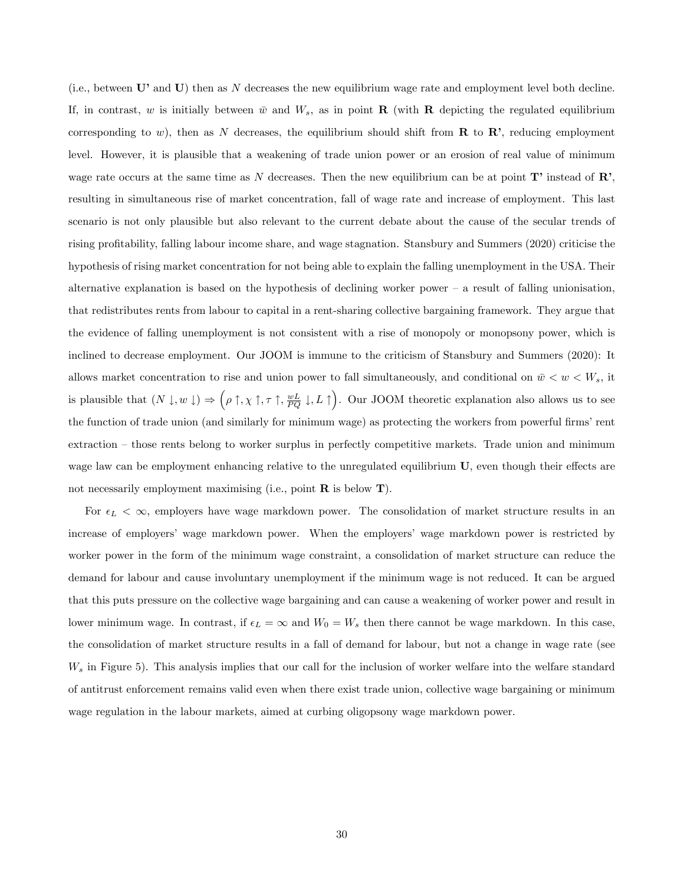(i.e., between **U'** and **U**) then as $N$ decreases the new equilibrium wage rate and employment level both decline. If, in contrast, $w$ is initially between $\bar{w}$ and $W_s$, as in point **R** (with **R** depicting the regulated equilibrium corresponding to $w$), then as $N$ decreases, the equilibrium should shift from **R** to **R'**, reducing employment level. However, it is plausible that a weakening of trade union power or an erosion of real value of minimum wage rate occurs at the same time as $N$ decreases. Then the new equilibrium can be at point **T'** instead of **R'**, resulting in simultaneous rise of market concentration, fall of wage rate and increase of employment. This last scenario is not only plausible but also relevant to the current debate about the cause of the secular trends of rising profitability, falling labour income share, and wage stagnation. Stansbury and Summers (2020) criticise the hypothesis of rising market concentration for not being able to explain the falling unemployment in the USA. Their alternative explanation is based on the hypothesis of declining worker power – a result of falling unionisation, that redistributes rents from labour to capital in a rent-sharing collective bargaining framework. They argue that the evidence of falling unemployment is not consistent with a rise of monopoly or monopsony power, which is inclined to decrease employment. Our JOOM is immune to the criticism of Stansbury and Summers (2020): It allows market concentration to rise and union power to fall simultaneously, and conditional on $\bar{w} < w < W_s$, it is plausible that $(N \downarrow, w \downarrow) \Rightarrow \left(\rho \uparrow, \chi \uparrow, \tau \uparrow, \frac{wL}{PQ} \downarrow, L \uparrow\right)$. Our JOOM theoretic explanation also allows us to see the function of trade union (and similarly for minimum wage) as protecting the workers from powerful firms' rent extraction – those rents belong to worker surplus in perfectly competitive markets. Trade union and minimum wage law can be employment enhancing relative to the unregulated equilibrium **U**, even though their effects are not necessarily employment maximising (i.e., point **R** is below **T**).

For $\epsilon_L < \infty$, employers have wage markdown power. The consolidation of market structure results in an increase of employers' wage markdown power. When the employers' wage markdown power is restricted by worker power in the form of the minimum wage constraint, a consolidation of market structure can reduce the demand for labour and cause involuntary unemployment if the minimum wage is not reduced. It can be argued that this puts pressure on the collective wage bargaining and can cause a weakening of worker power and result in lower minimum wage. In contrast, if $\epsilon_L = \infty$ and $W_0 = W_s$ then there cannot be wage markdown. In this case, the consolidation of market structure results in a fall of demand for labour, but not a change in wage rate (see $W_s$ in Figure 5). This analysis implies that our call for the inclusion of worker welfare into the welfare standard of antitrust enforcement remains valid even when there exist trade union, collective wage bargaining or minimum wage regulation in the labour markets, aimed at curbing oligopsony wage markdown power.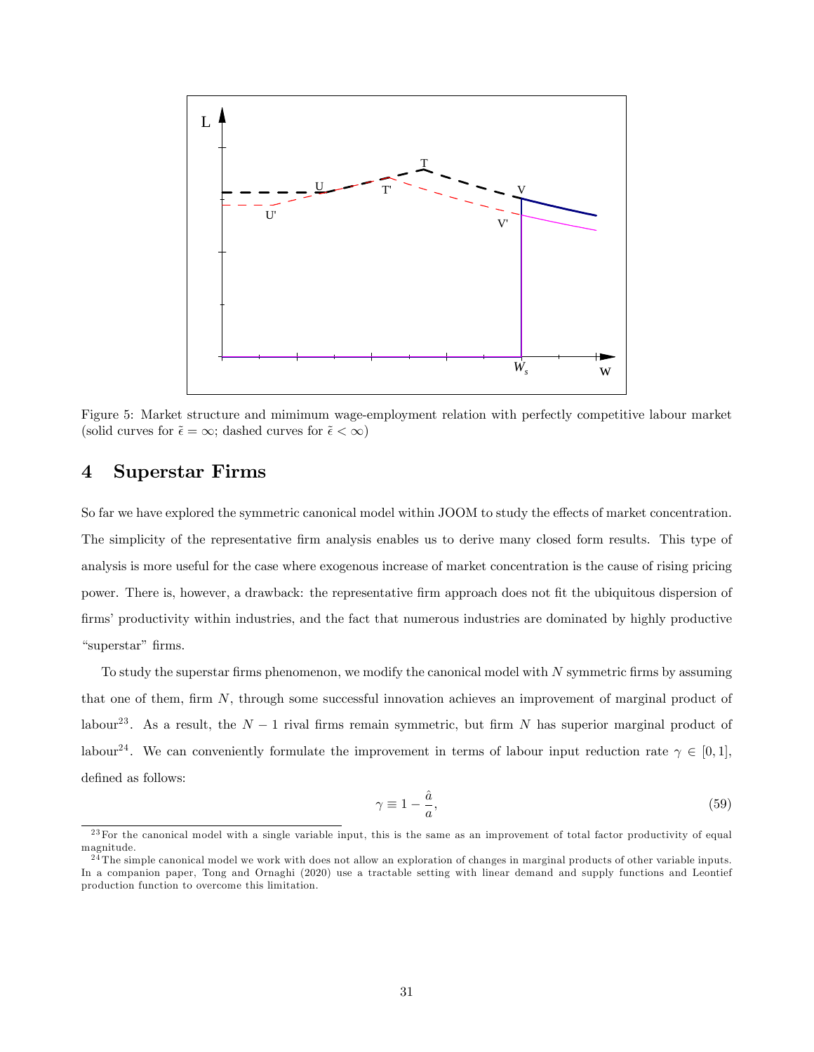Figure 5: Market structure and mimimum wage-employment relation with perfectly competitive labour market (solid curves for $\tilde{\epsilon} = \infty$; dashed curves for $\tilde{\epsilon} < \infty$)

# 4 Superstar Firms

So far we have explored the symmetric canonical model within JOOM to study the effects of market concentration. The simplicity of the representative firm analysis enables us to derive many closed form results. This type of analysis is more useful for the case where exogenous increase of market concentration is the cause of rising pricing power. There is, however, a drawback: the representative firm approach does not fit the ubiquitous dispersion of firms' productivity within industries, and the fact that numerous industries are dominated by highly productive "superstar" firms.

To study the superstar firms phenomenon, we modify the canonical model with $N$ symmetric firms by assuming that one of them, firm $N$, through some successful innovation achieves an improvement of marginal product of labour[23]. As a result, the $N-1$ rival firms remain symmetric, but firm $N$ has superior marginal product of labour[24]. We can conveniently formulate the improvement in terms of labour input reduction rate $\gamma \in [0, 1]$, defined as follows:

$$\gamma \equiv 1 - \frac{\hat{a}}{a}, \tag{59}$$

[23] For the canonical model with a single variable input, this is the same as an improvement of total factor productivity of equal magnitude.

[24] The simple canonical model we work with does not allow an exploration of changes in marginal products of other variable inputs. In a companion paper, Tong and Ornaghi (2020) use a tractable setting with linear demand and supply functions and Leontief production function to overcome this limitation.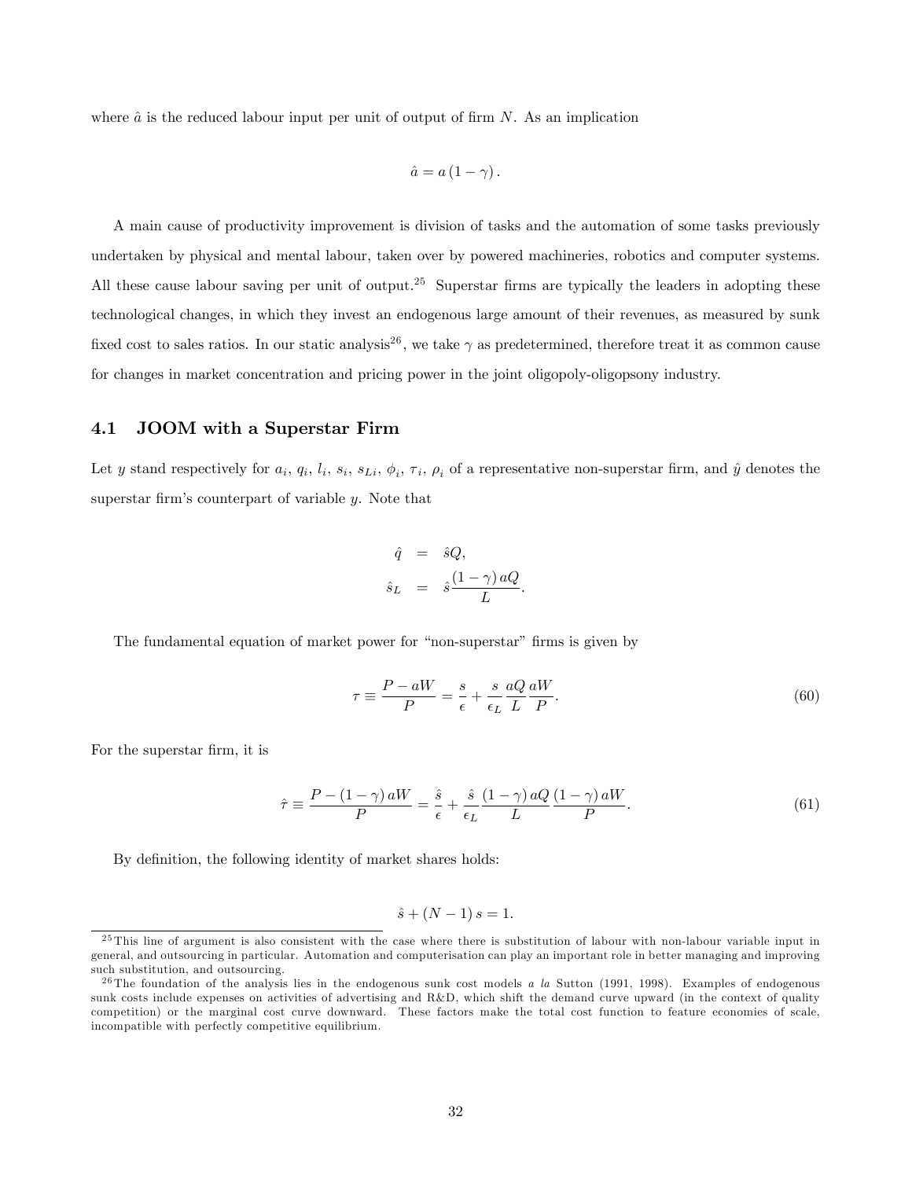where $\hat{a}$ is the reduced labour input per unit of output of firm $N$. As an implication

$$\hat{a} = a(1-\gamma).$$

A main cause of productivity improvement is division of tasks and the automation of some tasks previously undertaken by physical and mental labour, taken over by powered machineries, robotics and computer systems. All these cause labour saving per unit of output.[25] Superstar firms are typically the leaders in adopting these technological changes, in which they invest an endogenous large amount of their revenues, as measured by sunk fixed cost to sales ratios. In our static analysis[26], we take $\gamma$ as predetermined, therefore treat it as common cause for changes in market concentration and pricing power in the joint oligopoly-oligopsony industry.

## 4.1 JOOM with a Superstar Firm

Let $y$ stand respectively for $a_i$, $q_i$, $l_i$, $s_i$, $s_{Li}$, $\phi_i$, $\tau_i$, $\rho_i$ of a representative non-superstar firm, and $\hat{y}$ denotes the superstar firm's counterpart of variable $y$. Note that

$$\begin{aligned}
\hat{q} &= \hat{s}Q, \\
\hat{s}_L &= \hat{s}\frac{(1-\gamma)aQ}{L}.
\end{aligned}$$

The fundamental equation of market power for "non-superstar" firms is given by

$$\tau \equiv \frac{P - aW}{P} = \frac{s}{\epsilon} + \frac{s}{\epsilon_L}\frac{aQ}{L}\frac{aW}{P}. \tag{60}$$

For the superstar firm, it is

$$\hat{\tau} \equiv \frac{P - (1-\gamma)aW}{P} = \frac{\hat{s}}{\epsilon} + \frac{\hat{s}}{\epsilon_L}\frac{(1-\gamma)aQ}{L}\frac{(1-\gamma)aW}{P}. \tag{61}$$

By definition, the following identity of market shares holds:

$$\hat{s} + (N-1)s = 1.$$

---

[25] This line of argument is also consistent with the case where there is substitution of labour with non-labour variable input in general, and outsourcing in particular. Automation and computerisation can play an important role in better managing and improving such substitution, and outsourcing.

[26] The foundation of the analysis lies in the endogenous sunk cost models *a la* Sutton (1991, 1998). Examples of endogenous sunk costs include expenses on activities of advertising and R&D, which shift the demand curve upward (in the context of quality competition) or the marginal cost curve downward. These factors make the total cost function to feature economies of scale, incompatible with perfectly competitive equilibrium.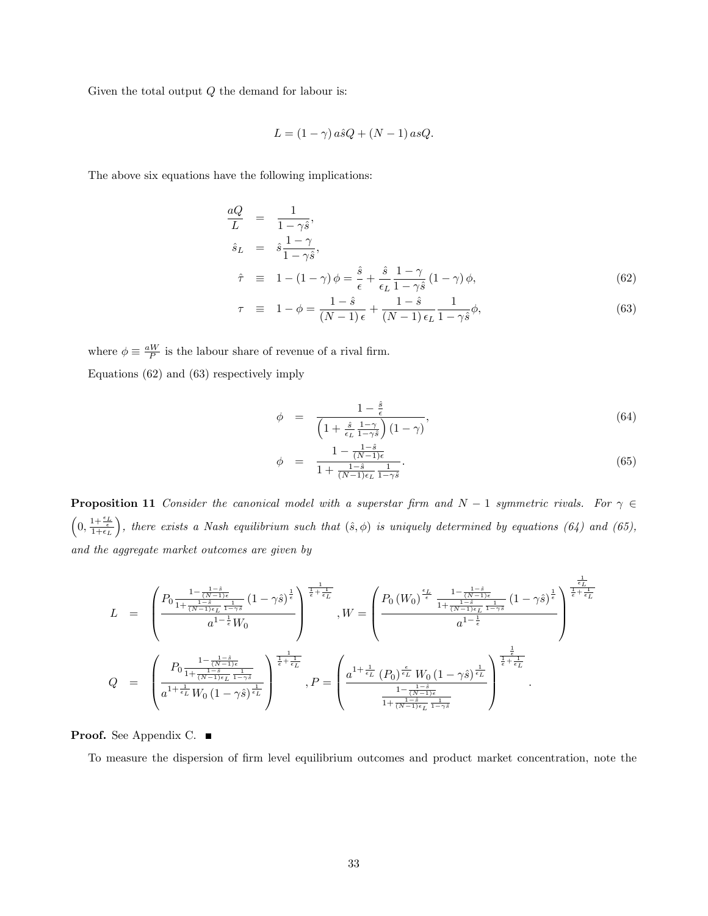Given the total output $Q$ the demand for labour is:

$$L = (1-\gamma)\, a\hat{s}Q + (N-1)\, asQ.$$

The above six equations have the following implications:

$$
\begin{aligned}
\frac{aQ}{L} &= \frac{1}{1-\gamma\hat{s}}, \\
\hat{s}_L &= \hat{s}\frac{1-\gamma}{1-\gamma\hat{s}}, \\
\hat{\tau} &\equiv 1-(1-\gamma)\,\phi = \frac{\hat{s}}{\epsilon} + \frac{\hat{s}}{\epsilon_L}\frac{1-\gamma}{1-\gamma\hat{s}}\,(1-\gamma)\,\phi, \qquad (62)\\
\tau &\equiv 1-\phi = \frac{1-\hat{s}}{(N-1)\,\epsilon} + \frac{1-\hat{s}}{(N-1)\,\epsilon_L}\frac{1}{1-\gamma\hat{s}}\phi, \qquad (63)
\end{aligned}
$$

where $\phi \equiv \frac{aW}{P}$ is the labour share of revenue of a rival firm.

Equations (62) and (63) respectively imply

$$
\begin{aligned}
\phi &= \frac{1-\frac{\hat{s}}{\epsilon}}{\left(1+\frac{\hat{s}}{\epsilon_L}\frac{1-\gamma}{1-\gamma\hat{s}}\right)(1-\gamma)}, \qquad (64)\\
\phi &= \frac{1-\frac{1-\hat{s}}{(N-1)\epsilon}}{1+\frac{1-\hat{s}}{(N-1)\epsilon_L}\frac{1}{1-\gamma\hat{s}}}. \qquad (65)
\end{aligned}
$$

**Proposition 11** *Consider the canonical model with a superstar firm and $N-1$ symmetric rivals. For $\gamma \in \left(0, \frac{1+\frac{\epsilon_L}{\epsilon}}{1+\epsilon_L}\right)$, there exists a Nash equilibrium such that $(\hat{s}, \phi)$ is uniquely determined by equations (64) and (65), and the aggregate market outcomes are given by*

$$
L = \left(\frac{P_0 \frac{1-\frac{1-\hat{s}}{(N-1)\epsilon}}{1+\frac{1-\hat{s}}{(N-1)\epsilon_L}\frac{1}{1-\gamma\hat{s}}}(1-\gamma\hat{s})^{\frac{1}{\epsilon}}}{a^{1-\frac{1}{\epsilon}}W_0}\right)^{\frac{1}{\frac{1}{\epsilon}+\frac{1}{\epsilon_L}}}, W = \left(\frac{P_0 (W_0)^{\frac{\epsilon_L}{\epsilon}} \frac{1-\frac{1-\hat{s}}{(N-1)\epsilon}}{1+\frac{1-\hat{s}}{(N-1)\epsilon_L}\frac{1}{1-\gamma\hat{s}}}(1-\gamma\hat{s})^{\frac{1}{\epsilon}}}{a^{1-\frac{1}{\epsilon}}}\right)^{\frac{\frac{1}{\epsilon_L}}{\frac{1}{\epsilon}+\frac{1}{\epsilon_L}}}
$$

$$
Q = \left(\frac{P_0 \frac{1-\frac{1-\hat{s}}{(N-1)\epsilon}}{1+\frac{1-\hat{s}}{(N-1)\epsilon_L}\frac{1}{1-\gamma\hat{s}}}}{a^{1+\frac{1}{\epsilon_L}}W_0(1-\gamma\hat{s})^{\frac{1}{\epsilon_L}}}\right)^{\frac{1}{\frac{1}{\epsilon}+\frac{1}{\epsilon_L}}}, P = \left(\frac{a^{1+\frac{1}{\epsilon_L}}(P_0)^{\frac{\epsilon}{\epsilon_L}} W_0 (1-\gamma\hat{s})^{\frac{1}{\epsilon_L}}}{\frac{1-\frac{1-\hat{s}}{(N-1)\epsilon}}{1+\frac{1-\hat{s}}{(N-1)\epsilon_L}\frac{1}{1-\gamma\hat{s}}}}\right)^{\frac{\frac{1}{\epsilon}}{\frac{1}{\epsilon}+\frac{1}{\epsilon_L}}}.
$$

**Proof.** See Appendix C. ∎

To measure the dispersion of firm level equilibrium outcomes and product market concentration, note the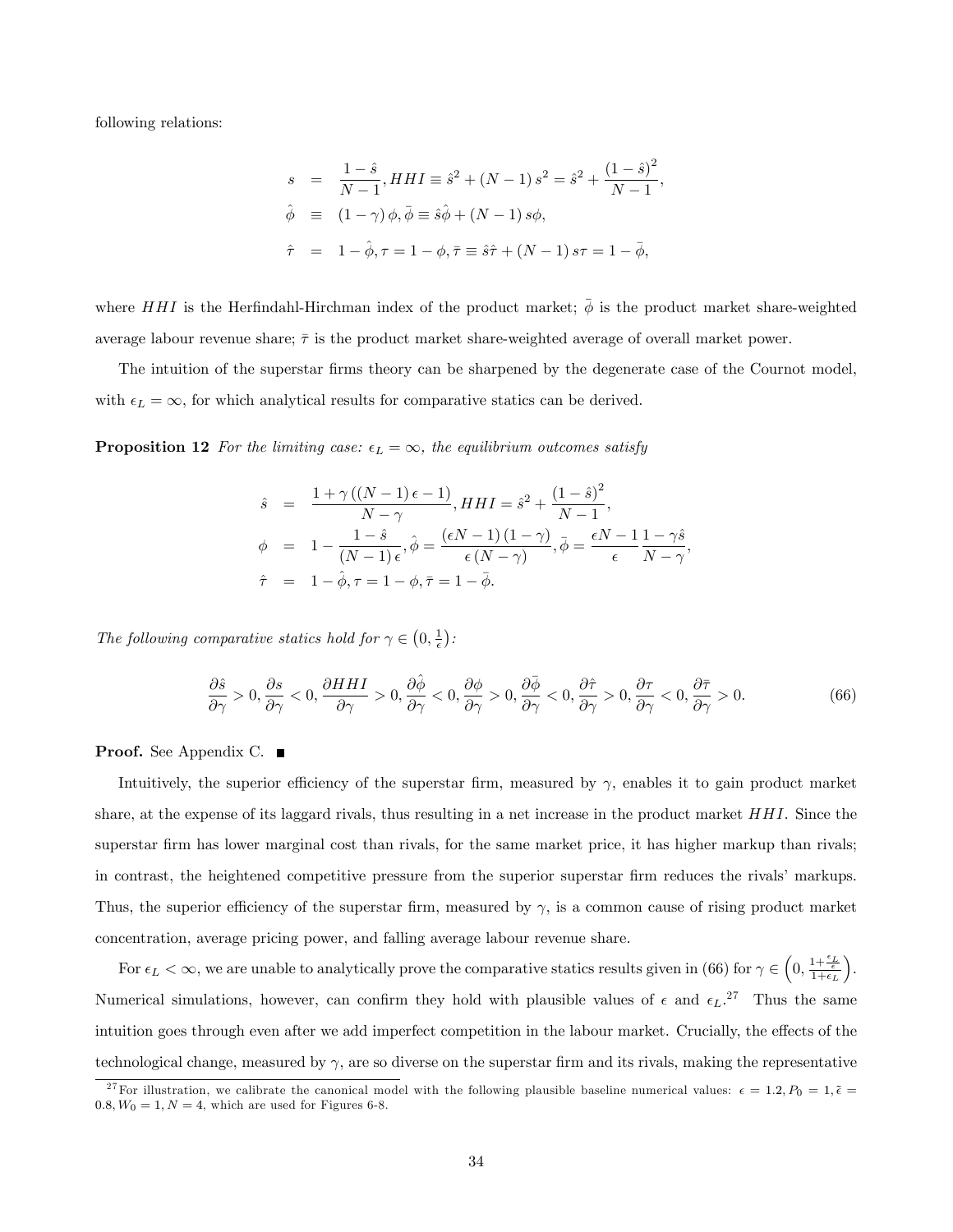following relations:

$$
\begin{aligned}
s &= \frac{1-\hat{s}}{N-1}, HHI \equiv \hat{s}^2 + (N-1)s^2 = \hat{s}^2 + \frac{(1-\hat{s})^2}{N-1}, \\
\hat{\phi} &\equiv (1-\gamma)\phi, \bar{\phi} \equiv \hat{s}\hat{\phi} + (N-1)s\phi, \\
\hat{\tau} &= 1-\hat{\phi}, \tau = 1-\phi, \bar{\tau} \equiv \hat{s}\hat{\tau} + (N-1)s\tau = 1-\bar{\phi},
\end{aligned}
$$

where $HHI$ is the Herfindahl-Hirchman index of the product market; $\bar{\phi}$ is the product market share-weighted average labour revenue share; $\bar{\tau}$ is the product market share-weighted average of overall market power.

The intuition of the superstar firms theory can be sharpened by the degenerate case of the Cournot model, with $\epsilon_L = \infty$, for which analytical results for comparative statics can be derived.

**Proposition 12** *For the limiting case: $\epsilon_L = \infty$, the equilibrium outcomes satisfy*

$$
\begin{aligned}
\hat{s} &= \frac{1+\gamma((N-1)\epsilon - 1)}{N-\gamma}, HHI = \hat{s}^2 + \frac{(1-\hat{s})^2}{N-1}, \\
\phi &= 1 - \frac{1-\hat{s}}{(N-1)\epsilon}, \hat{\phi} = \frac{(\epsilon N - 1)(1-\gamma)}{\epsilon(N-\gamma)}, \bar{\phi} = \frac{\epsilon N - 1}{\epsilon}\frac{1-\gamma\hat{s}}{N-\gamma}, \\
\hat{\tau} &= 1-\hat{\phi}, \tau = 1-\phi, \bar{\tau} = 1-\bar{\phi}.
\end{aligned}
$$

*The following comparative statics hold for $\gamma \in \left(0, \frac{1}{\epsilon}\right)$:*

$$
\frac{\partial \hat{s}}{\partial \gamma} > 0, \frac{\partial s}{\partial \gamma} < 0, \frac{\partial HHI}{\partial \gamma} > 0, \frac{\partial \hat{\phi}}{\partial \gamma} < 0, \frac{\partial \phi}{\partial \gamma} > 0, \frac{\partial \bar{\phi}}{\partial \gamma} < 0, \frac{\partial \hat{\tau}}{\partial \gamma} > 0, \frac{\partial \tau}{\partial \gamma} < 0, \frac{\partial \bar{\tau}}{\partial \gamma} > 0. \tag{66}
$$

**Proof.** See Appendix C. ∎

Intuitively, the superior efficiency of the superstar firm, measured by $\gamma$, enables it to gain product market share, at the expense of its laggard rivals, thus resulting in a net increase in the product market $HHI$. Since the superstar firm has lower marginal cost than rivals, for the same market price, it has higher markup than rivals; in contrast, the heightened competitive pressure from the superior superstar firm reduces the rivals' markups. Thus, the superior efficiency of the superstar firm, measured by $\gamma$, is a common cause of rising product market concentration, average pricing power, and falling average labour revenue share.

For $\epsilon_L < \infty$, we are unable to analytically prove the comparative statics results given in (66) for $\gamma \in \left(0, \frac{1+\frac{\epsilon_L}{\epsilon}}{1+\epsilon_L}\right)$. Numerical simulations, however, can confirm they hold with plausible values of $\epsilon$ and $\epsilon_L$.[27] Thus the same intuition goes through even after we add imperfect competition in the labour market. Crucially, the effects of the technological change, measured by $\gamma$, are so diverse on the superstar firm and its rivals, making the representative

[27] For illustration, we calibrate the canonical model with the following plausible baseline numerical values: $\epsilon = 1.2, P_0 = 1, \bar{\epsilon} = 0.8, W_0 = 1, N = 4$, which are used for Figures 6-8.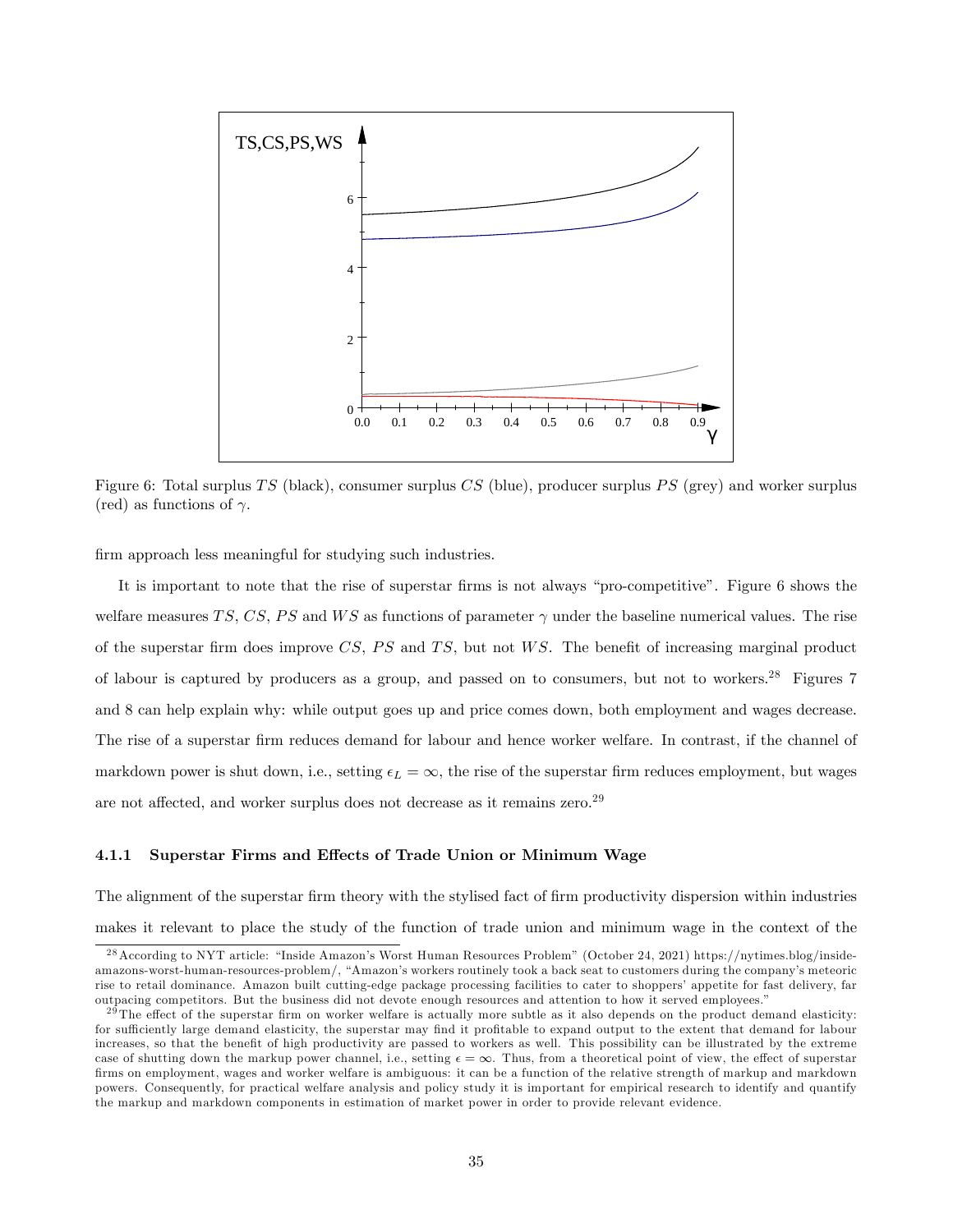Figure 6: Total surplus $TS$ (black), consumer surplus $CS$ (blue), producer surplus $PS$ (grey) and worker surplus (red) as functions of $\gamma$.

firm approach less meaningful for studying such industries.

It is important to note that the rise of superstar firms is not always "pro-competitive". Figure 6 shows the welfare measures $TS$, $CS$, $PS$ and $WS$ as functions of parameter $\gamma$ under the baseline numerical values. The rise of the superstar firm does improve $CS$, $PS$ and $TS$, but not $WS$. The benefit of increasing marginal product of labour is captured by producers as a group, and passed on to consumers, but not to workers.[28] Figures 7 and 8 can help explain why: while output goes up and price comes down, both employment and wages decrease. The rise of a superstar firm reduces demand for labour and hence worker welfare. In contrast, if the channel of markdown power is shut down, i.e., setting $\epsilon_L = \infty$, the rise of the superstar firm reduces employment, but wages are not affected, and worker surplus does not decrease as it remains zero.[29]

### 4.1.1 Superstar Firms and Effects of Trade Union or Minimum Wage

The alignment of the superstar firm theory with the stylised fact of firm productivity dispersion within industries makes it relevant to place the study of the function of trade union and minimum wage in the context of the

[28] According to NYT article: "Inside Amazon's Worst Human Resources Problem" (October 24, 2021) https://nytimes.blog/inside-amazons-worst-human-resources-problem/, "Amazon's workers routinely took a back seat to customers during the company's meteoric rise to retail dominance. Amazon built cutting-edge package processing facilities to cater to shoppers' appetite for fast delivery, far outpacing competitors. But the business did not devote enough resources and attention to how it served employees."

[29] The effect of the superstar firm on worker welfare is actually more subtle as it also depends on the product demand elasticity: for sufficiently large demand elasticity, the superstar may find it profitable to expand output to the extent that demand for labour increases, so that the benefit of high productivity are passed to workers as well. This possibility can be illustrated by the extreme case of shutting down the markup power channel, i.e., setting $\epsilon = \infty$. Thus, from a theoretical point of view, the effect of superstar firms on employment, wages and worker welfare is ambiguous: it can be a function of the relative strength of markup and markdown powers. Consequently, for practical welfare analysis and policy study it is important for empirical research to identify and quantify the markup and markdown components in estimation of market power in order to provide relevant evidence.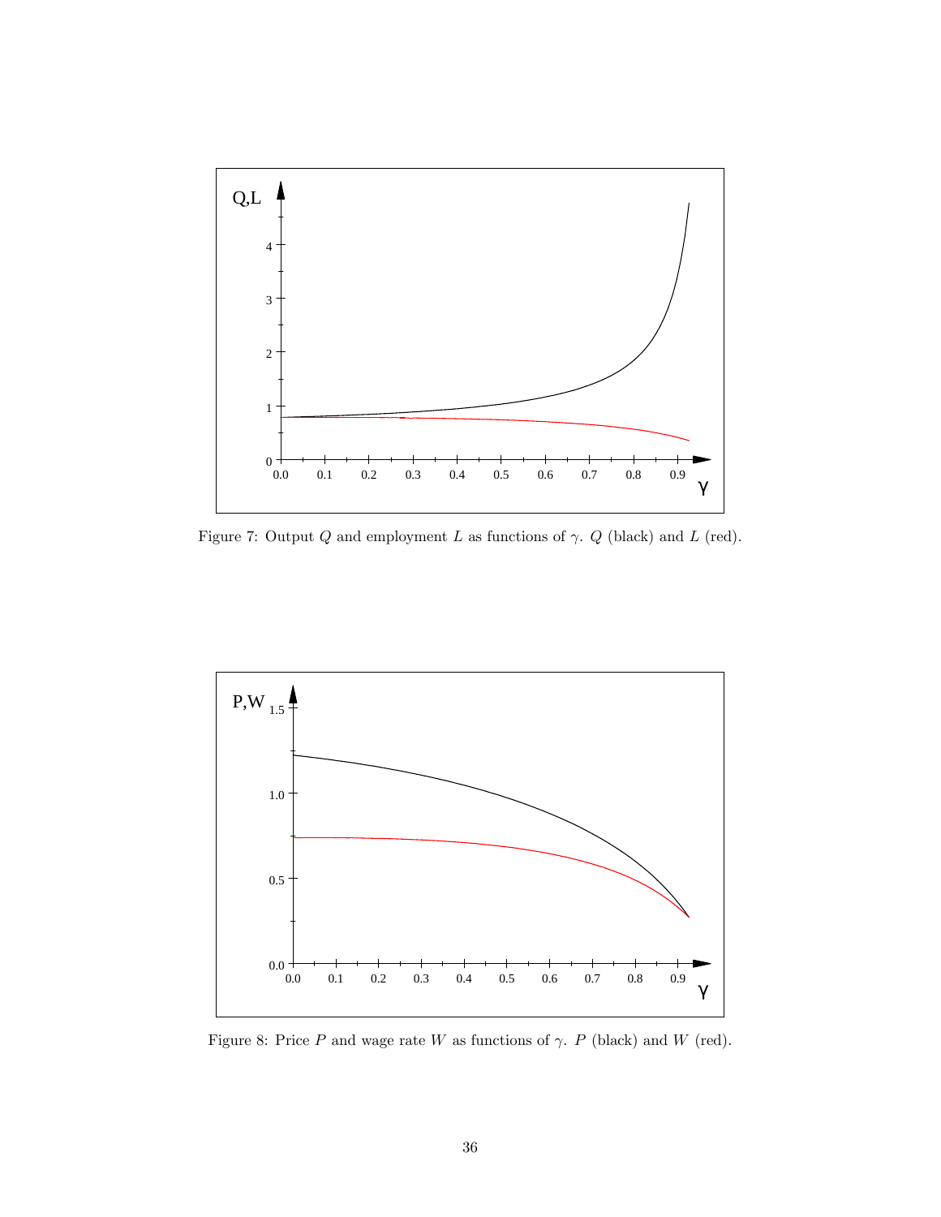Figure 7: Output $Q$ and employment $L$ as functions of $\gamma$. $Q$ (black) and $L$ (red).

Figure 8: Price $P$ and wage rate $W$ as functions of $\gamma$. $P$ (black) and $W$ (red).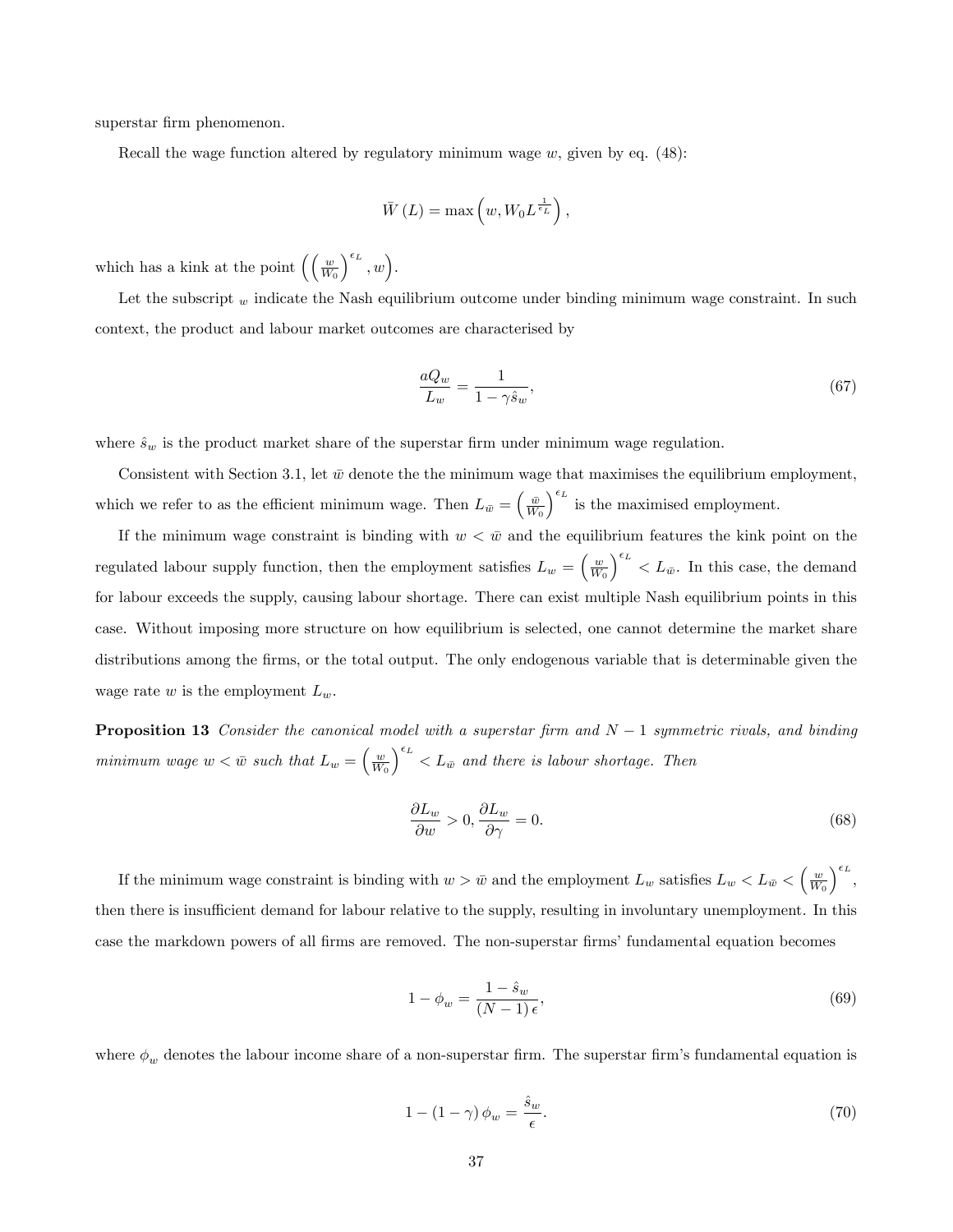superstar firm phenomenon.

Recall the wage function altered by regulatory minimum wage $w$, given by eq. (48):

$$\bar{W}(L) = \max\left(w, W_0 L^{\frac{1}{\epsilon_L}}\right),$$

which has a kink at the point $\left(\left(\frac{w}{W_0}\right)^{\epsilon_L}, w\right)$.

Let the subscript $_w$ indicate the Nash equilibrium outcome under binding minimum wage constraint. In such context, the product and labour market outcomes are characterised by

$$\frac{aQ_w}{L_w} = \frac{1}{1-\gamma\hat{s}_w}, \tag{67}$$

where $\hat{s}_w$ is the product market share of the superstar firm under minimum wage regulation.

Consistent with Section 3.1, let $\bar{w}$ denote the the minimum wage that maximises the equilibrium employment, which we refer to as the efficient minimum wage. Then $L_{\bar{w}} = \left(\frac{\bar{w}}{W_0}\right)^{\epsilon_L}$ is the maximised employment.

If the minimum wage constraint is binding with $w < \bar{w}$ and the equilibrium features the kink point on the regulated labour supply function, then the employment satisfies $L_w = \left(\frac{w}{W_0}\right)^{\epsilon_L} < L_{\bar{w}}$. In this case, the demand for labour exceeds the supply, causing labour shortage. There can exist multiple Nash equilibrium points in this case. Without imposing more structure on how equilibrium is selected, one cannot determine the market share distributions among the firms, or the total output. The only endogenous variable that is determinable given the wage rate $w$ is the employment $L_w$.

**Proposition 13** *Consider the canonical model with a superstar firm and $N-1$ symmetric rivals, and binding minimum wage $w < \bar{w}$ such that $L_w = \left(\frac{w}{W_0}\right)^{\epsilon_L} < L_{\bar{w}}$ and there is labour shortage. Then*

$$\frac{\partial L_w}{\partial w} > 0, \frac{\partial L_w}{\partial \gamma} = 0. \tag{68}$$

If the minimum wage constraint is binding with $w > \bar{w}$ and the employment $L_w$ satisfies $L_w < L_{\bar{w}} < \left(\frac{w}{W_0}\right)^{\epsilon_L}$, then there is insufficient demand for labour relative to the supply, resulting in involuntary unemployment. In this case the markdown powers of all firms are removed. The non-superstar firms' fundamental equation becomes

$$1 - \phi_w = \frac{1-\hat{s}_w}{(N-1)\,\epsilon}, \tag{69}$$

where $\phi_w$ denotes the labour income share of a non-superstar firm. The superstar firm's fundamental equation is

$$1 - (1-\gamma)\,\phi_w = \frac{\hat{s}_w}{\epsilon}. \tag{70}$$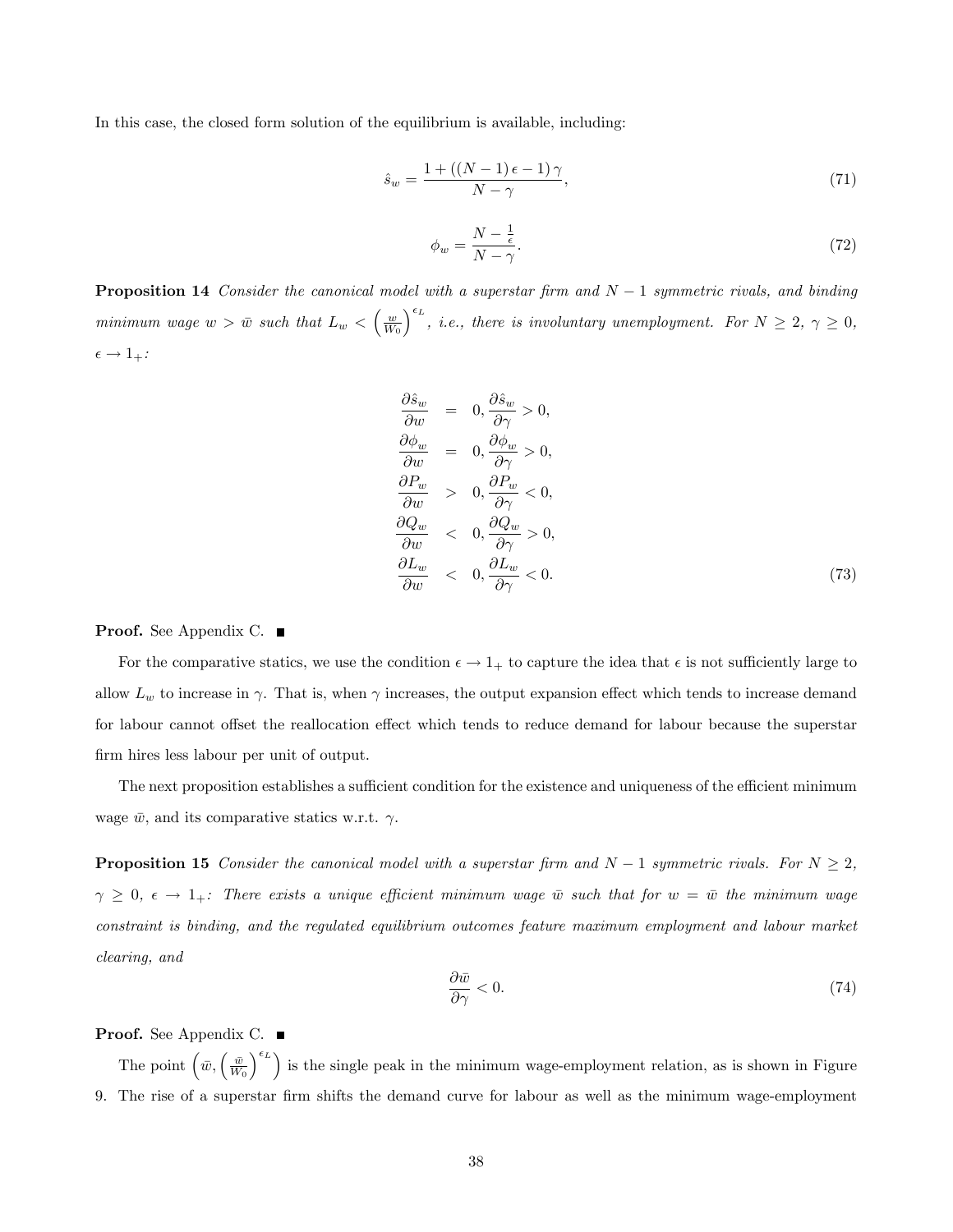In this case, the closed form solution of the equilibrium is available, including:

$$\hat{s}_w = \frac{1 + ((N-1)\epsilon - 1)\gamma}{N - \gamma}, \tag{71}$$

$$\phi_w = \frac{N - \frac{1}{\epsilon}}{N - \gamma}. \tag{72}$$

**Proposition 14** *Consider the canonical model with a superstar firm and $N-1$ symmetric rivals, and binding minimum wage $w > \bar{w}$ such that $L_w < \left(\frac{w}{W_0}\right)^{\epsilon_L}$, i.e., there is involuntary unemployment. For $N \geq 2$, $\gamma \geq 0$, $\epsilon \to 1_+$:*

$$\begin{aligned}
\frac{\partial \hat{s}_w}{\partial w} &= 0, \frac{\partial \hat{s}_w}{\partial \gamma} > 0, \\
\frac{\partial \phi_w}{\partial w} &= 0, \frac{\partial \phi_w}{\partial \gamma} > 0, \\
\frac{\partial P_w}{\partial w} &> 0, \frac{\partial P_w}{\partial \gamma} < 0, \\
\frac{\partial Q_w}{\partial w} &< 0, \frac{\partial Q_w}{\partial \gamma} > 0, \\
\frac{\partial L_w}{\partial w} &< 0, \frac{\partial L_w}{\partial \gamma} < 0.
\end{aligned} \tag{73}$$

**Proof.** See Appendix C. ■

For the comparative statics, we use the condition $\epsilon \to 1_+$ to capture the idea that $\epsilon$ is not sufficiently large to allow $L_w$ to increase in $\gamma$. That is, when $\gamma$ increases, the output expansion effect which tends to increase demand for labour cannot offset the reallocation effect which tends to reduce demand for labour because the superstar firm hires less labour per unit of output.

The next proposition establishes a sufficient condition for the existence and uniqueness of the efficient minimum wage $\bar{w}$, and its comparative statics w.r.t. $\gamma$.

**Proposition 15** *Consider the canonical model with a superstar firm and $N-1$ symmetric rivals. For $N \geq 2$, $\gamma \geq 0$, $\epsilon \to 1_+$: There exists a unique efficient minimum wage $\bar{w}$ such that for $w = \bar{w}$ the minimum wage constraint is binding, and the regulated equilibrium outcomes feature maximum employment and labour market clearing, and*

$$\frac{\partial \bar{w}}{\partial \gamma} < 0. \tag{74}$$

**Proof.** See Appendix C. ■

The point $\left(\bar{w}, \left(\frac{\bar{w}}{W_0}\right)^{\epsilon_L}\right)$ is the single peak in the minimum wage-employment relation, as is shown in Figure 9. The rise of a superstar firm shifts the demand curve for labour as well as the minimum wage-employment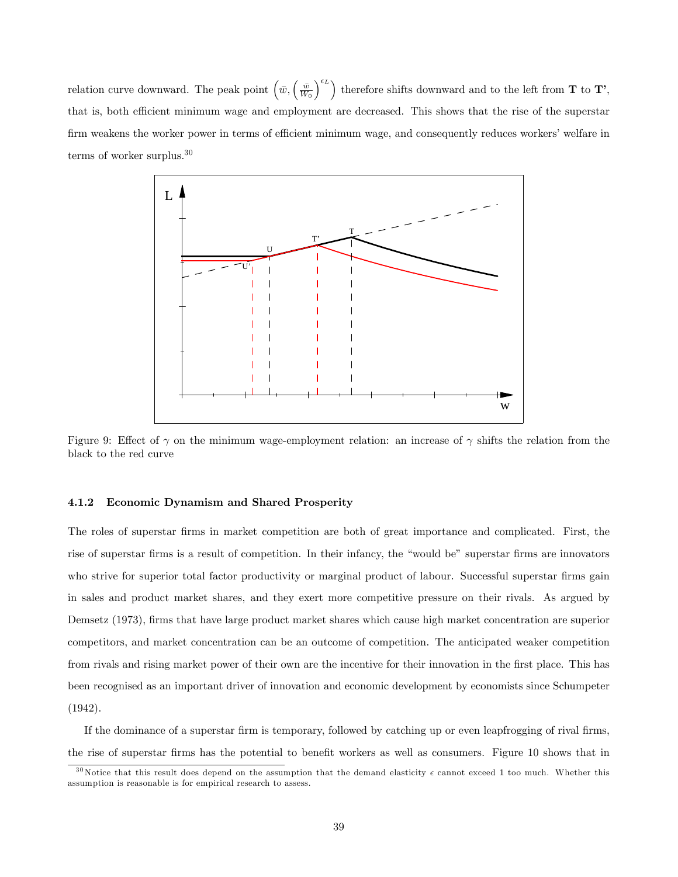relation curve downward. The peak point $\left(\bar{w}, \left(\frac{\bar{w}}{W_0}\right)^{\epsilon_L}\right)$ therefore shifts downward and to the left from **T** to **T'**, that is, both efficient minimum wage and employment are decreased. This shows that the rise of the superstar firm weakens the worker power in terms of efficient minimum wage, and consequently reduces workers' welfare in terms of worker surplus.[30]

Figure 9: Effect of $\gamma$ on the minimum wage-employment relation: an increase of $\gamma$ shifts the relation from the black to the red curve

#### 4.1.2 Economic Dynamism and Shared Prosperity

The roles of superstar firms in market competition are both of great importance and complicated. First, the rise of superstar firms is a result of competition. In their infancy, the "would be" superstar firms are innovators who strive for superior total factor productivity or marginal product of labour. Successful superstar firms gain in sales and product market shares, and they exert more competitive pressure on their rivals. As argued by Demsetz (1973), firms that have large product market shares which cause high market concentration are superior competitors, and market concentration can be an outcome of competition. The anticipated weaker competition from rivals and rising market power of their own are the incentive for their innovation in the first place. This has been recognised as an important driver of innovation and economic development by economists since Schumpeter (1942).

If the dominance of a superstar firm is temporary, followed by catching up or even leapfrogging of rival firms, the rise of superstar firms has the potential to benefit workers as well as consumers. Figure 10 shows that in

[30] Notice that this result does depend on the assumption that the demand elasticity $\epsilon$ cannot exceed 1 too much. Whether this assumption is reasonable is for empirical research to assess.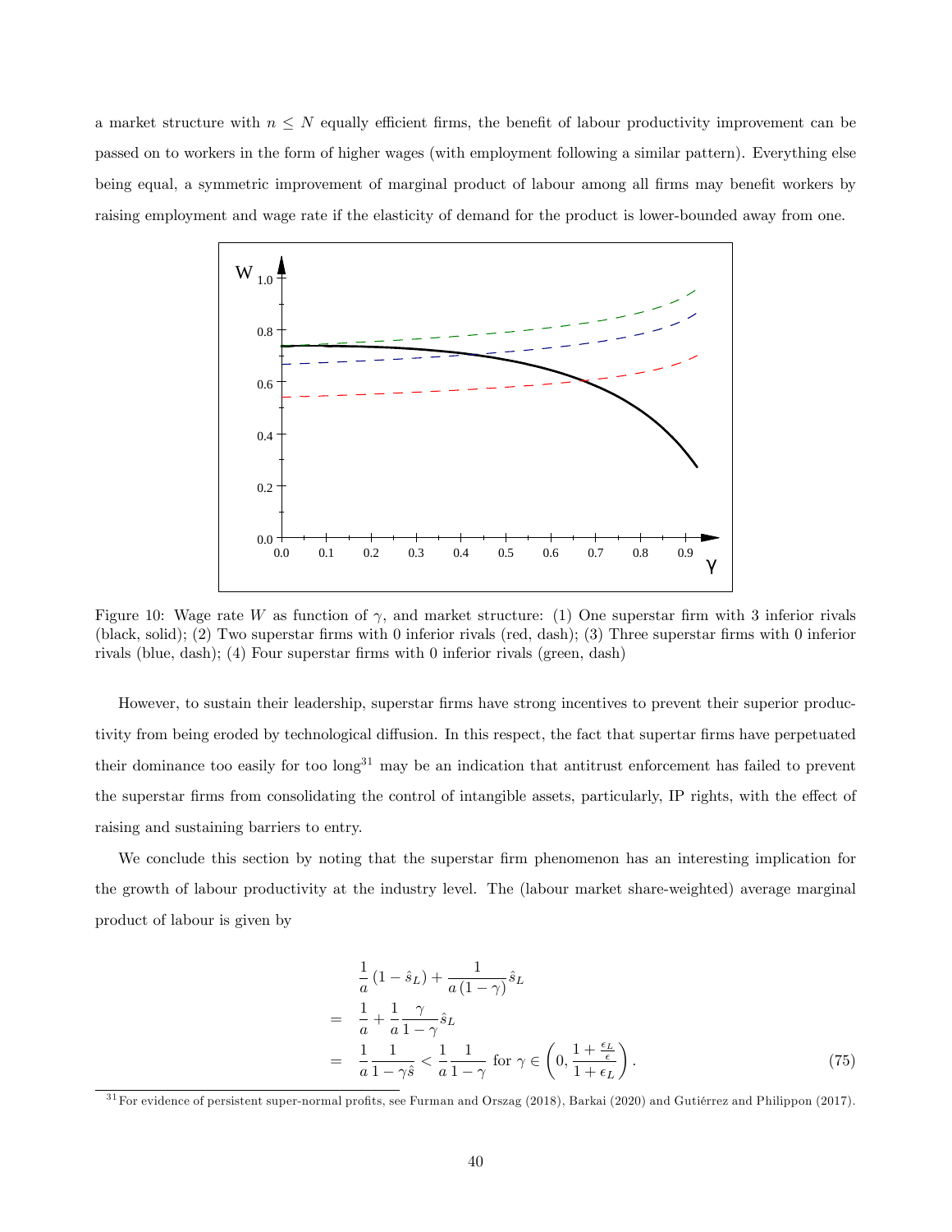a market structure with $n \leq N$ equally efficient firms, the benefit of labour productivity improvement can be passed on to workers in the form of higher wages (with employment following a similar pattern). Everything else being equal, a symmetric improvement of marginal product of labour among all firms may benefit workers by raising employment and wage rate if the elasticity of demand for the product is lower-bounded away from one.

Figure 10: Wage rate $W$ as function of $\gamma$, and market structure: (1) One superstar firm with 3 inferior rivals (black, solid); (2) Two superstar firms with 0 inferior rivals (red, dash); (3) Three superstar firms with 0 inferior rivals (blue, dash); (4) Four superstar firms with 0 inferior rivals (green, dash)

However, to sustain their leadership, superstar firms have strong incentives to prevent their superior productivity from being eroded by technological diffusion. In this respect, the fact that supertar firms have perpetuated their dominance too easily for too long[31] may be an indication that antitrust enforcement has failed to prevent the superstar firms from consolidating the control of intangible assets, particularly, IP rights, with the effect of raising and sustaining barriers to entry.

We conclude this section by noting that the superstar firm phenomenon has an interesting implication for the growth of labour productivity at the industry level. The (labour market share-weighted) average marginal product of labour is given by

$$
\begin{aligned}
& \frac{1}{a}\left(1-\hat{s}_L\right)+\frac{1}{a\left(1-\gamma\right)}\hat{s}_L \\
= \quad & \frac{1}{a}+\frac{1}{a}\frac{\gamma}{1-\gamma}\hat{s}_L \\
= \quad & \frac{1}{a}\frac{1}{1-\gamma\hat{s}}<\frac{1}{a}\frac{1}{1-\gamma} \text{ for } \gamma\in\left(0,\frac{1+\frac{\epsilon_L}{\epsilon}}{1+\epsilon_L}\right).
\end{aligned} \tag{75}
$$

[31] For evidence of persistent super-normal profits, see Furman and Orszag (2018), Barkai (2020) and Gutiérrez and Philippon (2017).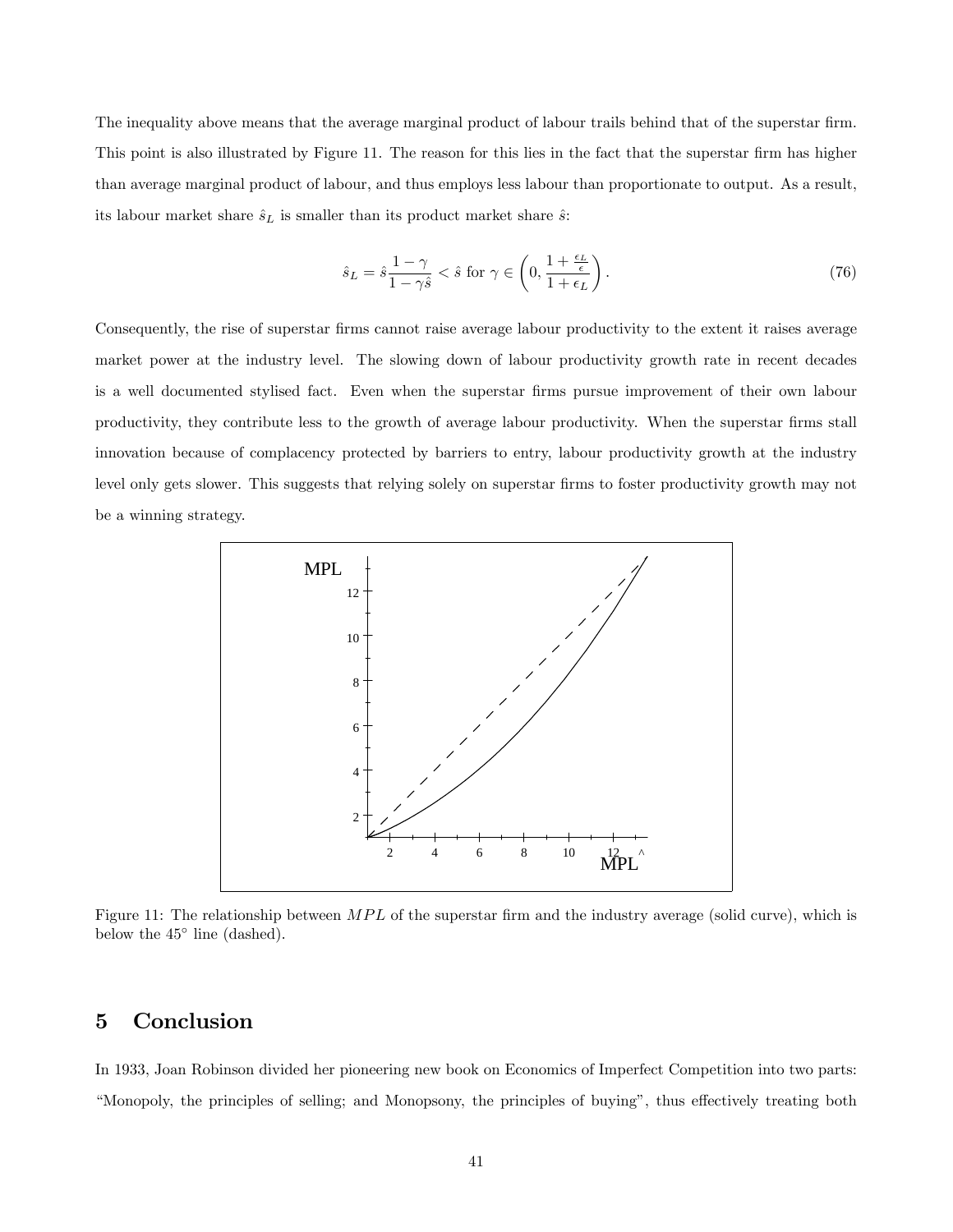The inequality above means that the average marginal product of labour trails behind that of the superstar firm. This point is also illustrated by Figure 11. The reason for this lies in the fact that the superstar firm has higher than average marginal product of labour, and thus employs less labour than proportionate to output. As a result, its labour market share $\hat{s}_L$ is smaller than its product market share $\hat{s}$:

$$\hat{s}_L = \hat{s}\frac{1-\gamma}{1-\gamma\hat{s}} < \hat{s} \text{ for } \gamma \in \left(0, \frac{1+\frac{\epsilon_L}{\epsilon}}{1+\epsilon_L}\right). \tag{76}$$

Consequently, the rise of superstar firms cannot raise average labour productivity to the extent it raises average market power at the industry level. The slowing down of labour productivity growth rate in recent decades is a well documented stylised fact. Even when the superstar firms pursue improvement of their own labour productivity, they contribute less to the growth of average labour productivity. When the superstar firms stall innovation because of complacency protected by barriers to entry, labour productivity growth at the industry level only gets slower. This suggests that relying solely on superstar firms to foster productivity growth may not be a winning strategy.

Figure 11: The relationship between $MPL$ of the superstar firm and the industry average (solid curve), which is below the 45° line (dashed).

## 5 Conclusion

In 1933, Joan Robinson divided her pioneering new book on Economics of Imperfect Competition into two parts: "Monopoly, the principles of selling; and Monopsony, the principles of buying", thus effectively treating both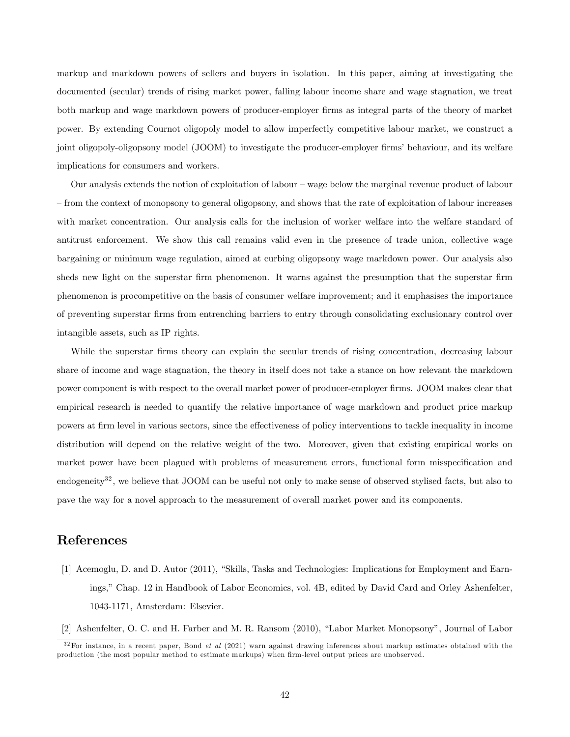markup and markdown powers of sellers and buyers in isolation. In this paper, aiming at investigating the documented (secular) trends of rising market power, falling labour income share and wage stagnation, we treat both markup and wage markdown powers of producer-employer firms as integral parts of the theory of market power. By extending Cournot oligopoly model to allow imperfectly competitive labour market, we construct a joint oligopoly-oligopsony model (JOOM) to investigate the producer-employer firms' behaviour, and its welfare implications for consumers and workers.

Our analysis extends the notion of exploitation of labour – wage below the marginal revenue product of labour – from the context of monopsony to general oligopsony, and shows that the rate of exploitation of labour increases with market concentration. Our analysis calls for the inclusion of worker welfare into the welfare standard of antitrust enforcement. We show this call remains valid even in the presence of trade union, collective wage bargaining or minimum wage regulation, aimed at curbing oligopsony wage markdown power. Our analysis also sheds new light on the superstar firm phenomenon. It warns against the presumption that the superstar firm phenomenon is procompetitive on the basis of consumer welfare improvement; and it emphasises the importance of preventing superstar firms from entrenching barriers to entry through consolidating exclusionary control over intangible assets, such as IP rights.

While the superstar firms theory can explain the secular trends of rising concentration, decreasing labour share of income and wage stagnation, the theory in itself does not take a stance on how relevant the markdown power component is with respect to the overall market power of producer-employer firms. JOOM makes clear that empirical research is needed to quantify the relative importance of wage markdown and product price markup powers at firm level in various sectors, since the effectiveness of policy interventions to tackle inequality in income distribution will depend on the relative weight of the two. Moreover, given that existing empirical works on market power have been plagued with problems of measurement errors, functional form misspecification and endogeneity[32], we believe that JOOM can be useful not only to make sense of observed stylised facts, but also to pave the way for a novel approach to the measurement of overall market power and its components.

## References

[1] Acemoglu, D. and D. Autor (2011), "Skills, Tasks and Technologies: Implications for Employment and Earnings," Chap. 12 in Handbook of Labor Economics, vol. 4B, edited by David Card and Orley Ashenfelter, 1043-1171, Amsterdam: Elsevier.

[2] Ashenfelter, O. C. and H. Farber and M. R. Ransom (2010), "Labor Market Monopsony", Journal of Labor

[32] For instance, in a recent paper, Bond *et al* (2021) warn against drawing inferences about markup estimates obtained with the production (the most popular method to estimate markups) when firm-level output prices are unobserved.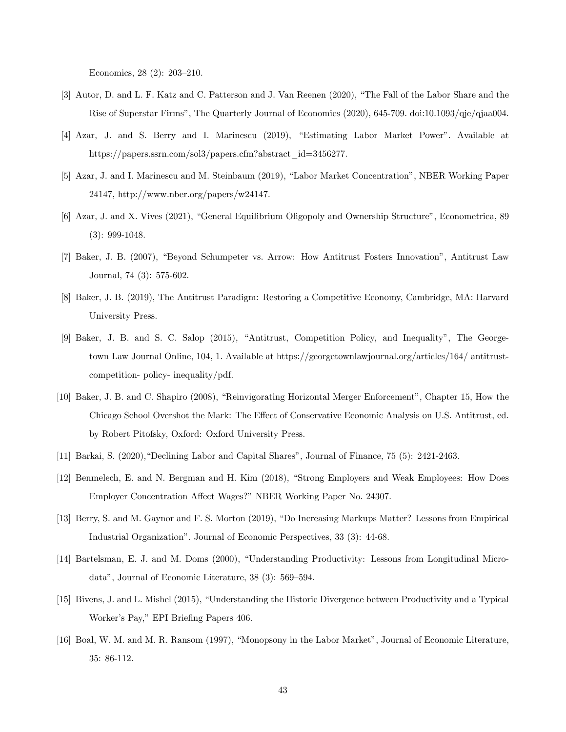Economics, 28 (2): 203–210.

[3] Autor, D. and L. F. Katz and C. Patterson and J. Van Reenen (2020), "The Fall of the Labor Share and the Rise of Superstar Firms", The Quarterly Journal of Economics (2020), 645-709. doi:10.1093/qje/qjaa004.

[4] Azar, J. and S. Berry and I. Marinescu (2019), "Estimating Labor Market Power". Available at https://papers.ssrn.com/sol3/papers.cfm?abstract_id=3456277.

[5] Azar, J. and I. Marinescu and M. Steinbaum (2019), "Labor Market Concentration", NBER Working Paper 24147, http://www.nber.org/papers/w24147.

[6] Azar, J. and X. Vives (2021), "General Equilibrium Oligopoly and Ownership Structure", Econometrica, 89 (3): 999-1048.

[7] Baker, J. B. (2007), "Beyond Schumpeter vs. Arrow: How Antitrust Fosters Innovation", Antitrust Law Journal, 74 (3): 575-602.

[8] Baker, J. B. (2019), The Antitrust Paradigm: Restoring a Competitive Economy, Cambridge, MA: Harvard University Press.

[9] Baker, J. B. and S. C. Salop (2015), "Antitrust, Competition Policy, and Inequality", The Georgetown Law Journal Online, 104, 1. Available at https://georgetownlawjournal.org/articles/164/ antitrust-competition- policy- inequality/pdf.

[10] Baker, J. B. and C. Shapiro (2008), "Reinvigorating Horizontal Merger Enforcement", Chapter 15, How the Chicago School Overshot the Mark: The Effect of Conservative Economic Analysis on U.S. Antitrust, ed. by Robert Pitofsky, Oxford: Oxford University Press.

[11] Barkai, S. (2020),"Declining Labor and Capital Shares", Journal of Finance, 75 (5): 2421-2463.

[12] Benmelech, E. and N. Bergman and H. Kim (2018), "Strong Employers and Weak Employees: How Does Employer Concentration Affect Wages?" NBER Working Paper No. 24307.

[13] Berry, S. and M. Gaynor and F. S. Morton (2019), "Do Increasing Markups Matter? Lessons from Empirical Industrial Organization". Journal of Economic Perspectives, 33 (3): 44-68.

[14] Bartelsman, E. J. and M. Doms (2000), "Understanding Productivity: Lessons from Longitudinal Microdata", Journal of Economic Literature, 38 (3): 569–594.

[15] Bivens, J. and L. Mishel (2015), "Understanding the Historic Divergence between Productivity and a Typical Worker's Pay," EPI Briefing Papers 406.

[16] Boal, W. M. and M. R. Ransom (1997), "Monopsony in the Labor Market", Journal of Economic Literature, 35: 86-112.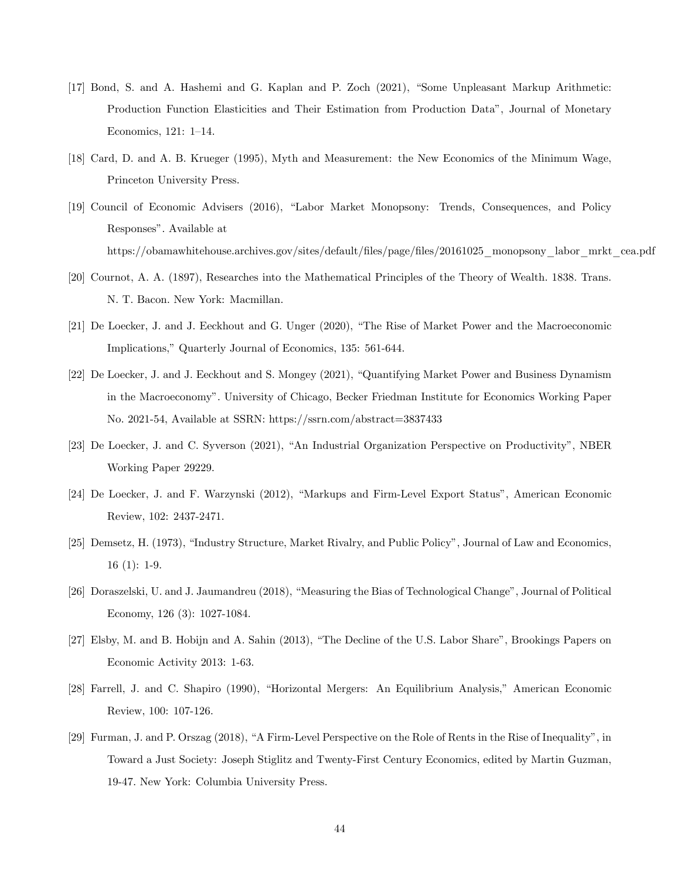[17] Bond, S. and A. Hashemi and G. Kaplan and P. Zoch (2021), "Some Unpleasant Markup Arithmetic: Production Function Elasticities and Their Estimation from Production Data", Journal of Monetary Economics, 121: 1–14.

[18] Card, D. and A. B. Krueger (1995), Myth and Measurement: the New Economics of the Minimum Wage, Princeton University Press.

[19] Council of Economic Advisers (2016), "Labor Market Monopsony: Trends, Consequences, and Policy Responses". Available at https://obamawhitehouse.archives.gov/sites/default/files/page/files/20161025_monopsony_labor_mrkt_cea.pdf

[20] Cournot, A. A. (1897), Researches into the Mathematical Principles of the Theory of Wealth. 1838. Trans. N. T. Bacon. New York: Macmillan.

[21] De Loecker, J. and J. Eeckhout and G. Unger (2020), "The Rise of Market Power and the Macroeconomic Implications," Quarterly Journal of Economics, 135: 561-644.

[22] De Loecker, J. and J. Eeckhout and S. Mongey (2021), "Quantifying Market Power and Business Dynamism in the Macroeconomy". University of Chicago, Becker Friedman Institute for Economics Working Paper No. 2021-54, Available at SSRN: https://ssrn.com/abstract=3837433

[23] De Loecker, J. and C. Syverson (2021), "An Industrial Organization Perspective on Productivity", NBER Working Paper 29229.

[24] De Loecker, J. and F. Warzynski (2012), "Markups and Firm-Level Export Status", American Economic Review, 102: 2437-2471.

[25] Demsetz, H. (1973), "Industry Structure, Market Rivalry, and Public Policy", Journal of Law and Economics, 16 (1): 1-9.

[26] Doraszelski, U. and J. Jaumandreu (2018), "Measuring the Bias of Technological Change", Journal of Political Economy, 126 (3): 1027-1084.

[27] Elsby, M. and B. Hobijn and A. Sahin (2013), "The Decline of the U.S. Labor Share", Brookings Papers on Economic Activity 2013: 1-63.

[28] Farrell, J. and C. Shapiro (1990), "Horizontal Mergers: An Equilibrium Analysis," American Economic Review, 100: 107-126.

[29] Furman, J. and P. Orszag (2018), "A Firm-Level Perspective on the Role of Rents in the Rise of Inequality", in Toward a Just Society: Joseph Stiglitz and Twenty-First Century Economics, edited by Martin Guzman, 19-47. New York: Columbia University Press.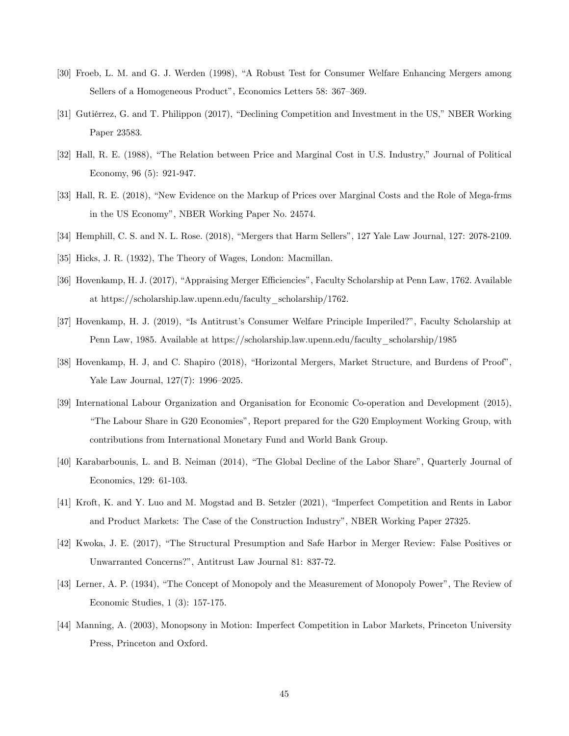[30] Froeb, L. M. and G. J. Werden (1998), "A Robust Test for Consumer Welfare Enhancing Mergers among Sellers of a Homogeneous Product", Economics Letters 58: 367–369.

[31] Gutiérrez, G. and T. Philippon (2017), "Declining Competition and Investment in the US," NBER Working Paper 23583.

[32] Hall, R. E. (1988), "The Relation between Price and Marginal Cost in U.S. Industry," Journal of Political Economy, 96 (5): 921-947.

[33] Hall, R. E. (2018), "New Evidence on the Markup of Prices over Marginal Costs and the Role of Mega-frms in the US Economy", NBER Working Paper No. 24574.

[34] Hemphill, C. S. and N. L. Rose. (2018), "Mergers that Harm Sellers", 127 Yale Law Journal, 127: 2078-2109.

[35] Hicks, J. R. (1932), The Theory of Wages, London: Macmillan.

[36] Hovenkamp, H. J. (2017), "Appraising Merger Efficiencies", Faculty Scholarship at Penn Law, 1762. Available at https://scholarship.law.upenn.edu/faculty_scholarship/1762.

[37] Hovenkamp, H. J. (2019), "Is Antitrust's Consumer Welfare Principle Imperiled?", Faculty Scholarship at Penn Law, 1985. Available at https://scholarship.law.upenn.edu/faculty_scholarship/1985

[38] Hovenkamp, H. J, and C. Shapiro (2018), "Horizontal Mergers, Market Structure, and Burdens of Proof", Yale Law Journal, 127(7): 1996–2025.

[39] International Labour Organization and Organisation for Economic Co-operation and Development (2015), "The Labour Share in G20 Economies", Report prepared for the G20 Employment Working Group, with contributions from International Monetary Fund and World Bank Group.

[40] Karabarbounis, L. and B. Neiman (2014), "The Global Decline of the Labor Share", Quarterly Journal of Economics, 129: 61-103.

[41] Kroft, K. and Y. Luo and M. Mogstad and B. Setzler (2021), "Imperfect Competition and Rents in Labor and Product Markets: The Case of the Construction Industry", NBER Working Paper 27325.

[42] Kwoka, J. E. (2017), "The Structural Presumption and Safe Harbor in Merger Review: False Positives or Unwarranted Concerns?", Antitrust Law Journal 81: 837-72.

[43] Lerner, A. P. (1934), "The Concept of Monopoly and the Measurement of Monopoly Power", The Review of Economic Studies, 1 (3): 157-175.

[44] Manning, A. (2003), Monopsony in Motion: Imperfect Competition in Labor Markets, Princeton University Press, Princeton and Oxford.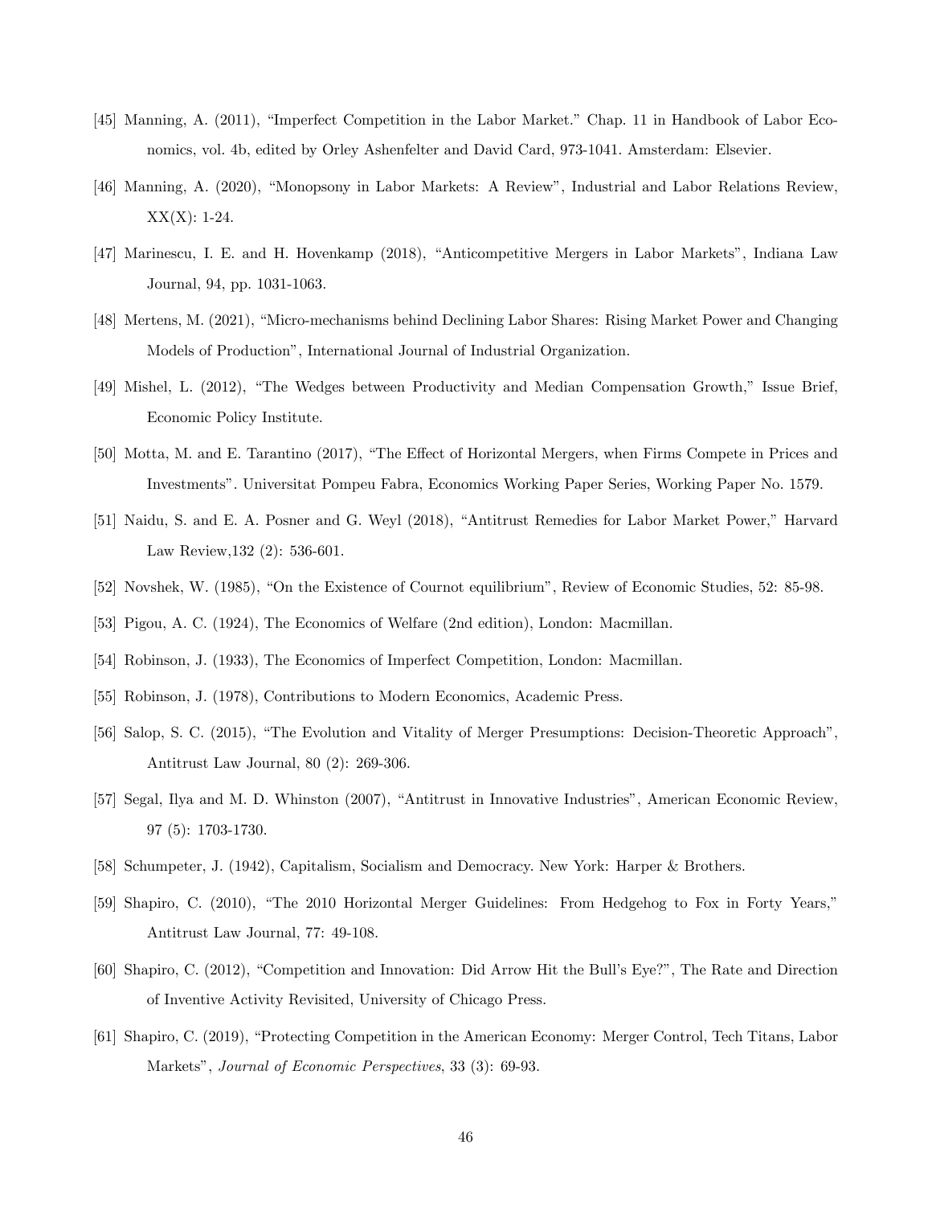[45] Manning, A. (2011), "Imperfect Competition in the Labor Market." Chap. 11 in Handbook of Labor Economics, vol. 4b, edited by Orley Ashenfelter and David Card, 973-1041. Amsterdam: Elsevier.

[46] Manning, A. (2020), "Monopsony in Labor Markets: A Review", Industrial and Labor Relations Review, XX(X): 1-24.

[47] Marinescu, I. E. and H. Hovenkamp (2018), "Anticompetitive Mergers in Labor Markets", Indiana Law Journal, 94, pp. 1031-1063.

[48] Mertens, M. (2021), "Micro-mechanisms behind Declining Labor Shares: Rising Market Power and Changing Models of Production", International Journal of Industrial Organization.

[49] Mishel, L. (2012), "The Wedges between Productivity and Median Compensation Growth," Issue Brief, Economic Policy Institute.

[50] Motta, M. and E. Tarantino (2017), "The Effect of Horizontal Mergers, when Firms Compete in Prices and Investments". Universitat Pompeu Fabra, Economics Working Paper Series, Working Paper No. 1579.

[51] Naidu, S. and E. A. Posner and G. Weyl (2018), "Antitrust Remedies for Labor Market Power," Harvard Law Review,132 (2): 536-601.

[52] Novshek, W. (1985), "On the Existence of Cournot equilibrium", Review of Economic Studies, 52: 85-98.

[53] Pigou, A. C. (1924), The Economics of Welfare (2nd edition), London: Macmillan.

[54] Robinson, J. (1933), The Economics of Imperfect Competition, London: Macmillan.

[55] Robinson, J. (1978), Contributions to Modern Economics, Academic Press.

[56] Salop, S. C. (2015), "The Evolution and Vitality of Merger Presumptions: Decision-Theoretic Approach", Antitrust Law Journal, 80 (2): 269-306.

[57] Segal, Ilya and M. D. Whinston (2007), "Antitrust in Innovative Industries", American Economic Review, 97 (5): 1703-1730.

[58] Schumpeter, J. (1942), Capitalism, Socialism and Democracy. New York: Harper & Brothers.

[59] Shapiro, C. (2010), "The 2010 Horizontal Merger Guidelines: From Hedgehog to Fox in Forty Years," Antitrust Law Journal, 77: 49-108.

[60] Shapiro, C. (2012), "Competition and Innovation: Did Arrow Hit the Bull's Eye?", The Rate and Direction of Inventive Activity Revisited, University of Chicago Press.

[61] Shapiro, C. (2019), "Protecting Competition in the American Economy: Merger Control, Tech Titans, Labor Markets", *Journal of Economic Perspectives*, 33 (3): 69-93.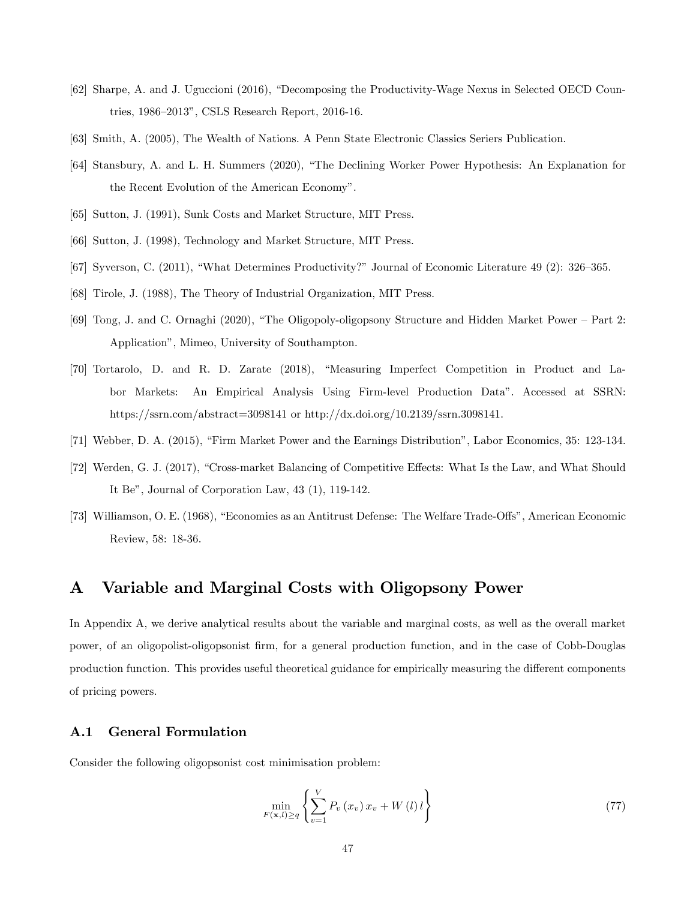[62] Sharpe, A. and J. Uguccioni (2016), "Decomposing the Productivity-Wage Nexus in Selected OECD Countries, 1986–2013", CSLS Research Report, 2016-16.

[63] Smith, A. (2005), The Wealth of Nations. A Penn State Electronic Classics Seriers Publication.

[64] Stansbury, A. and L. H. Summers (2020), "The Declining Worker Power Hypothesis: An Explanation for the Recent Evolution of the American Economy".

[65] Sutton, J. (1991), Sunk Costs and Market Structure, MIT Press.

[66] Sutton, J. (1998), Technology and Market Structure, MIT Press.

[67] Syverson, C. (2011), "What Determines Productivity?" Journal of Economic Literature 49 (2): 326–365.

[68] Tirole, J. (1988), The Theory of Industrial Organization, MIT Press.

[69] Tong, J. and C. Ornaghi (2020), "The Oligopoly-oligopsony Structure and Hidden Market Power – Part 2: Application", Mimeo, University of Southampton.

[70] Tortarolo, D. and R. D. Zarate (2018), "Measuring Imperfect Competition in Product and Labor Markets: An Empirical Analysis Using Firm-level Production Data". Accessed at SSRN: https://ssrn.com/abstract=3098141 or http://dx.doi.org/10.2139/ssrn.3098141.

[71] Webber, D. A. (2015), "Firm Market Power and the Earnings Distribution", Labor Economics, 35: 123-134.

[72] Werden, G. J. (2017), "Cross-market Balancing of Competitive Effects: What Is the Law, and What Should It Be", Journal of Corporation Law, 43 (1), 119-142.

[73] Williamson, O. E. (1968), "Economies as an Antitrust Defense: The Welfare Trade-Offs", American Economic Review, 58: 18-36.

# A Variable and Marginal Costs with Oligopsony Power

In Appendix A, we derive analytical results about the variable and marginal costs, as well as the overall market power, of an oligopolist-oligopsonist firm, for a general production function, and in the case of Cobb-Douglas production function. This provides useful theoretical guidance for empirically measuring the different components of pricing powers.

## A.1 General Formulation

Consider the following oligopsonist cost minimisation problem:

$$\min_{F(\mathbf{x},l)\geq q} \left\{ \sum_{v=1}^{V} P_v\left(x_v\right) x_v + W\left(l\right) l \right\} \tag{77}$$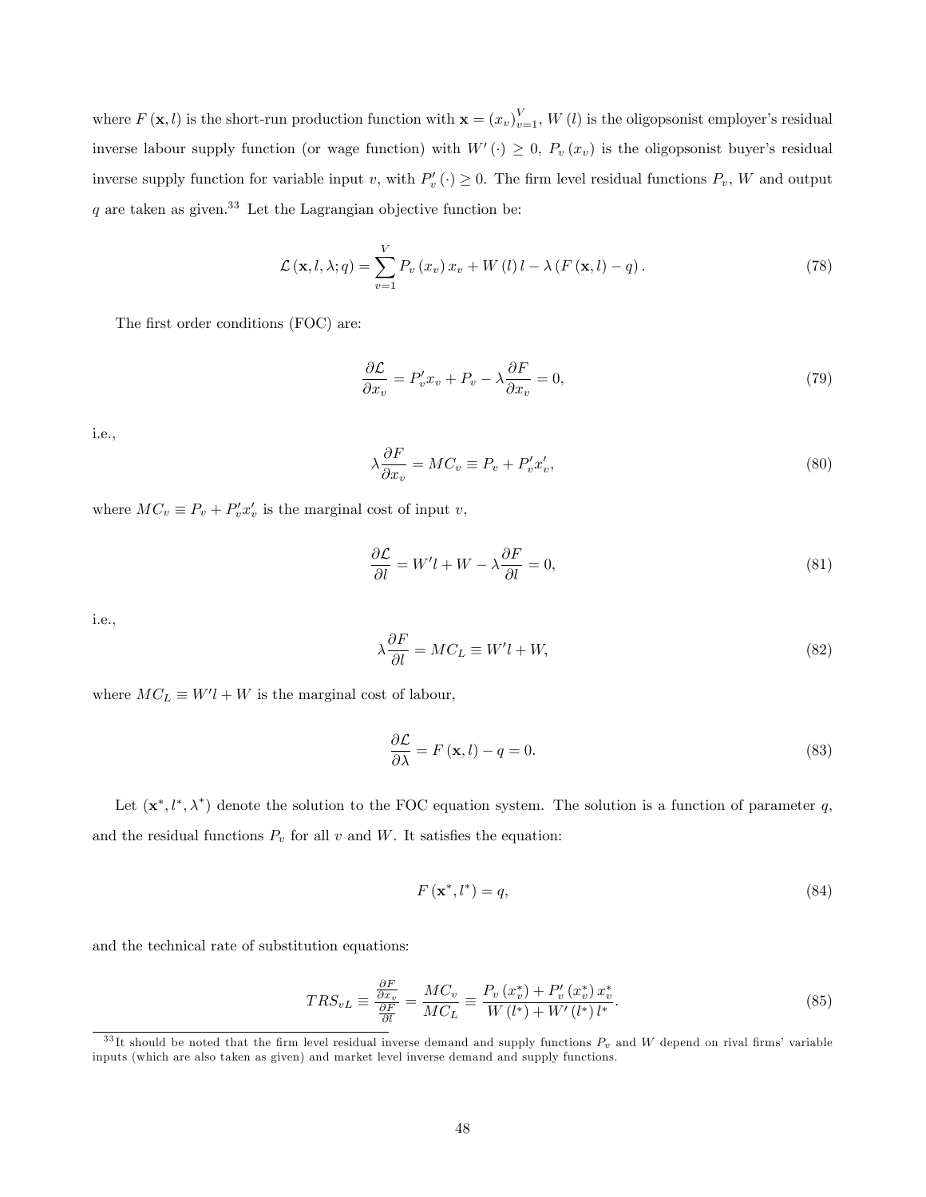where $F(\mathbf{x}, l)$ is the short-run production function with $\mathbf{x} = (x_v)_{v=1}^{V}$, $W(l)$ is the oligopsonist employer's residual inverse labour supply function (or wage function) with $W'(\cdot) \geq 0$, $P_v(x_v)$ is the oligopsonist buyer's residual inverse supply function for variable input $v$, with $P_v'(\cdot) \geq 0$. The firm level residual functions $P_v$, $W$ and output $q$ are taken as given.[33] Let the Lagrangian objective function be:

$$\mathcal{L}(\mathbf{x}, l, \lambda; q) = \sum_{v=1}^{V} P_v(x_v) x_v + W(l) l - \lambda (F(\mathbf{x}, l) - q). \tag{78}$$

The first order conditions (FOC) are:

$$\frac{\partial \mathcal{L}}{\partial x_v} = P_v' x_v + P_v - \lambda \frac{\partial F}{\partial x_v} = 0, \tag{79}$$

i.e.,

$$\lambda \frac{\partial F}{\partial x_v} = MC_v \equiv P_v + P_v' x_v', \tag{80}$$

where $MC_v \equiv P_v + P_v' x_v'$ is the marginal cost of input $v$,

$$\frac{\partial \mathcal{L}}{\partial l} = W' l + W - \lambda \frac{\partial F}{\partial l} = 0, \tag{81}$$

i.e.,

$$\lambda \frac{\partial F}{\partial l} = MC_L \equiv W' l + W, \tag{82}$$

where $MC_L \equiv W' l + W$ is the marginal cost of labour,

$$\frac{\partial \mathcal{L}}{\partial \lambda} = F(\mathbf{x}, l) - q = 0. \tag{83}$$

Let $(\mathbf{x}^*, l^*, \lambda^*)$ denote the solution to the FOC equation system. The solution is a function of parameter $q$, and the residual functions $P_v$ for all $v$ and $W$. It satisfies the equation:

$$F(\mathbf{x}^*, l^*) = q, \tag{84}$$

and the technical rate of substitution equations:

$$TRS_{vL} \equiv \frac{\frac{\partial F}{\partial x_v}}{\frac{\partial F}{\partial l}} = \frac{MC_v}{MC_L} \equiv \frac{P_v(x_v^*) + P_v'(x_v^*) x_v^*}{W(l^*) + W'(l^*) l^*}. \tag{85}$$

[33] It should be noted that the firm level residual inverse demand and supply functions $P_v$ and $W$ depend on rival firms' variable inputs (which are also taken as given) and market level inverse demand and supply functions.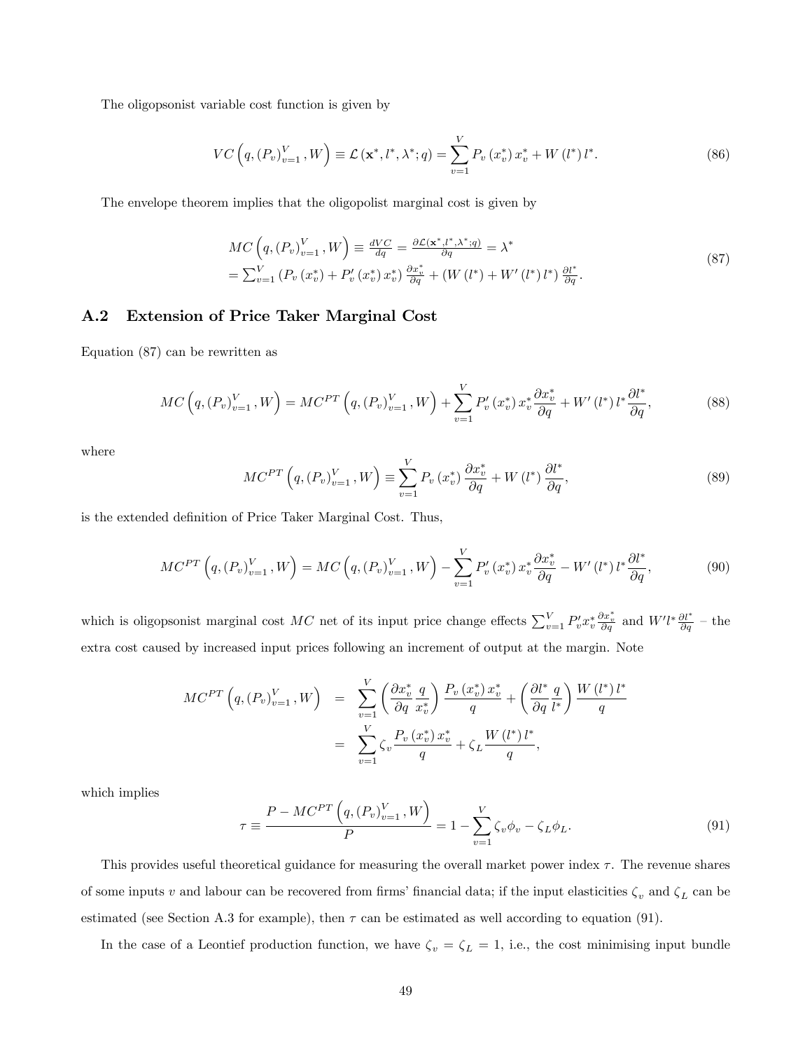The oligopsonist variable cost function is given by

$$VC\left(q,(P_v)_{v=1}^V,W\right)\equiv\mathcal{L}\left(\mathbf{x}^*,l^*,\lambda^*;q\right)=\sum_{v=1}^V P_v\left(x_v^*\right)x_v^*+W\left(l^*\right)l^*. \tag{86}$$

The envelope theorem implies that the oligopolist marginal cost is given by

$$\begin{aligned} &MC\left(q,(P_v)_{v=1}^V,W\right)\equiv\tfrac{dVC}{dq}=\tfrac{\partial\mathcal{L}(\mathbf{x}^*,l^*,\lambda^*;q)}{\partial q}=\lambda^* \\ &=\textstyle\sum_{v=1}^V\left(P_v\left(x_v^*\right)+P_v'\left(x_v^*\right)x_v^*\right)\tfrac{\partial x_v^*}{\partial q}+\left(W\left(l^*\right)+W'\left(l^*\right)l^*\right)\tfrac{\partial l^*}{\partial q}. \end{aligned} \tag{87}$$

## A.2 Extension of Price Taker Marginal Cost

Equation (87) can be rewritten as

$$MC\left(q,(P_v)_{v=1}^V,W\right)=MC^{PT}\left(q,(P_v)_{v=1}^V,W\right)+\sum_{v=1}^V P_v'\left(x_v^*\right)x_v^*\frac{\partial x_v^*}{\partial q}+W'\left(l^*\right)l^*\frac{\partial l^*}{\partial q}, \tag{88}$$

where

$$MC^{PT}\left(q,(P_v)_{v=1}^V,W\right)\equiv\sum_{v=1}^V P_v\left(x_v^*\right)\frac{\partial x_v^*}{\partial q}+W\left(l^*\right)\frac{\partial l^*}{\partial q}, \tag{89}$$

is the extended definition of Price Taker Marginal Cost. Thus,

$$MC^{PT}\left(q,(P_v)_{v=1}^V,W\right)=MC\left(q,(P_v)_{v=1}^V,W\right)-\sum_{v=1}^V P_v'\left(x_v^*\right)x_v^*\frac{\partial x_v^*}{\partial q}-W'\left(l^*\right)l^*\frac{\partial l^*}{\partial q}, \tag{90}$$

which is oligopsonist marginal cost $MC$ net of its input price change effects $\sum_{v=1}^V P_v'x_v^*\frac{\partial x_v^*}{\partial q}$ and $W'l^*\frac{\partial l^*}{\partial q}$ – the extra cost caused by increased input prices following an increment of output at the margin. Note

$$\begin{aligned} MC^{PT}\left(q,(P_v)_{v=1}^V,W\right) &= \sum_{v=1}^V\left(\frac{\partial x_v^*}{\partial q}\frac{q}{x_v^*}\right)\frac{P_v\left(x_v^*\right)x_v^*}{q}+\left(\frac{\partial l^*}{\partial q}\frac{q}{l^*}\right)\frac{W\left(l^*\right)l^*}{q} \\ &= \sum_{v=1}^V\zeta_v\frac{P_v\left(x_v^*\right)x_v^*}{q}+\zeta_L\frac{W\left(l^*\right)l^*}{q}, \end{aligned}$$

which implies

$$\tau\equiv\frac{P-MC^{PT}\left(q,(P_v)_{v=1}^V,W\right)}{P}=1-\sum_{v=1}^V\zeta_v\phi_v-\zeta_L\phi_L. \tag{91}$$

This provides useful theoretical guidance for measuring the overall market power index $\tau$. The revenue shares of some inputs $v$ and labour can be recovered from firms' financial data; if the input elasticities $\zeta_v$ and $\zeta_L$ can be estimated (see Section A.3 for example), then $\tau$ can be estimated as well according to equation (91).

In the case of a Leontief production function, we have $\zeta_v=\zeta_L=1$, i.e., the cost minimising input bundle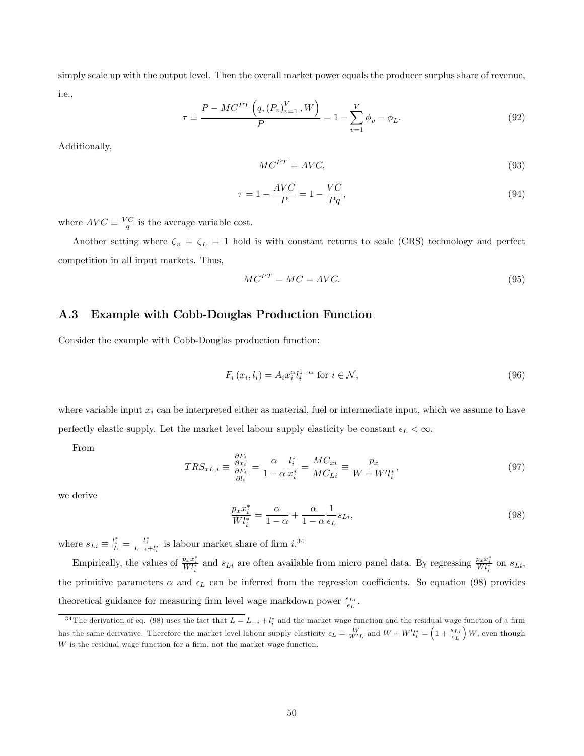simply scale up with the output level. Then the overall market power equals the producer surplus share of revenue, i.e.,

$$\tau \equiv \frac{P - MC^{PT}\left(q, (P_v)_{v=1}^{V}, W\right)}{P} = 1 - \sum_{v=1}^{V} \phi_v - \phi_L. \tag{92}$$

Additionally,

$$MC^{PT} = AVC, \tag{93}$$

$$\tau = 1 - \frac{AVC}{P} = 1 - \frac{VC}{Pq}, \tag{94}$$

where $AVC \equiv \frac{VC}{q}$ is the average variable cost.

Another setting where $\zeta_v = \zeta_L = 1$ hold is with constant returns to scale (CRS) technology and perfect competition in all input markets. Thus,

$$MC^{PT} = MC = AVC. \tag{95}$$

### A.3 Example with Cobb-Douglas Production Function

Consider the example with Cobb-Douglas production function:

$$F_i(x_i, l_i) = A_i x_i^{\alpha} l_i^{1-\alpha} \text{ for } i \in \mathcal{N}, \tag{96}$$

where variable input $x_i$ can be interpreted either as material, fuel or intermediate input, which we assume to have perfectly elastic supply. Let the market level labour supply elasticity be constant $\epsilon_L < \infty$.

From

$$TRS_{xL,i} \equiv \frac{\frac{\partial F_i}{\partial x_i}}{\frac{\partial F_i}{\partial l_i}} = \frac{\alpha}{1-\alpha}\frac{l_i^*}{x_i^*} = \frac{MC_{xi}}{MC_{Li}} \equiv \frac{p_x}{W + W' l_i^*}, \tag{97}$$

we derive

$$\frac{p_x x_i^*}{W l_i^*} = \frac{\alpha}{1-\alpha} + \frac{\alpha}{1-\alpha}\frac{1}{\epsilon_L} s_{Li}, \tag{98}$$

where $s_{Li} \equiv \frac{l_i^*}{L} = \frac{l_i^*}{L_{-i} + l_i^*}$ is labour market share of firm $i$.[34]

Empirically, the values of $\frac{p_x x_i^*}{W l_i^*}$ and $s_{Li}$ are often available from micro panel data. By regressing $\frac{p_x x_i^*}{W l_i^*}$ on $s_{Li}$, the primitive parameters $\alpha$ and $\epsilon_L$ can be inferred from the regression coefficients. So equation (98) provides theoretical guidance for measuring firm level wage markdown power $\frac{s_{Li}}{\epsilon_L}$.

[34] The derivation of eq. (98) uses the fact that $L = L_{-i} + l_i^*$ and the market wage function and the residual wage function of a firm has the same derivative. Therefore the market level labour supply elasticity $\epsilon_L = \frac{W}{W'L}$ and $W + W' l_i^* = \left(1 + \frac{s_{Li}}{\epsilon_L}\right) W$, even though $W$ is the residual wage function for a firm, not the market wage function.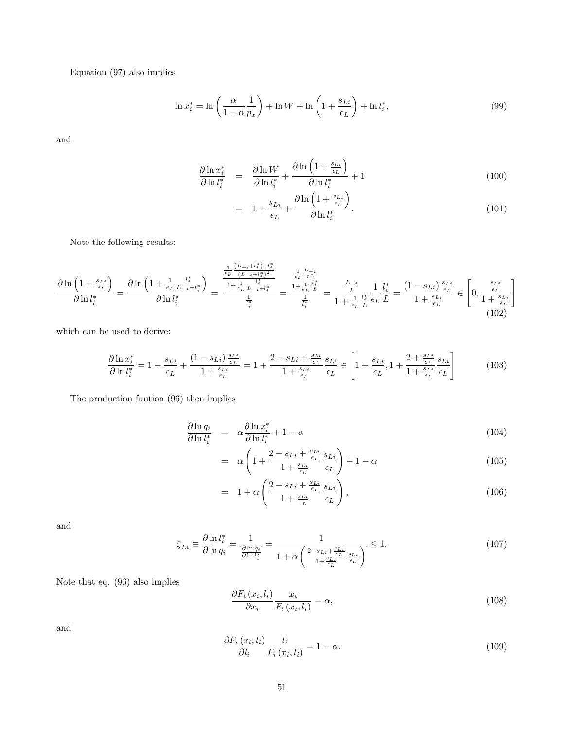Equation (97) also implies

$$\ln x_i^* = \ln\left(\frac{\alpha}{1-\alpha}\frac{1}{p_x}\right) + \ln W + \ln\left(1 + \frac{s_{Li}}{\epsilon_L}\right) + \ln l_i^*, \tag{99}$$

and

$$\begin{aligned}
\frac{\partial \ln x_i^*}{\partial \ln l_i^*} &= \frac{\partial \ln W}{\partial \ln l_i^*} + \frac{\partial \ln\left(1 + \frac{s_{Li}}{\epsilon_L}\right)}{\partial \ln l_i^*} + 1 & (100)\\
&= 1 + \frac{s_{Li}}{\epsilon_L} + \frac{\partial \ln\left(1 + \frac{s_{Li}}{\epsilon_L}\right)}{\partial \ln l_i^*}. & (101)
\end{aligned}$$

Note the following results:

$$\frac{\partial \ln\left(1 + \frac{s_{Li}}{\epsilon_L}\right)}{\partial \ln l_i^*} = \frac{\partial \ln\left(1 + \frac{1}{\epsilon_L}\frac{l_i^*}{L_{-i}+l_i^*}\right)}{\partial \ln l_i^*} = \frac{\frac{\frac{1}{\epsilon_L}\frac{(L_{-i}+l_i^*)-l_i^*}{(L_{-i}+l_i^*)^2}}{1+\frac{1}{\epsilon_L}\frac{l_i^*}{L_{-i}+l_i^*}}}{\frac{1}{l_i^*}} = \frac{\frac{\frac{1}{\epsilon_L}\frac{L_{-i}}{L^2}}{1+\frac{1}{\epsilon_L}\frac{l_i^*}{L}}}{\frac{1}{l_i^*}} = \frac{\frac{L_{-i}}{L}}{1+\frac{1}{\epsilon_L}\frac{l_i^*}{L}}\frac{1}{\epsilon_L}\frac{l_i^*}{L} = \frac{(1-s_{Li})\frac{s_{Li}}{\epsilon_L}}{1+\frac{s_{Li}}{\epsilon_L}} \in \left[0, \frac{\frac{s_{Li}}{\epsilon_L}}{1+\frac{s_{Li}}{\epsilon_L}}\right] \tag{102}$$

which can be used to derive:

$$\frac{\partial \ln x_i^*}{\partial \ln l_i^*} = 1 + \frac{s_{Li}}{\epsilon_L} + \frac{(1-s_{Li})\frac{s_{Li}}{\epsilon_L}}{1+\frac{s_{Li}}{\epsilon_L}} = 1 + \frac{2 - s_{Li} + \frac{s_{Li}}{\epsilon_L}}{1+\frac{s_{Li}}{\epsilon_L}}\frac{s_{Li}}{\epsilon_L} \in \left[1 + \frac{s_{Li}}{\epsilon_L}, 1 + \frac{2 + \frac{s_{Li}}{\epsilon_L}}{1+\frac{s_{Li}}{\epsilon_L}}\frac{s_{Li}}{\epsilon_L}\right] \tag{103}$$

The production funtion (96) then implies

$$\begin{aligned}
\frac{\partial \ln q_i}{\partial \ln l_i^*} &= \alpha\frac{\partial \ln x_i^*}{\partial \ln l_i^*} + 1 - \alpha & (104)\\
&= \alpha\left(1 + \frac{2 - s_{Li} + \frac{s_{Li}}{\epsilon_L}}{1+\frac{s_{Li}}{\epsilon_L}}\frac{s_{Li}}{\epsilon_L}\right) + 1 - \alpha & (105)\\
&= 1 + \alpha\left(\frac{2 - s_{Li} + \frac{s_{Li}}{\epsilon_L}}{1+\frac{s_{Li}}{\epsilon_L}}\frac{s_{Li}}{\epsilon_L}\right), & (106)
\end{aligned}$$

and

$$\zeta_{Li} \equiv \frac{\partial \ln l_i^*}{\partial \ln q_i} = \frac{1}{\frac{\partial \ln q_i}{\partial \ln l_i^*}} = \frac{1}{1 + \alpha\left(\frac{2 - s_{Li} + \frac{s_{Li}}{\epsilon_L}}{1+\frac{s_{Li}}{\epsilon_L}}\frac{s_{Li}}{\epsilon_L}\right)} \leq 1. \tag{107}$$

Note that eq. (96) also implies

$$\frac{\partial F_i(x_i, l_i)}{\partial x_i}\frac{x_i}{F_i(x_i, l_i)} = \alpha, \tag{108}$$

and

$$\frac{\partial F_i(x_i, l_i)}{\partial l_i}\frac{l_i}{F_i(x_i, l_i)} = 1 - \alpha. \tag{109}$$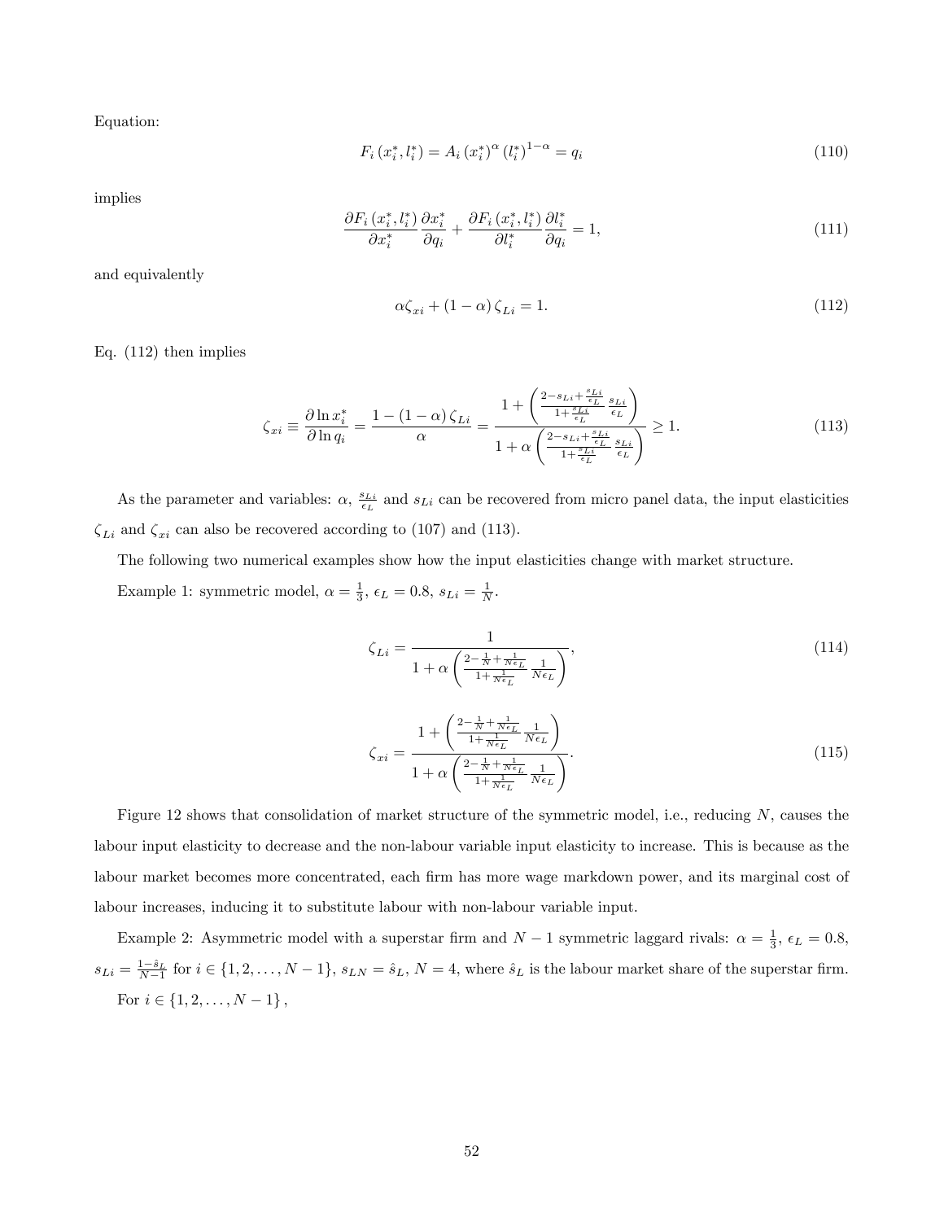Equation:

$$F_i\left(x_i^*, l_i^*\right) = A_i \left(x_i^*\right)^{\alpha} \left(l_i^*\right)^{1-\alpha} = q_i \tag{110}$$

implies

$$\frac{\partial F_i\left(x_i^*, l_i^*\right)}{\partial x_i^*} \frac{\partial x_i^*}{\partial q_i} + \frac{\partial F_i\left(x_i^*, l_i^*\right)}{\partial l_i^*} \frac{\partial l_i^*}{\partial q_i} = 1, \tag{111}$$

and equivalently

$$\alpha \zeta_{xi} + (1-\alpha)\zeta_{Li} = 1. \tag{112}$$

Eq. (112) then implies

$$\zeta_{xi} \equiv \frac{\partial \ln x_i^*}{\partial \ln q_i} = \frac{1-(1-\alpha)\zeta_{Li}}{\alpha} = \frac{1+\left(\frac{2-s_{Li}+\frac{s_{Li}}{\epsilon_L}}{1+\frac{s_{Li}}{\epsilon_L}}\frac{s_{Li}}{\epsilon_L}\right)}{1+\alpha\left(\frac{2-s_{Li}+\frac{s_{Li}}{\epsilon_L}}{1+\frac{s_{Li}}{\epsilon_L}}\frac{s_{Li}}{\epsilon_L}\right)} \geq 1. \tag{113}$$

As the parameter and variables: $\alpha$, $\frac{s_{Li}}{\epsilon_L}$ and $s_{Li}$ can be recovered from micro panel data, the input elasticities $\zeta_{Li}$ and $\zeta_{xi}$ can also be recovered according to (107) and (113).

The following two numerical examples show how the input elasticities change with market structure.

Example 1: symmetric model, $\alpha = \frac{1}{3}$, $\epsilon_L = 0.8$, $s_{Li} = \frac{1}{N}$.

$$\zeta_{Li} = \frac{1}{1+\alpha\left(\frac{2-\frac{1}{N}+\frac{1}{N\epsilon_L}}{1+\frac{1}{N\epsilon_L}}\frac{1}{N\epsilon_L}\right)}, \tag{114}$$

$$\zeta_{xi} = \frac{1+\left(\frac{2-\frac{1}{N}+\frac{1}{N\epsilon_L}}{1+\frac{1}{N\epsilon_L}}\frac{1}{N\epsilon_L}\right)}{1+\alpha\left(\frac{2-\frac{1}{N}+\frac{1}{N\epsilon_L}}{1+\frac{1}{N\epsilon_L}}\frac{1}{N\epsilon_L}\right)}. \tag{115}$$

Figure 12 shows that consolidation of market structure of the symmetric model, i.e., reducing $N$, causes the labour input elasticity to decrease and the non-labour variable input elasticity to increase. This is because as the labour market becomes more concentrated, each firm has more wage markdown power, and its marginal cost of labour increases, inducing it to substitute labour with non-labour variable input.

Example 2: Asymmetric model with a superstar firm and $N-1$ symmetric laggard rivals: $\alpha = \frac{1}{3}$, $\epsilon_L = 0.8$, $s_{Li} = \frac{1-\hat{s}_L}{N-1}$ for $i \in \{1, 2, \ldots, N-1\}$, $s_{LN} = \hat{s}_L$, $N = 4$, where $\hat{s}_L$ is the labour market share of the superstar firm.

For $i \in \{1, 2, \ldots, N-1\}$,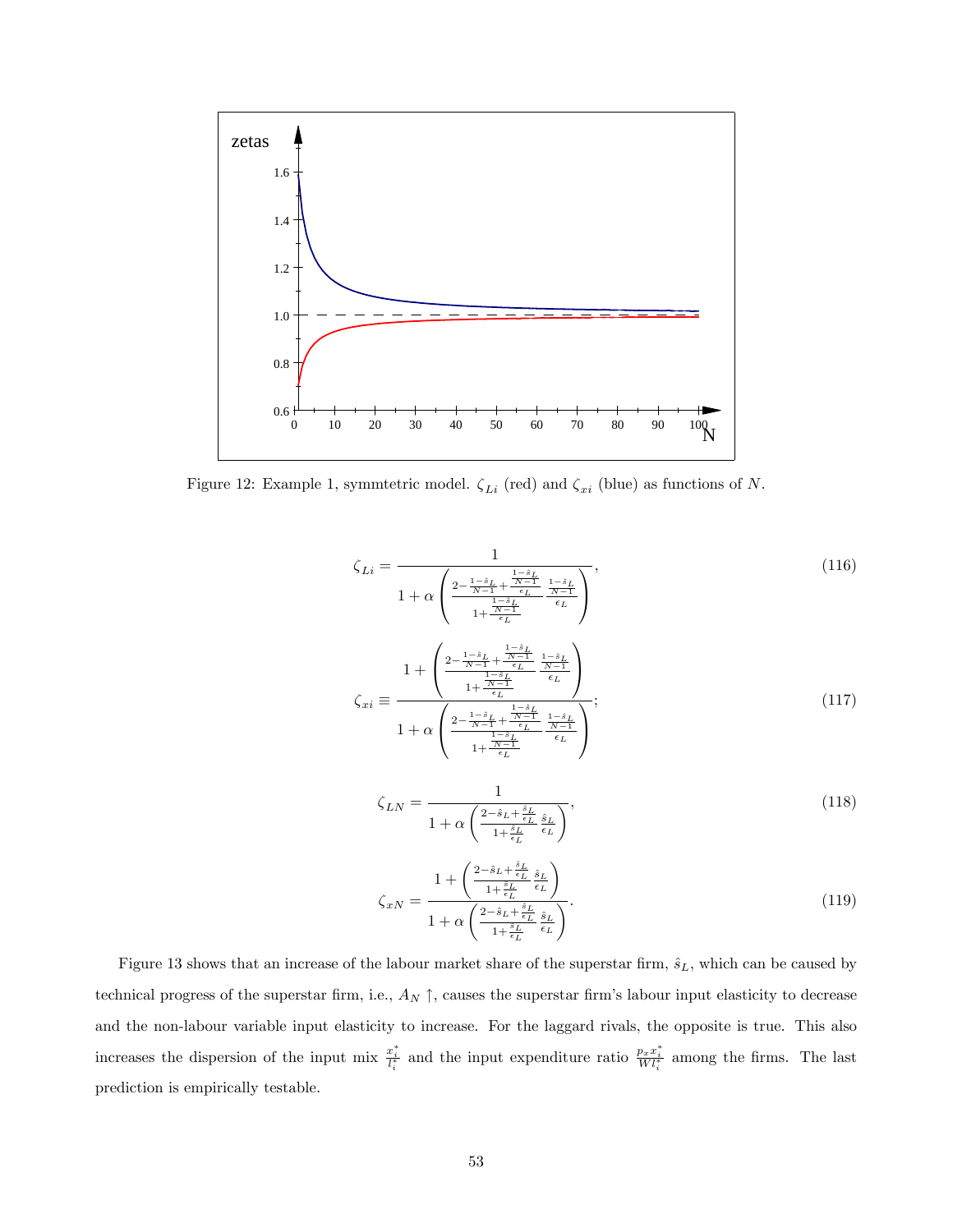Figure 12: Example 1, symmtetric model. $\zeta_{Li}$ (red) and $\zeta_{xi}$ (blue) as functions of $N$.

$$\zeta_{Li} = \frac{1}{1 + \alpha \left( \frac{2 - \frac{1-\hat{s}_L}{N-1} + \frac{\frac{1-\hat{s}_L}{N-1}}{\epsilon_L}}{1 + \frac{\frac{1-\hat{s}_L}{N-1}}{\epsilon_L}} \frac{\frac{1-\hat{s}_L}{N-1}}{\epsilon_L} \right)}, \tag{116}$$

$$\zeta_{xi} \equiv \frac{1 + \left( \frac{2 - \frac{1-\hat{s}_L}{N-1} + \frac{\frac{1-\hat{s}_L}{N-1}}{\epsilon_L}}{1 + \frac{\frac{1-\hat{s}_L}{N-1}}{\epsilon_L}} \frac{\frac{1-\hat{s}_L}{N-1}}{\epsilon_L} \right)}{1 + \alpha \left( \frac{2 - \frac{1-\hat{s}_L}{N-1} + \frac{\frac{1-\hat{s}_L}{N-1}}{\epsilon_L}}{1 + \frac{\frac{1-\hat{s}_L}{N-1}}{\epsilon_L}} \frac{\frac{1-\hat{s}_L}{N-1}}{\epsilon_L} \right)}; \tag{117}$$

$$\zeta_{LN} = \frac{1}{1 + \alpha \left( \frac{2 - \hat{s}_L + \frac{\hat{s}_L}{\epsilon_L}}{1 + \frac{\hat{s}_L}{\epsilon_L}} \frac{\hat{s}_L}{\epsilon_L} \right)}, \tag{118}$$

$$\zeta_{xN} = \frac{1 + \left( \frac{2 - \hat{s}_L + \frac{\hat{s}_L}{\epsilon_L}}{1 + \frac{\hat{s}_L}{\epsilon_L}} \frac{\hat{s}_L}{\epsilon_L} \right)}{1 + \alpha \left( \frac{2 - \hat{s}_L + \frac{\hat{s}_L}{\epsilon_L}}{1 + \frac{\hat{s}_L}{\epsilon_L}} \frac{\hat{s}_L}{\epsilon_L} \right)}. \tag{119}$$

Figure 13 shows that an increase of the labour market share of the superstar firm, $\hat{s}_L$, which can be caused by technical progress of the superstar firm, i.e., $A_N \uparrow$, causes the superstar firm's labour input elasticity to decrease and the non-labour variable input elasticity to increase. For the laggard rivals, the opposite is true. This also increases the dispersion of the input mix $\frac{x_i^*}{l_i^*}$ and the input expenditure ratio $\frac{p_x x_i^*}{W l_i^*}$ among the firms. The last prediction is empirically testable.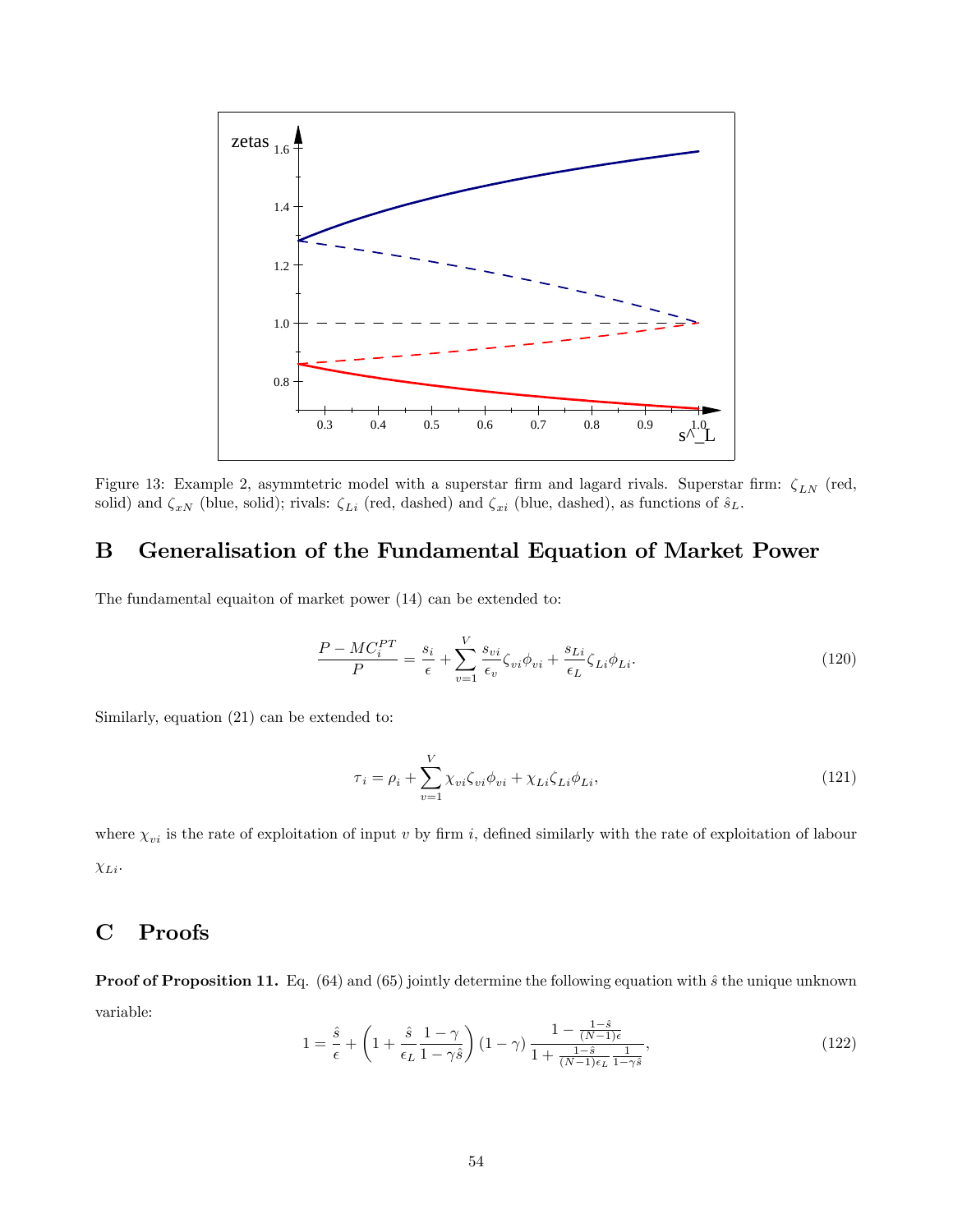Figure 13: Example 2, asymmtetric model with a superstar firm and lagard rivals. Superstar firm: $\zeta_{LN}$ (red, solid) and $\zeta_{xN}$ (blue, solid); rivals: $\zeta_{Li}$ (red, dashed) and $\zeta_{xi}$ (blue, dashed), as functions of $\hat{s}_L$.

## B Generalisation of the Fundamental Equation of Market Power

The fundamental equaiton of market power (14) can be extended to:

$$\frac{P - MC_i^{PT}}{P} = \frac{s_i}{\epsilon} + \sum_{v=1}^{V} \frac{s_{vi}}{\epsilon_v} \zeta_{vi} \phi_{vi} + \frac{s_{Li}}{\epsilon_L} \zeta_{Li} \phi_{Li}. \tag{120}$$

Similarly, equation (21) can be extended to:

$$\tau_i = \rho_i + \sum_{v=1}^{V} \chi_{vi} \zeta_{vi} \phi_{vi} + \chi_{Li} \zeta_{Li} \phi_{Li}, \tag{121}$$

where $\chi_{vi}$ is the rate of exploitation of input $v$ by firm $i$, defined similarly with the rate of exploitation of labour $\chi_{Li}$.

## C Proofs

**Proof of Proposition 11.** Eq. (64) and (65) jointly determine the following equation with $\hat{s}$ the unique unknown variable:

$$1 = \frac{\hat{s}}{\epsilon} + \left(1 + \frac{\hat{s}}{\epsilon_L} \frac{1-\gamma}{1-\gamma\hat{s}}\right)(1-\gamma) \frac{1 - \frac{1-\hat{s}}{(N-1)\epsilon}}{1 + \frac{1-\hat{s}}{(N-1)\epsilon_L} \frac{1}{1-\gamma\hat{s}}}, \tag{122}$$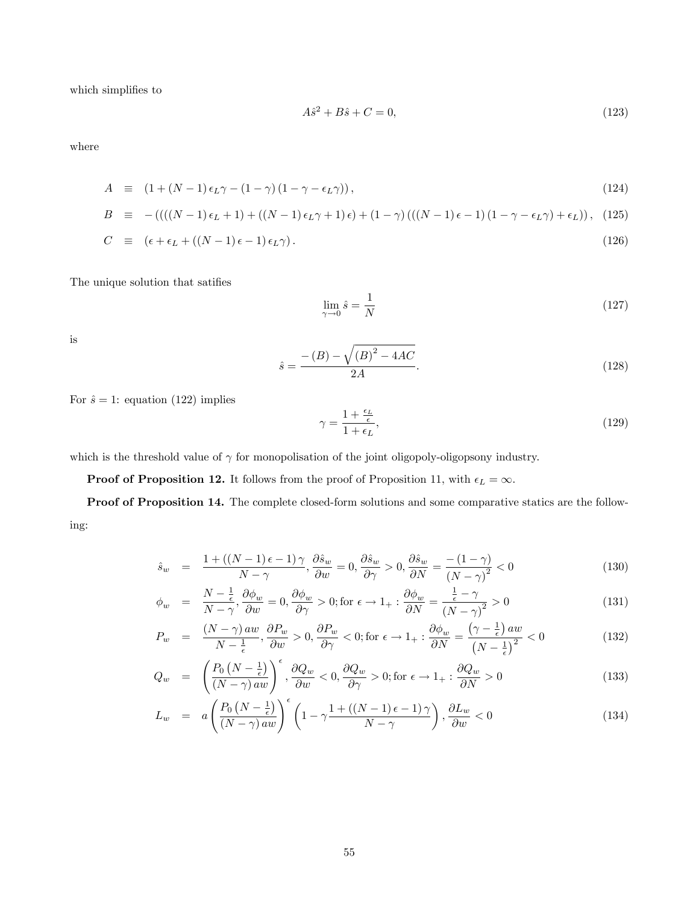which simplifies to

$$A\hat{s}^2 + B\hat{s} + C = 0, \tag{123}$$

where

$$A \equiv (1 + (N-1)\epsilon_L\gamma - (1-\gamma)(1-\gamma-\epsilon_L\gamma)), \tag{124}$$

$$B \equiv -((((N-1)\epsilon_L + 1) + ((N-1)\epsilon_L\gamma + 1)\epsilon) + (1-\gamma)(((N-1)\epsilon - 1)(1-\gamma-\epsilon_L\gamma) + \epsilon_L)), \tag{125}$$

$$C \equiv (\epsilon + \epsilon_L + ((N-1)\epsilon - 1)\epsilon_L\gamma). \tag{126}$$

The unique solution that satifies

$$\lim_{\gamma\to 0}\hat{s} = \frac{1}{N} \tag{127}$$

is

$$\hat{s} = \frac{-(B) - \sqrt{(B)^2 - 4AC}}{2A}. \tag{128}$$

For $\hat{s} = 1$: equation (122) implies

$$\gamma = \frac{1 + \frac{\epsilon_L}{\epsilon}}{1 + \epsilon_L}, \tag{129}$$

which is the threshold value of $\gamma$ for monopolisation of the joint oligopoly-oligopsony industry.

**Proof of Proposition 12.** It follows from the proof of Proposition 11, with $\epsilon_L = \infty$.

**Proof of Proposition 14.** The complete closed-form solutions and some comparative statics are the following:

$$\hat{s}_w = \frac{1 + ((N-1)\epsilon - 1)\gamma}{N-\gamma}, \frac{\partial\hat{s}_w}{\partial w} = 0, \frac{\partial\hat{s}_w}{\partial\gamma} > 0, \frac{\partial\hat{s}_w}{\partial N} = \frac{-(1-\gamma)}{(N-\gamma)^2} < 0 \tag{130}$$

$$\phi_w = \frac{N - \frac{1}{\epsilon}}{N-\gamma}, \frac{\partial\phi_w}{\partial w} = 0, \frac{\partial\phi_w}{\partial\gamma} > 0; \text{for } \epsilon \to 1_+ : \frac{\partial\phi_w}{\partial N} = \frac{\frac{1}{\epsilon} - \gamma}{(N-\gamma)^2} > 0 \tag{131}$$

$$P_w = \frac{(N-\gamma)aw}{N - \frac{1}{\epsilon}}, \frac{\partial P_w}{\partial w} > 0, \frac{\partial P_w}{\partial\gamma} < 0; \text{for } \epsilon \to 1_+ : \frac{\partial\phi_w}{\partial N} = \frac{\left(\gamma - \frac{1}{\epsilon}\right)aw}{\left(N - \frac{1}{\epsilon}\right)^2} < 0 \tag{132}$$

$$Q_w = \left(\frac{P_0\left(N - \frac{1}{\epsilon}\right)}{(N-\gamma)aw}\right)^{\epsilon}, \frac{\partial Q_w}{\partial w} < 0, \frac{\partial Q_w}{\partial\gamma} > 0; \text{for } \epsilon \to 1_+ : \frac{\partial Q_w}{\partial N} > 0 \tag{133}$$

$$L_w = a\left(\frac{P_0\left(N - \frac{1}{\epsilon}\right)}{(N-\gamma)aw}\right)^{\epsilon}\left(1 - \gamma\frac{1 + ((N-1)\epsilon - 1)\gamma}{N-\gamma}\right), \frac{\partial L_w}{\partial w} < 0 \tag{134}$$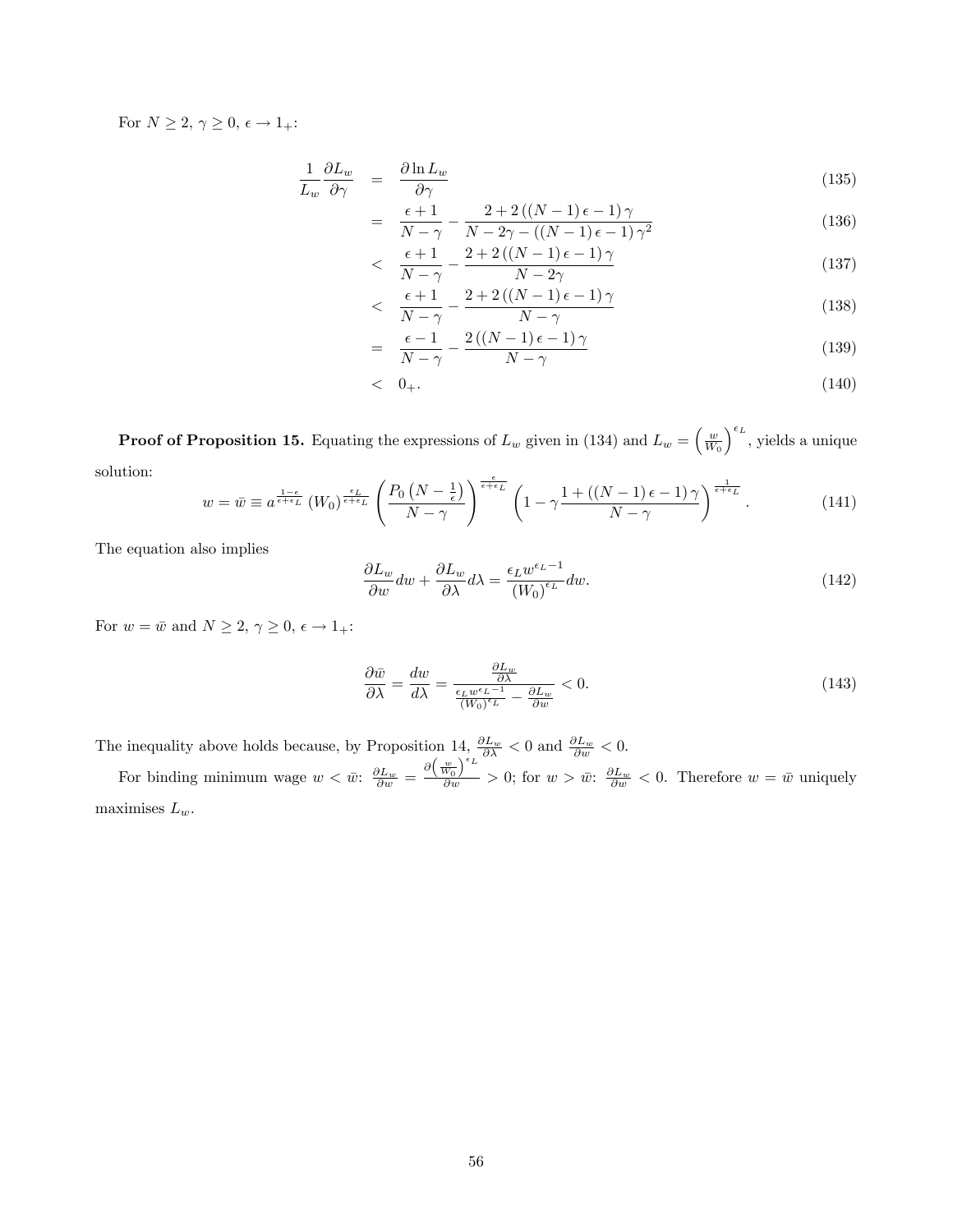For $N \geq 2$, $\gamma \geq 0$, $\epsilon \to 1_+$:

$$
\begin{aligned}
\frac{1}{L_w}\frac{\partial L_w}{\partial \gamma} &= \frac{\partial \ln L_w}{\partial \gamma} && (135)\\
&= \frac{\epsilon+1}{N-\gamma} - \frac{2+2\left((N-1)\epsilon-1\right)\gamma}{N-2\gamma-\left((N-1)\epsilon-1\right)\gamma^2} && (136)\\
&< \frac{\epsilon+1}{N-\gamma} - \frac{2+2\left((N-1)\epsilon-1\right)\gamma}{N-2\gamma} && (137)\\
&< \frac{\epsilon+1}{N-\gamma} - \frac{2+2\left((N-1)\epsilon-1\right)\gamma}{N-\gamma} && (138)\\
&= \frac{\epsilon-1}{N-\gamma} - \frac{2\left((N-1)\epsilon-1\right)\gamma}{N-\gamma} && (139)\\
&< 0_+. && (140)
\end{aligned}
$$

**Proof of Proposition 15.** Equating the expressions of $L_w$ given in (134) and $L_w = \left(\frac{w}{W_0}\right)^{\epsilon_L}$, yields a unique solution:

$$
w = \bar{w} \equiv a^{\frac{1-\epsilon}{\epsilon+\epsilon_L}} \left(W_0\right)^{\frac{\epsilon_L}{\epsilon+\epsilon_L}} \left(\frac{P_0\left(N-\frac{1}{\epsilon}\right)}{N-\gamma}\right)^{\frac{\epsilon}{\epsilon+\epsilon_L}} \left(1-\gamma\frac{1+\left((N-1)\epsilon-1\right)\gamma}{N-\gamma}\right)^{\frac{1}{\epsilon+\epsilon_L}}. \tag{141}
$$

The equation also implies

$$
\frac{\partial L_w}{\partial w}dw + \frac{\partial L_w}{\partial \lambda}d\lambda = \frac{\epsilon_L w^{\epsilon_L-1}}{\left(W_0\right)^{\epsilon_L}}dw. \tag{142}
$$

For $w = \bar{w}$ and $N \geq 2$, $\gamma \geq 0$, $\epsilon \to 1_+$:

$$
\frac{\partial \bar{w}}{\partial \lambda} = \frac{dw}{d\lambda} = \frac{\frac{\partial L_w}{\partial \lambda}}{\frac{\epsilon_L w^{\epsilon_L-1}}{\left(W_0\right)^{\epsilon_L}} - \frac{\partial L_w}{\partial w}} < 0. \tag{143}
$$

The inequality above holds because, by Proposition 14, $\frac{\partial L_w}{\partial \lambda} < 0$ and $\frac{\partial L_w}{\partial w} < 0$.

For binding minimum wage $w < \bar{w}$: $\frac{\partial L_w}{\partial w} = \frac{\partial\left(\frac{w}{W_0}\right)^{\epsilon_L}}{\partial w} > 0$; for $w > \bar{w}$: $\frac{\partial L_w}{\partial w} < 0$. Therefore $w = \bar{w}$ uniquely maximises $L_w$.